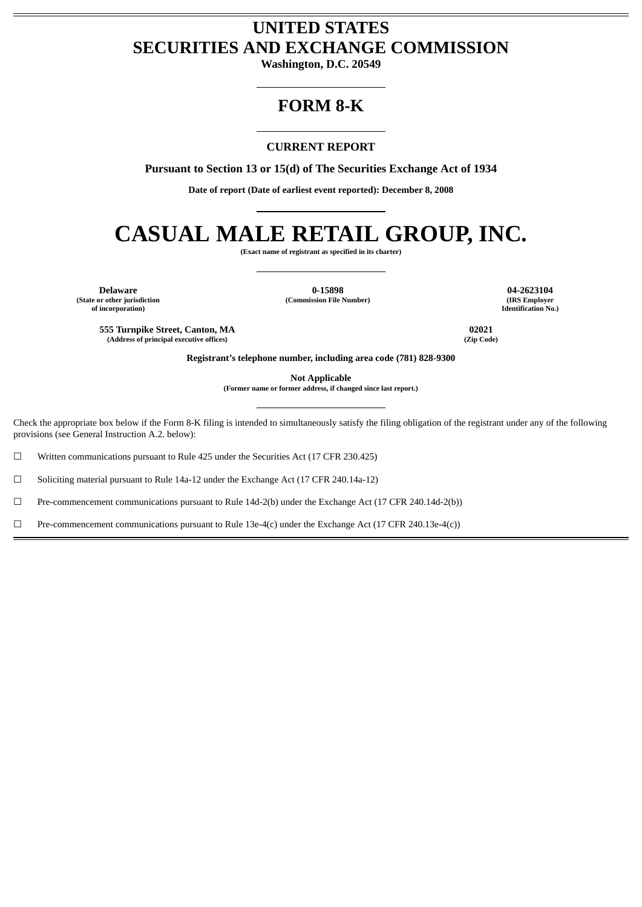# UNITED STATES
# SECURITIES AND EXCHANGE COMMISSION

**Washington, D.C. 20549**

---

# FORM 8-K

---

**CURRENT REPORT**

**Pursuant to Section 13 or 15(d) of The Securities Exchange Act of 1934**

**Date of report (Date of earliest event reported): December 8, 2008**

---

# CASUAL MALE RETAIL GROUP, INC.

**(Exact name of registrant as specified in its charter)**

---

| **Delaware** | **0-15898** | **04-2623104** |
|---|---|---|
| **(State or other jurisdiction of incorporation)** | **(Commission File Number)** | **(IRS Employer Identification No.)** |

| **555 Turnpike Street, Canton, MA** | **02021** |
|---|---|
| **(Address of principal executive offices)** | **(Zip Code)** |

**Registrant's telephone number, including area code (781) 828-9300**

**Not Applicable**

**(Former name or former address, if changed since last report.)**

---

Check the appropriate box below if the Form 8-K filing is intended to simultaneously satisfy the filing obligation of the registrant under any of the following provisions (see General Instruction A.2. below):

☐ Written communications pursuant to Rule 425 under the Securities Act (17 CFR 230.425)

☐ Soliciting material pursuant to Rule 14a-12 under the Exchange Act (17 CFR 240.14a-12)

☐ Pre-commencement communications pursuant to Rule 14d-2(b) under the Exchange Act (17 CFR 240.14d-2(b))

☐ Pre-commencement communications pursuant to Rule 13e-4(c) under the Exchange Act (17 CFR 240.13e-4(c))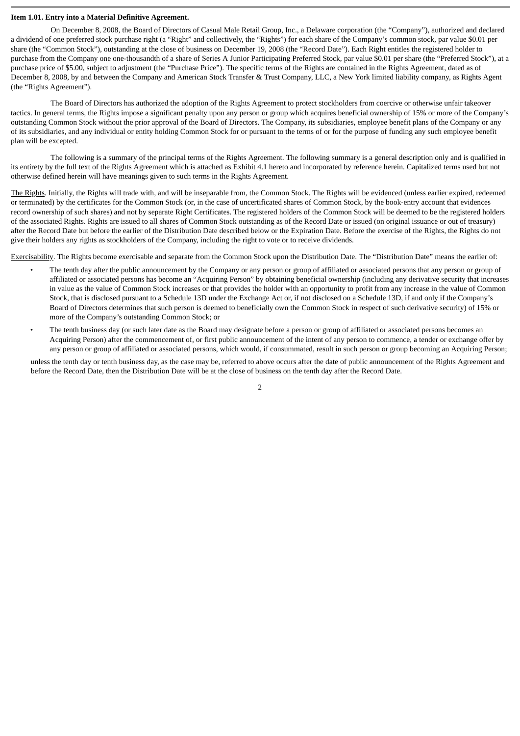**Item 1.01. Entry into a Material Definitive Agreement.**

On December 8, 2008, the Board of Directors of Casual Male Retail Group, Inc., a Delaware corporation (the "Company"), authorized and declared a dividend of one preferred stock purchase right (a "Right" and collectively, the "Rights") for each share of the Company's common stock, par value $0.01 per share (the "Common Stock"), outstanding at the close of business on December 19, 2008 (the "Record Date"). Each Right entitles the registered holder to purchase from the Company one one-thousandth of a share of Series A Junior Participating Preferred Stock, par value $0.01 per share (the "Preferred Stock"), at a purchase price of $5.00, subject to adjustment (the "Purchase Price"). The specific terms of the Rights are contained in the Rights Agreement, dated as of December 8, 2008, by and between the Company and American Stock Transfer & Trust Company, LLC, a New York limited liability company, as Rights Agent (the "Rights Agreement").

The Board of Directors has authorized the adoption of the Rights Agreement to protect stockholders from coercive or otherwise unfair takeover tactics. In general terms, the Rights impose a significant penalty upon any person or group which acquires beneficial ownership of 15% or more of the Company's outstanding Common Stock without the prior approval of the Board of Directors. The Company, its subsidiaries, employee benefit plans of the Company or any of its subsidiaries, and any individual or entity holding Common Stock for or pursuant to the terms of or for the purpose of funding any such employee benefit plan will be excepted.

The following is a summary of the principal terms of the Rights Agreement. The following summary is a general description only and is qualified in its entirety by the full text of the Rights Agreement which is attached as Exhibit 4.1 hereto and incorporated by reference herein. Capitalized terms used but not otherwise defined herein will have meanings given to such terms in the Rights Agreement.

The Rights. Initially, the Rights will trade with, and will be inseparable from, the Common Stock. The Rights will be evidenced (unless earlier expired, redeemed or terminated) by the certificates for the Common Stock (or, in the case of uncertificated shares of Common Stock, by the book-entry account that evidences record ownership of such shares) and not by separate Right Certificates. The registered holders of the Common Stock will be deemed to be the registered holders of the associated Rights. Rights are issued to all shares of Common Stock outstanding as of the Record Date or issued (on original issuance or out of treasury) after the Record Date but before the earlier of the Distribution Date described below or the Expiration Date. Before the exercise of the Rights, the Rights do not give their holders any rights as stockholders of the Company, including the right to vote or to receive dividends.

Exercisability. The Rights become exercisable and separate from the Common Stock upon the Distribution Date. The "Distribution Date" means the earlier of:

- The tenth day after the public announcement by the Company or any person or group of affiliated or associated persons that any person or group of affiliated or associated persons has become an "Acquiring Person" by obtaining beneficial ownership (including any derivative security that increases in value as the value of Common Stock increases or that provides the holder with an opportunity to profit from any increase in the value of Common Stock, that is disclosed pursuant to a Schedule 13D under the Exchange Act or, if not disclosed on a Schedule 13D, if and only if the Company's Board of Directors determines that such person is deemed to beneficially own the Common Stock in respect of such derivative security) of 15% or more of the Company's outstanding Common Stock; or
- The tenth business day (or such later date as the Board may designate before a person or group of affiliated or associated persons becomes an Acquiring Person) after the commencement of, or first public announcement of the intent of any person to commence, a tender or exchange offer by any person or group of affiliated or associated persons, which would, if consummated, result in such person or group becoming an Acquiring Person;

unless the tenth day or tenth business day, as the case may be, referred to above occurs after the date of public announcement of the Rights Agreement and before the Record Date, then the Distribution Date will be at the close of business on the tenth day after the Record Date.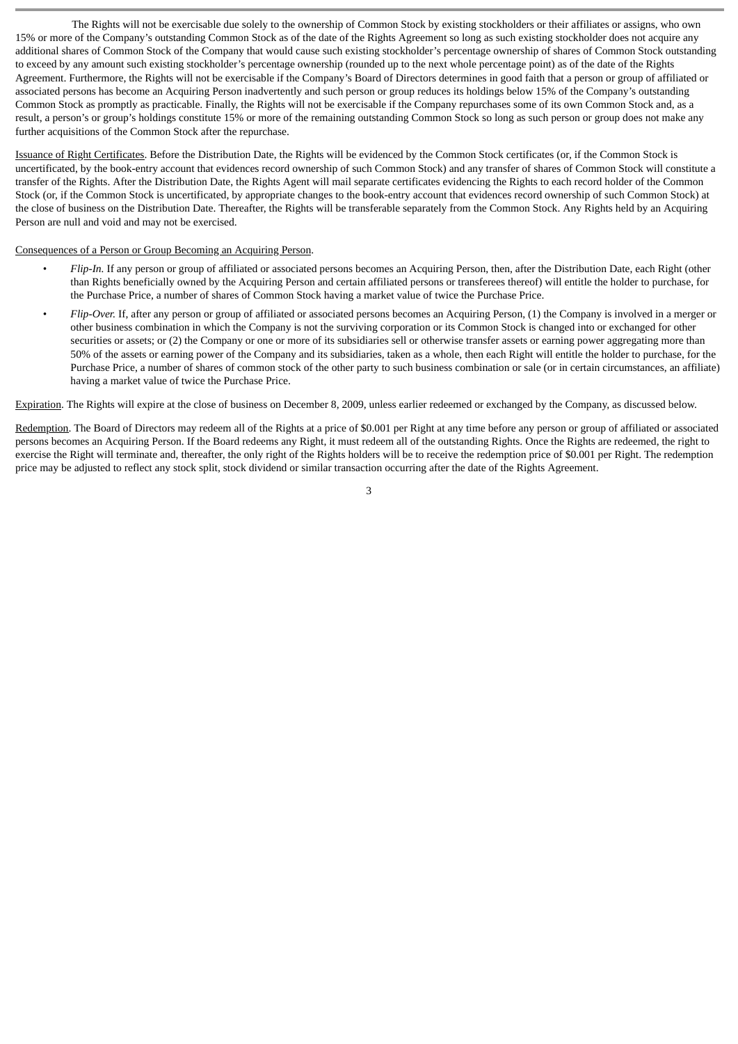The Rights will not be exercisable due solely to the ownership of Common Stock by existing stockholders or their affiliates or assigns, who own 15% or more of the Company's outstanding Common Stock as of the date of the Rights Agreement so long as such existing stockholder does not acquire any additional shares of Common Stock of the Company that would cause such existing stockholder's percentage ownership of shares of Common Stock outstanding to exceed by any amount such existing stockholder's percentage ownership (rounded up to the next whole percentage point) as of the date of the Rights Agreement. Furthermore, the Rights will not be exercisable if the Company's Board of Directors determines in good faith that a person or group of affiliated or associated persons has become an Acquiring Person inadvertently and such person or group reduces its holdings below 15% of the Company's outstanding Common Stock as promptly as practicable. Finally, the Rights will not be exercisable if the Company repurchases some of its own Common Stock and, as a result, a person's or group's holdings constitute 15% or more of the remaining outstanding Common Stock so long as such person or group does not make any further acquisitions of the Common Stock after the repurchase.

Issuance of Right Certificates. Before the Distribution Date, the Rights will be evidenced by the Common Stock certificates (or, if the Common Stock is uncertificated, by the book-entry account that evidences record ownership of such Common Stock) and any transfer of shares of Common Stock will constitute a transfer of the Rights. After the Distribution Date, the Rights Agent will mail separate certificates evidencing the Rights to each record holder of the Common Stock (or, if the Common Stock is uncertificated, by appropriate changes to the book-entry account that evidences record ownership of such Common Stock) at the close of business on the Distribution Date. Thereafter, the Rights will be transferable separately from the Common Stock. Any Rights held by an Acquiring Person are null and void and may not be exercised.

Consequences of a Person or Group Becoming an Acquiring Person.

- *Flip-In.* If any person or group of affiliated or associated persons becomes an Acquiring Person, then, after the Distribution Date, each Right (other than Rights beneficially owned by the Acquiring Person and certain affiliated persons or transferees thereof) will entitle the holder to purchase, for the Purchase Price, a number of shares of Common Stock having a market value of twice the Purchase Price.
- *Flip-Over.* If, after any person or group of affiliated or associated persons becomes an Acquiring Person, (1) the Company is involved in a merger or other business combination in which the Company is not the surviving corporation or its Common Stock is changed into or exchanged for other securities or assets; or (2) the Company or one or more of its subsidiaries sell or otherwise transfer assets or earning power aggregating more than 50% of the assets or earning power of the Company and its subsidiaries, taken as a whole, then each Right will entitle the holder to purchase, for the Purchase Price, a number of shares of common stock of the other party to such business combination or sale (or in certain circumstances, an affiliate) having a market value of twice the Purchase Price.

Expiration. The Rights will expire at the close of business on December 8, 2009, unless earlier redeemed or exchanged by the Company, as discussed below.

Redemption. The Board of Directors may redeem all of the Rights at a price of $0.001 per Right at any time before any person or group of affiliated or associated persons becomes an Acquiring Person. If the Board redeems any Right, it must redeem all of the outstanding Rights. Once the Rights are redeemed, the right to exercise the Right will terminate and, thereafter, the only right of the Rights holders will be to receive the redemption price of $0.001 per Right. The redemption price may be adjusted to reflect any stock split, stock dividend or similar transaction occurring after the date of the Rights Agreement.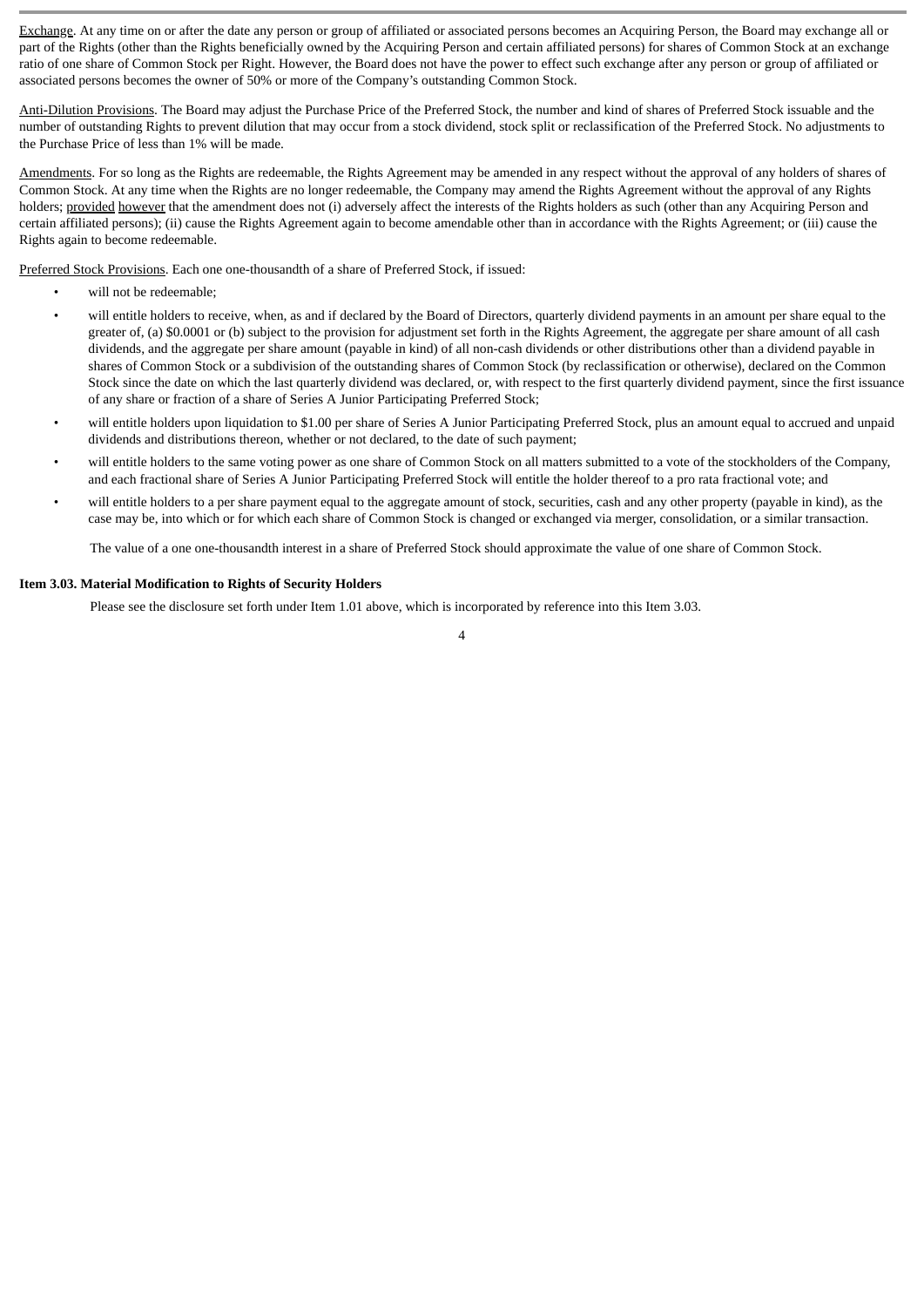Exchange. At any time on or after the date any person or group of affiliated or associated persons becomes an Acquiring Person, the Board may exchange all or part of the Rights (other than the Rights beneficially owned by the Acquiring Person and certain affiliated persons) for shares of Common Stock at an exchange ratio of one share of Common Stock per Right. However, the Board does not have the power to effect such exchange after any person or group of affiliated or associated persons becomes the owner of 50% or more of the Company's outstanding Common Stock.

Anti-Dilution Provisions. The Board may adjust the Purchase Price of the Preferred Stock, the number and kind of shares of Preferred Stock issuable and the number of outstanding Rights to prevent dilution that may occur from a stock dividend, stock split or reclassification of the Preferred Stock. No adjustments to the Purchase Price of less than 1% will be made.

Amendments. For so long as the Rights are redeemable, the Rights Agreement may be amended in any respect without the approval of any holders of shares of Common Stock. At any time when the Rights are no longer redeemable, the Company may amend the Rights Agreement without the approval of any Rights holders; provided however that the amendment does not (i) adversely affect the interests of the Rights holders as such (other than any Acquiring Person and certain affiliated persons); (ii) cause the Rights Agreement again to become amendable other than in accordance with the Rights Agreement; or (iii) cause the Rights again to become redeemable.

Preferred Stock Provisions. Each one one-thousandth of a share of Preferred Stock, if issued:

- will not be redeemable;
- will entitle holders to receive, when, as and if declared by the Board of Directors, quarterly dividend payments in an amount per share equal to the greater of, (a) $0.0001 or (b) subject to the provision for adjustment set forth in the Rights Agreement, the aggregate per share amount of all cash dividends, and the aggregate per share amount (payable in kind) of all non-cash dividends or other distributions other than a dividend payable in shares of Common Stock or a subdivision of the outstanding shares of Common Stock (by reclassification or otherwise), declared on the Common Stock since the date on which the last quarterly dividend was declared, or, with respect to the first quarterly dividend payment, since the first issuance of any share or fraction of a share of Series A Junior Participating Preferred Stock;
- will entitle holders upon liquidation to $1.00 per share of Series A Junior Participating Preferred Stock, plus an amount equal to accrued and unpaid dividends and distributions thereon, whether or not declared, to the date of such payment;
- will entitle holders to the same voting power as one share of Common Stock on all matters submitted to a vote of the stockholders of the Company, and each fractional share of Series A Junior Participating Preferred Stock will entitle the holder thereof to a pro rata fractional vote; and
- will entitle holders to a per share payment equal to the aggregate amount of stock, securities, cash and any other property (payable in kind), as the case may be, into which or for which each share of Common Stock is changed or exchanged via merger, consolidation, or a similar transaction.

The value of a one one-thousandth interest in a share of Preferred Stock should approximate the value of one share of Common Stock.

**Item 3.03. Material Modification to Rights of Security Holders**

Please see the disclosure set forth under Item 1.01 above, which is incorporated by reference into this Item 3.03.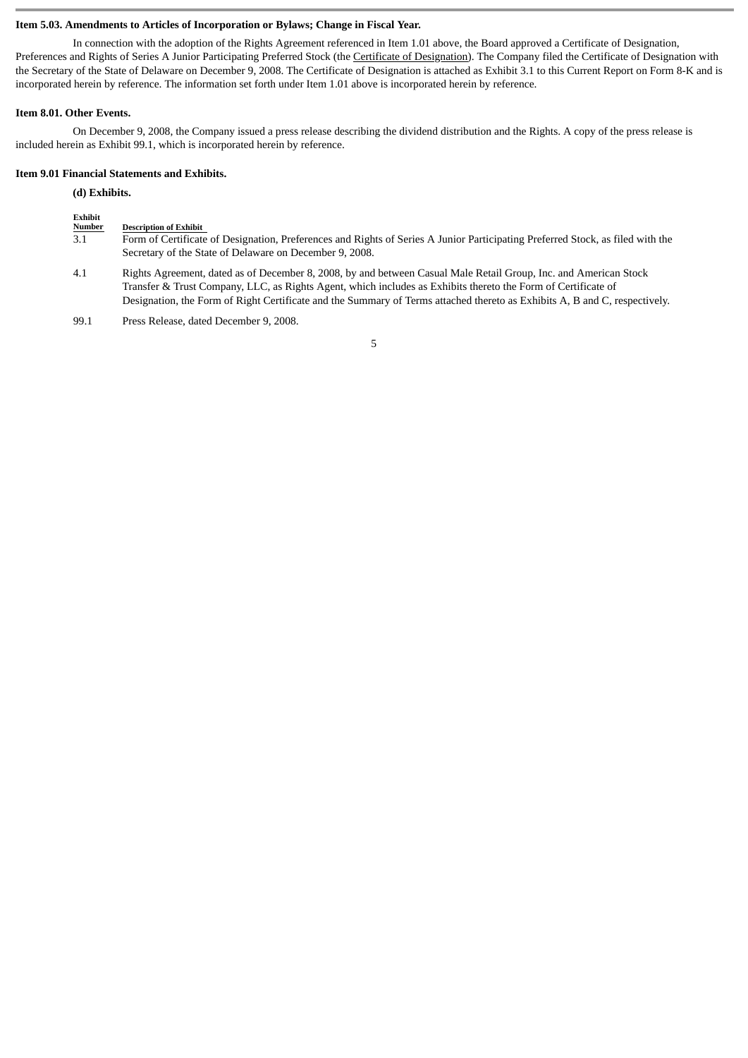**Item 5.03. Amendments to Articles of Incorporation or Bylaws; Change in Fiscal Year.**

In connection with the adoption of the Rights Agreement referenced in Item 1.01 above, the Board approved a Certificate of Designation, Preferences and Rights of Series A Junior Participating Preferred Stock (the Certificate of Designation). The Company filed the Certificate of Designation with the Secretary of the State of Delaware on December 9, 2008. The Certificate of Designation is attached as Exhibit 3.1 to this Current Report on Form 8-K and is incorporated herein by reference. The information set forth under Item 1.01 above is incorporated herein by reference.

**Item 8.01. Other Events.**

On December 9, 2008, the Company issued a press release describing the dividend distribution and the Rights. A copy of the press release is included herein as Exhibit 99.1, which is incorporated herein by reference.

**Item 9.01 Financial Statements and Exhibits.**

**(d) Exhibits.**

| Exhibit Number | Description of Exhibit |
|---|---|
| 3.1 | Form of Certificate of Designation, Preferences and Rights of Series A Junior Participating Preferred Stock, as filed with the Secretary of the State of Delaware on December 9, 2008. |
| 4.1 | Rights Agreement, dated as of December 8, 2008, by and between Casual Male Retail Group, Inc. and American Stock Transfer & Trust Company, LLC, as Rights Agent, which includes as Exhibits thereto the Form of Certificate of Designation, the Form of Right Certificate and the Summary of Terms attached thereto as Exhibits A, B and C, respectively. |
| 99.1 | Press Release, dated December 9, 2008. |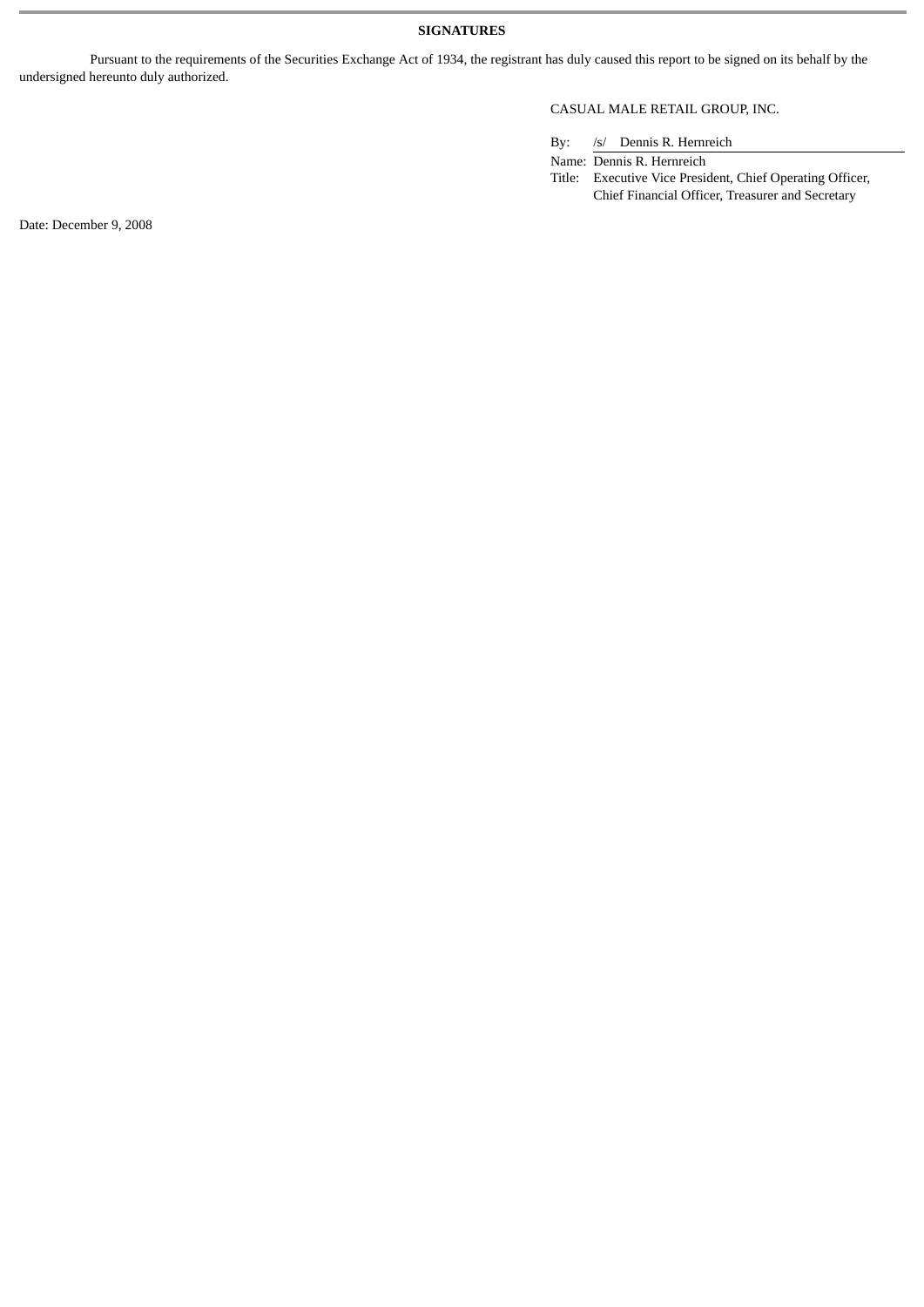**SIGNATURES**

Pursuant to the requirements of the Securities Exchange Act of 1934, the registrant has duly caused this report to be signed on its behalf by the undersigned hereunto duly authorized.

CASUAL MALE RETAIL GROUP, INC.

By: /s/ Dennis R. Hernreich

Name: Dennis R. Hernreich

Title: Executive Vice President, Chief Operating Officer, Chief Financial Officer, Treasurer and Secretary

Date: December 9, 2008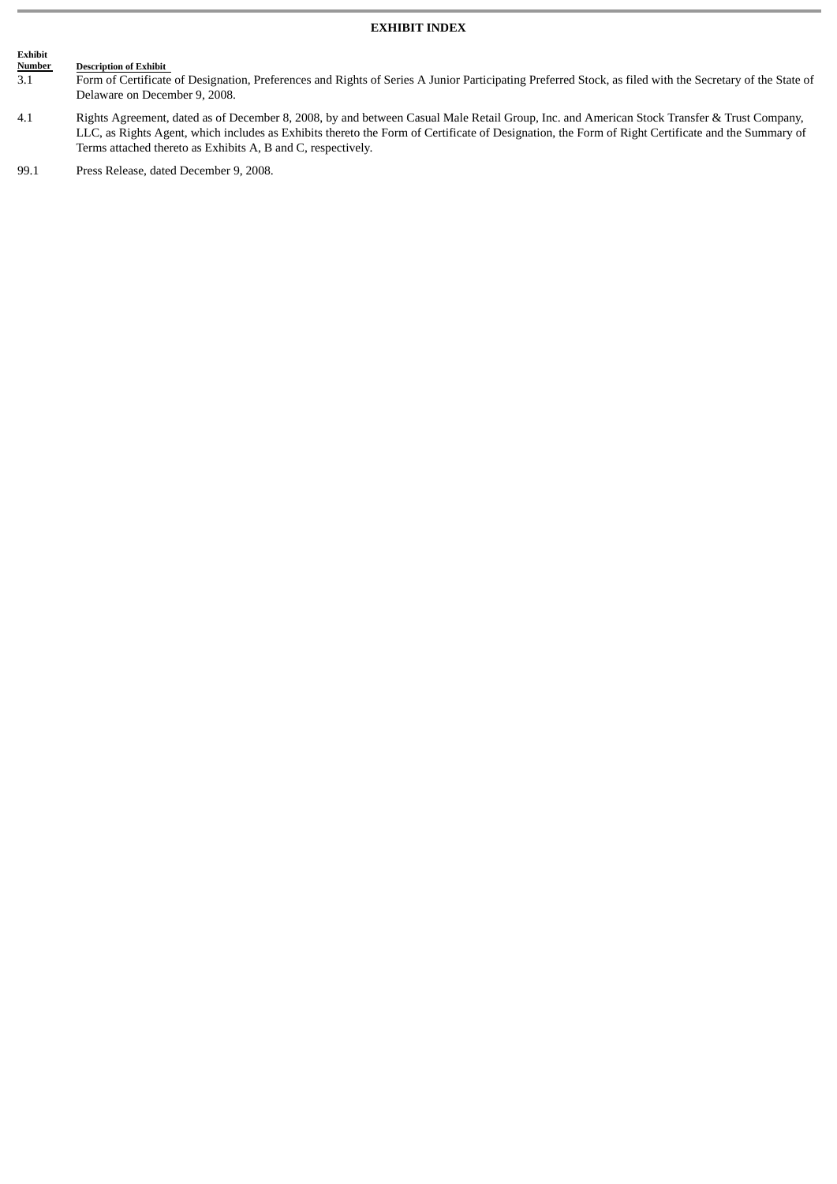## EXHIBIT INDEX

| Exhibit Number | Description of Exhibit |
|---|---|
| 3.1 | Form of Certificate of Designation, Preferences and Rights of Series A Junior Participating Preferred Stock, as filed with the Secretary of the State of Delaware on December 9, 2008. |
| 4.1 | Rights Agreement, dated as of December 8, 2008, by and between Casual Male Retail Group, Inc. and American Stock Transfer & Trust Company, LLC, as Rights Agent, which includes as Exhibits thereto the Form of Certificate of Designation, the Form of Right Certificate and the Summary of Terms attached thereto as Exhibits A, B and C, respectively. |
| 99.1 | Press Release, dated December 9, 2008. |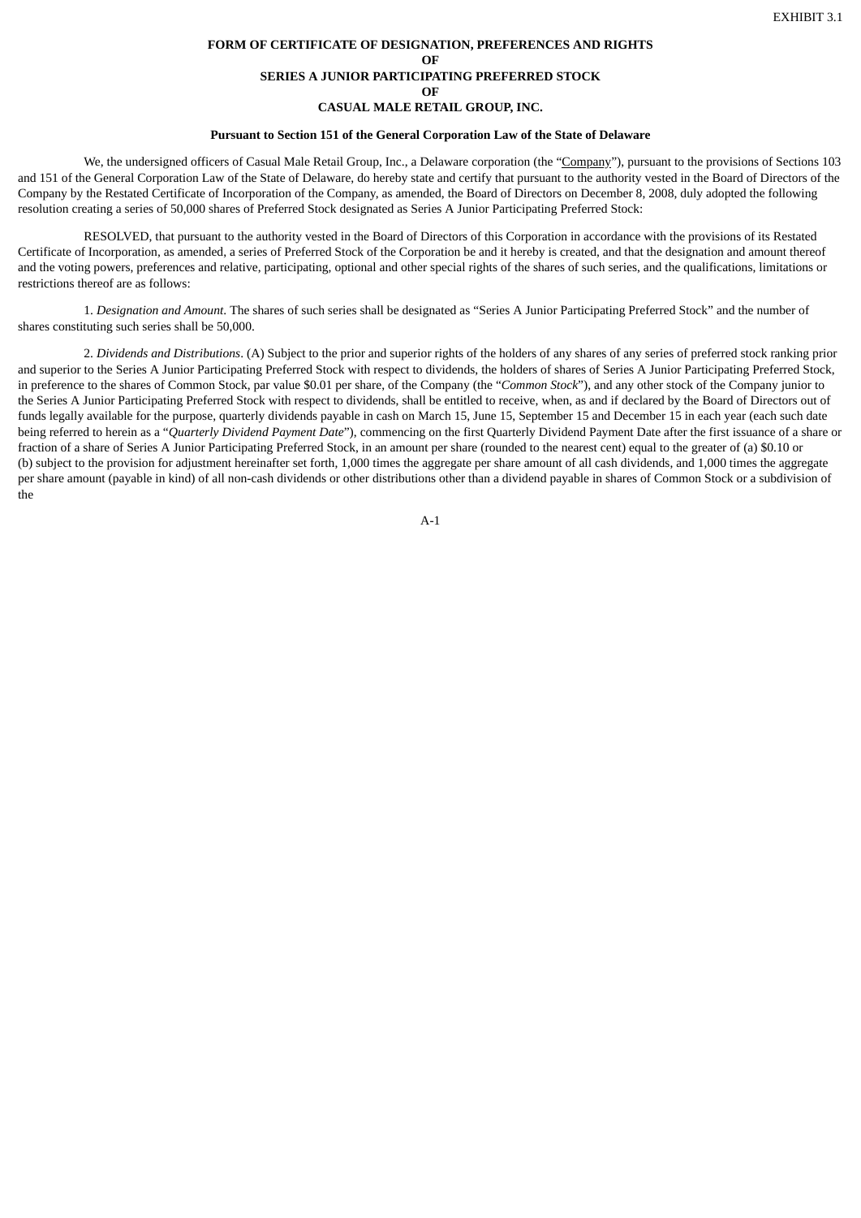EXHIBIT 3.1

**FORM OF CERTIFICATE OF DESIGNATION, PREFERENCES AND RIGHTS**
**OF**
**SERIES A JUNIOR PARTICIPATING PREFERRED STOCK**
**OF**
**CASUAL MALE RETAIL GROUP, INC.**

**Pursuant to Section 151 of the General Corporation Law of the State of Delaware**

We, the undersigned officers of Casual Male Retail Group, Inc., a Delaware corporation (the "Company"), pursuant to the provisions of Sections 103 and 151 of the General Corporation Law of the State of Delaware, do hereby state and certify that pursuant to the authority vested in the Board of Directors of the Company by the Restated Certificate of Incorporation of the Company, as amended, the Board of Directors on December 8, 2008, duly adopted the following resolution creating a series of 50,000 shares of Preferred Stock designated as Series A Junior Participating Preferred Stock:

RESOLVED, that pursuant to the authority vested in the Board of Directors of this Corporation in accordance with the provisions of its Restated Certificate of Incorporation, as amended, a series of Preferred Stock of the Corporation be and it hereby is created, and that the designation and amount thereof and the voting powers, preferences and relative, participating, optional and other special rights of the shares of such series, and the qualifications, limitations or restrictions thereof are as follows:

1. *Designation and Amount*. The shares of such series shall be designated as "Series A Junior Participating Preferred Stock" and the number of shares constituting such series shall be 50,000.

2. *Dividends and Distributions*. (A) Subject to the prior and superior rights of the holders of any shares of any series of preferred stock ranking prior and superior to the Series A Junior Participating Preferred Stock with respect to dividends, the holders of shares of Series A Junior Participating Preferred Stock, in preference to the shares of Common Stock, par value $0.01 per share, of the Company (the "*Common Stock*"), and any other stock of the Company junior to the Series A Junior Participating Preferred Stock with respect to dividends, shall be entitled to receive, when, as and if declared by the Board of Directors out of funds legally available for the purpose, quarterly dividends payable in cash on March 15, June 15, September 15 and December 15 in each year (each such date being referred to herein as a "*Quarterly Dividend Payment Date*"), commencing on the first Quarterly Dividend Payment Date after the first issuance of a share or fraction of a share of Series A Junior Participating Preferred Stock, in an amount per share (rounded to the nearest cent) equal to the greater of (a) $0.10 or (b) subject to the provision for adjustment hereinafter set forth, 1,000 times the aggregate per share amount of all cash dividends, and 1,000 times the aggregate per share amount (payable in kind) of all non-cash dividends or other distributions other than a dividend payable in shares of Common Stock or a subdivision of the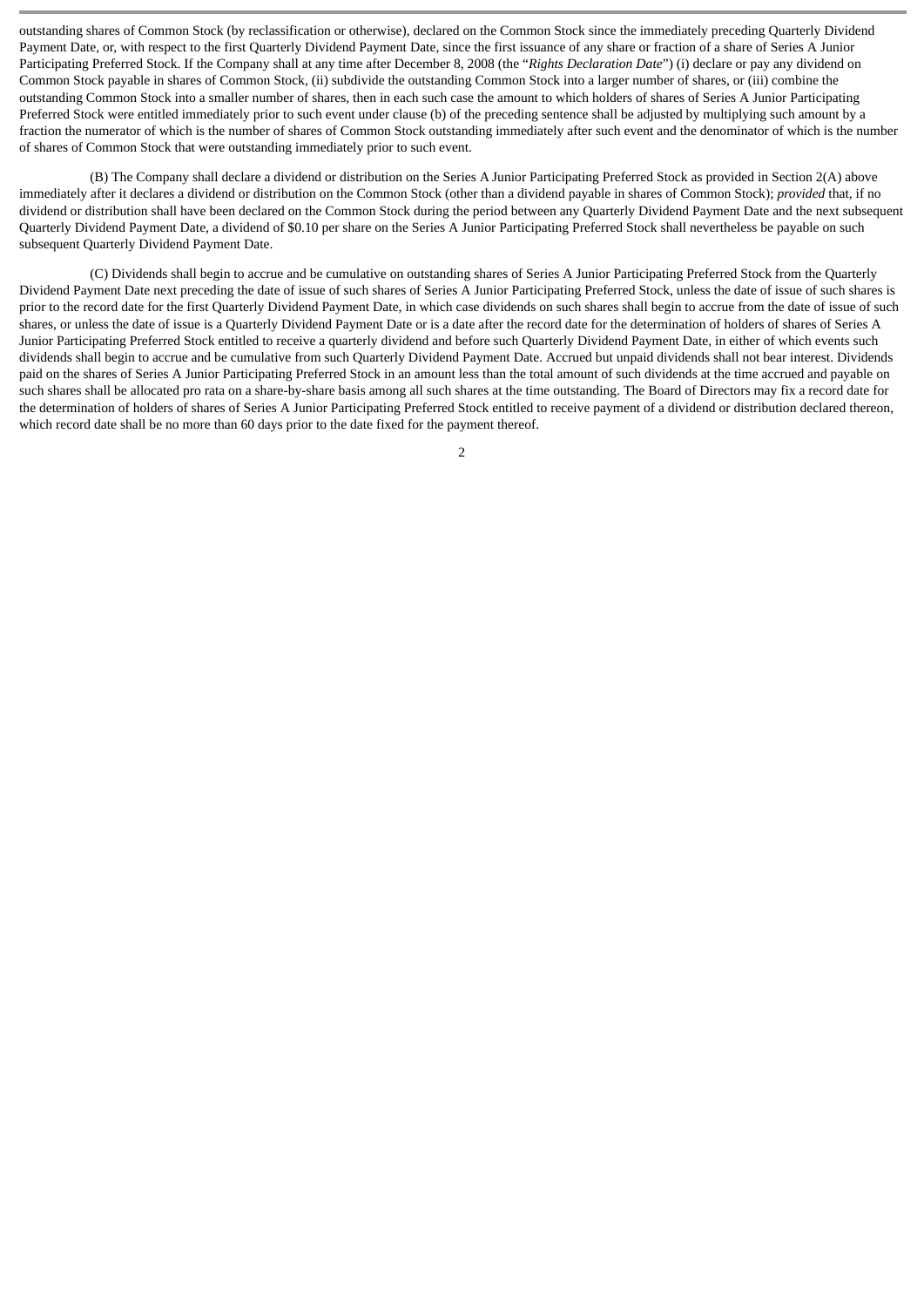outstanding shares of Common Stock (by reclassification or otherwise), declared on the Common Stock since the immediately preceding Quarterly Dividend Payment Date, or, with respect to the first Quarterly Dividend Payment Date, since the first issuance of any share or fraction of a share of Series A Junior Participating Preferred Stock. If the Company shall at any time after December 8, 2008 (the "*Rights Declaration Date*") (i) declare or pay any dividend on Common Stock payable in shares of Common Stock, (ii) subdivide the outstanding Common Stock into a larger number of shares, or (iii) combine the outstanding Common Stock into a smaller number of shares, then in each such case the amount to which holders of shares of Series A Junior Participating Preferred Stock were entitled immediately prior to such event under clause (b) of the preceding sentence shall be adjusted by multiplying such amount by a fraction the numerator of which is the number of shares of Common Stock outstanding immediately after such event and the denominator of which is the number of shares of Common Stock that were outstanding immediately prior to such event.

(B) The Company shall declare a dividend or distribution on the Series A Junior Participating Preferred Stock as provided in Section 2(A) above immediately after it declares a dividend or distribution on the Common Stock (other than a dividend payable in shares of Common Stock); *provided* that, if no dividend or distribution shall have been declared on the Common Stock during the period between any Quarterly Dividend Payment Date and the next subsequent Quarterly Dividend Payment Date, a dividend of $0.10 per share on the Series A Junior Participating Preferred Stock shall nevertheless be payable on such subsequent Quarterly Dividend Payment Date.

(C) Dividends shall begin to accrue and be cumulative on outstanding shares of Series A Junior Participating Preferred Stock from the Quarterly Dividend Payment Date next preceding the date of issue of such shares of Series A Junior Participating Preferred Stock, unless the date of issue of such shares is prior to the record date for the first Quarterly Dividend Payment Date, in which case dividends on such shares shall begin to accrue from the date of issue of such shares, or unless the date of issue is a Quarterly Dividend Payment Date or is a date after the record date for the determination of holders of shares of Series A Junior Participating Preferred Stock entitled to receive a quarterly dividend and before such Quarterly Dividend Payment Date, in either of which events such dividends shall begin to accrue and be cumulative from such Quarterly Dividend Payment Date. Accrued but unpaid dividends shall not bear interest. Dividends paid on the shares of Series A Junior Participating Preferred Stock in an amount less than the total amount of such dividends at the time accrued and payable on such shares shall be allocated pro rata on a share-by-share basis among all such shares at the time outstanding. The Board of Directors may fix a record date for the determination of holders of shares of Series A Junior Participating Preferred Stock entitled to receive payment of a dividend or distribution declared thereon, which record date shall be no more than 60 days prior to the date fixed for the payment thereof.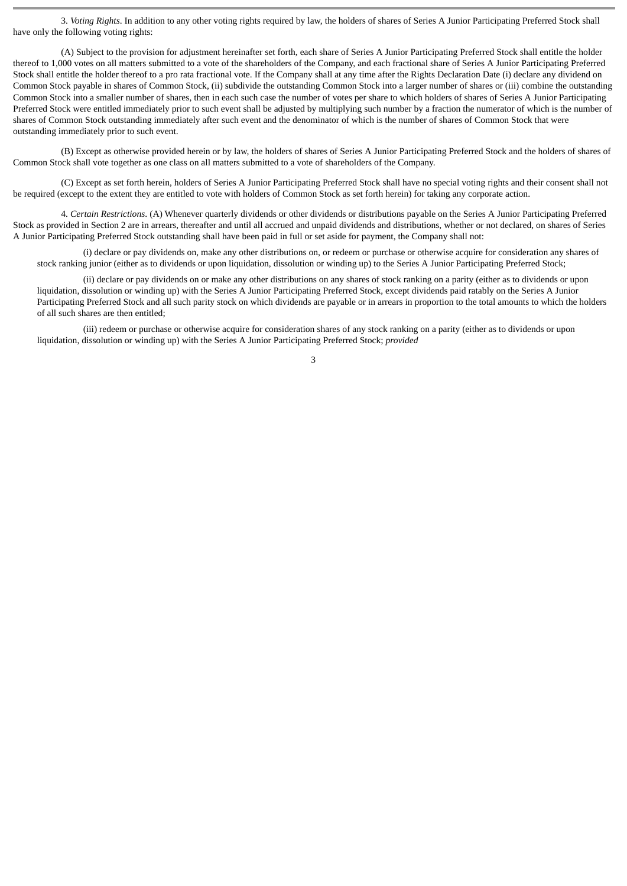3. *Voting Rights*. In addition to any other voting rights required by law, the holders of shares of Series A Junior Participating Preferred Stock shall have only the following voting rights:

(A) Subject to the provision for adjustment hereinafter set forth, each share of Series A Junior Participating Preferred Stock shall entitle the holder thereof to 1,000 votes on all matters submitted to a vote of the shareholders of the Company, and each fractional share of Series A Junior Participating Preferred Stock shall entitle the holder thereof to a pro rata fractional vote. If the Company shall at any time after the Rights Declaration Date (i) declare any dividend on Common Stock payable in shares of Common Stock, (ii) subdivide the outstanding Common Stock into a larger number of shares or (iii) combine the outstanding Common Stock into a smaller number of shares, then in each such case the number of votes per share to which holders of shares of Series A Junior Participating Preferred Stock were entitled immediately prior to such event shall be adjusted by multiplying such number by a fraction the numerator of which is the number of shares of Common Stock outstanding immediately after such event and the denominator of which is the number of shares of Common Stock that were outstanding immediately prior to such event.

(B) Except as otherwise provided herein or by law, the holders of shares of Series A Junior Participating Preferred Stock and the holders of shares of Common Stock shall vote together as one class on all matters submitted to a vote of shareholders of the Company.

(C) Except as set forth herein, holders of Series A Junior Participating Preferred Stock shall have no special voting rights and their consent shall not be required (except to the extent they are entitled to vote with holders of Common Stock as set forth herein) for taking any corporate action.

4. *Certain Restrictions*. (A) Whenever quarterly dividends or other dividends or distributions payable on the Series A Junior Participating Preferred Stock as provided in Section 2 are in arrears, thereafter and until all accrued and unpaid dividends and distributions, whether or not declared, on shares of Series A Junior Participating Preferred Stock outstanding shall have been paid in full or set aside for payment, the Company shall not:

(i) declare or pay dividends on, make any other distributions on, or redeem or purchase or otherwise acquire for consideration any shares of stock ranking junior (either as to dividends or upon liquidation, dissolution or winding up) to the Series A Junior Participating Preferred Stock;

(ii) declare or pay dividends on or make any other distributions on any shares of stock ranking on a parity (either as to dividends or upon liquidation, dissolution or winding up) with the Series A Junior Participating Preferred Stock, except dividends paid ratably on the Series A Junior Participating Preferred Stock and all such parity stock on which dividends are payable or in arrears in proportion to the total amounts to which the holders of all such shares are then entitled;

(iii) redeem or purchase or otherwise acquire for consideration shares of any stock ranking on a parity (either as to dividends or upon liquidation, dissolution or winding up) with the Series A Junior Participating Preferred Stock; *provided*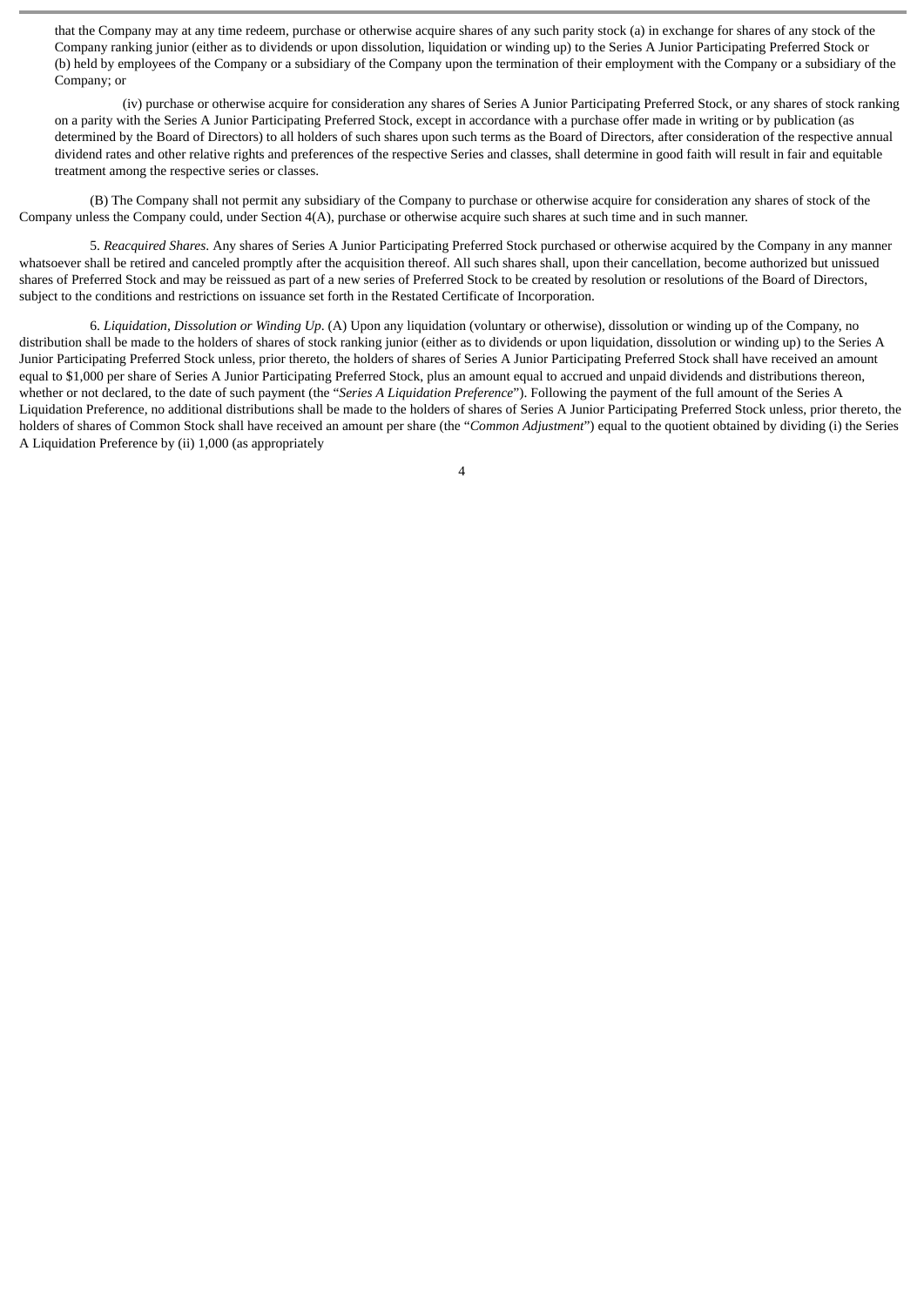that the Company may at any time redeem, purchase or otherwise acquire shares of any such parity stock (a) in exchange for shares of any stock of the Company ranking junior (either as to dividends or upon dissolution, liquidation or winding up) to the Series A Junior Participating Preferred Stock or (b) held by employees of the Company or a subsidiary of the Company upon the termination of their employment with the Company or a subsidiary of the Company; or

(iv) purchase or otherwise acquire for consideration any shares of Series A Junior Participating Preferred Stock, or any shares of stock ranking on a parity with the Series A Junior Participating Preferred Stock, except in accordance with a purchase offer made in writing or by publication (as determined by the Board of Directors) to all holders of such shares upon such terms as the Board of Directors, after consideration of the respective annual dividend rates and other relative rights and preferences of the respective Series and classes, shall determine in good faith will result in fair and equitable treatment among the respective series or classes.

(B) The Company shall not permit any subsidiary of the Company to purchase or otherwise acquire for consideration any shares of stock of the Company unless the Company could, under Section 4(A), purchase or otherwise acquire such shares at such time and in such manner.

5. *Reacquired Shares*. Any shares of Series A Junior Participating Preferred Stock purchased or otherwise acquired by the Company in any manner whatsoever shall be retired and canceled promptly after the acquisition thereof. All such shares shall, upon their cancellation, become authorized but unissued shares of Preferred Stock and may be reissued as part of a new series of Preferred Stock to be created by resolution or resolutions of the Board of Directors, subject to the conditions and restrictions on issuance set forth in the Restated Certificate of Incorporation.

6. *Liquidation, Dissolution or Winding Up*. (A) Upon any liquidation (voluntary or otherwise), dissolution or winding up of the Company, no distribution shall be made to the holders of shares of stock ranking junior (either as to dividends or upon liquidation, dissolution or winding up) to the Series A Junior Participating Preferred Stock unless, prior thereto, the holders of shares of Series A Junior Participating Preferred Stock shall have received an amount equal to $1,000 per share of Series A Junior Participating Preferred Stock, plus an amount equal to accrued and unpaid dividends and distributions thereon, whether or not declared, to the date of such payment (the "*Series A Liquidation Preference*"). Following the payment of the full amount of the Series A Liquidation Preference, no additional distributions shall be made to the holders of shares of Series A Junior Participating Preferred Stock unless, prior thereto, the holders of shares of Common Stock shall have received an amount per share (the "*Common Adjustment*") equal to the quotient obtained by dividing (i) the Series A Liquidation Preference by (ii) 1,000 (as appropriately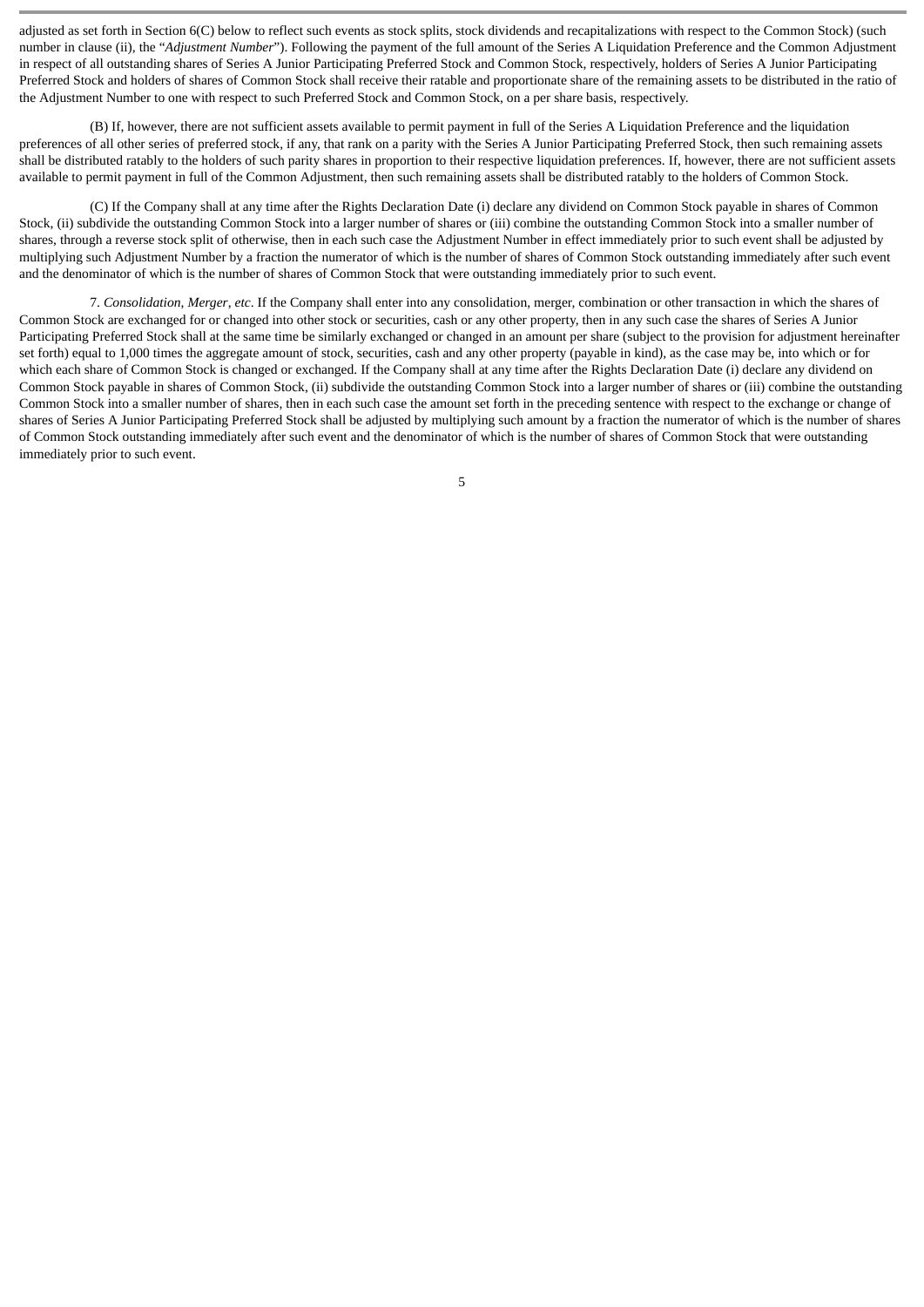adjusted as set forth in Section 6(C) below to reflect such events as stock splits, stock dividends and recapitalizations with respect to the Common Stock) (such number in clause (ii), the "*Adjustment Number*"). Following the payment of the full amount of the Series A Liquidation Preference and the Common Adjustment in respect of all outstanding shares of Series A Junior Participating Preferred Stock and Common Stock, respectively, holders of Series A Junior Participating Preferred Stock and holders of shares of Common Stock shall receive their ratable and proportionate share of the remaining assets to be distributed in the ratio of the Adjustment Number to one with respect to such Preferred Stock and Common Stock, on a per share basis, respectively.

(B) If, however, there are not sufficient assets available to permit payment in full of the Series A Liquidation Preference and the liquidation preferences of all other series of preferred stock, if any, that rank on a parity with the Series A Junior Participating Preferred Stock, then such remaining assets shall be distributed ratably to the holders of such parity shares in proportion to their respective liquidation preferences. If, however, there are not sufficient assets available to permit payment in full of the Common Adjustment, then such remaining assets shall be distributed ratably to the holders of Common Stock.

(C) If the Company shall at any time after the Rights Declaration Date (i) declare any dividend on Common Stock payable in shares of Common Stock, (ii) subdivide the outstanding Common Stock into a larger number of shares or (iii) combine the outstanding Common Stock into a smaller number of shares, through a reverse stock split of otherwise, then in each such case the Adjustment Number in effect immediately prior to such event shall be adjusted by multiplying such Adjustment Number by a fraction the numerator of which is the number of shares of Common Stock outstanding immediately after such event and the denominator of which is the number of shares of Common Stock that were outstanding immediately prior to such event.

7. *Consolidation, Merger, etc*. If the Company shall enter into any consolidation, merger, combination or other transaction in which the shares of Common Stock are exchanged for or changed into other stock or securities, cash or any other property, then in any such case the shares of Series A Junior Participating Preferred Stock shall at the same time be similarly exchanged or changed in an amount per share (subject to the provision for adjustment hereinafter set forth) equal to 1,000 times the aggregate amount of stock, securities, cash and any other property (payable in kind), as the case may be, into which or for which each share of Common Stock is changed or exchanged. If the Company shall at any time after the Rights Declaration Date (i) declare any dividend on Common Stock payable in shares of Common Stock, (ii) subdivide the outstanding Common Stock into a larger number of shares or (iii) combine the outstanding Common Stock into a smaller number of shares, then in each such case the amount set forth in the preceding sentence with respect to the exchange or change of shares of Series A Junior Participating Preferred Stock shall be adjusted by multiplying such amount by a fraction the numerator of which is the number of shares of Common Stock outstanding immediately after such event and the denominator of which is the number of shares of Common Stock that were outstanding immediately prior to such event.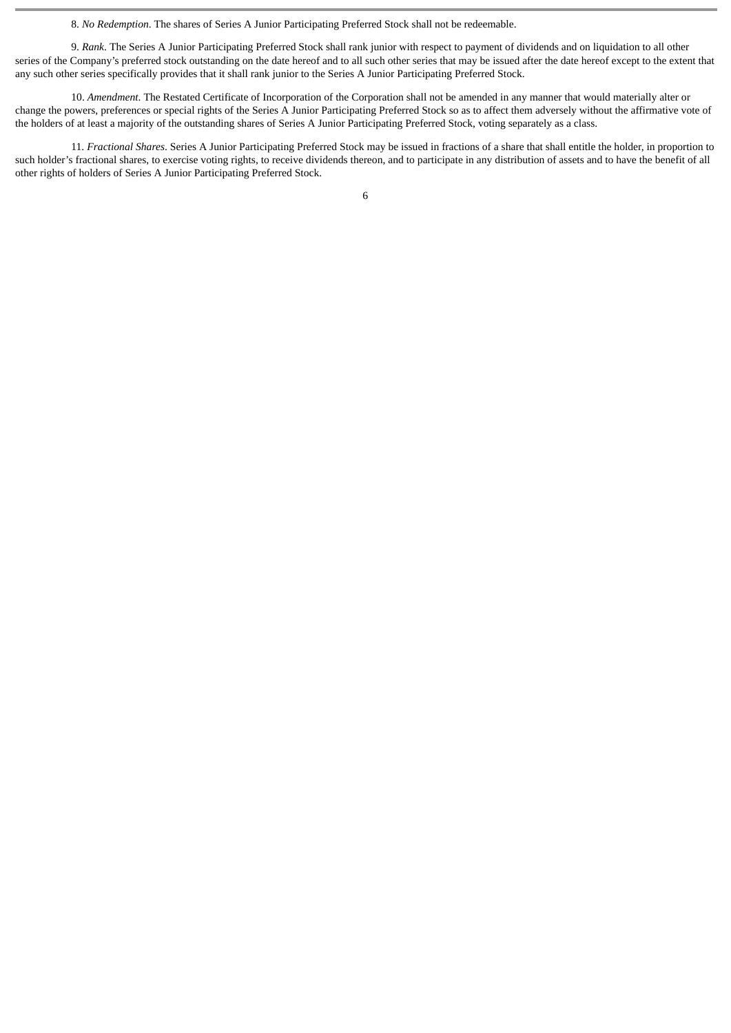8. *No Redemption*. The shares of Series A Junior Participating Preferred Stock shall not be redeemable.

9. *Rank*. The Series A Junior Participating Preferred Stock shall rank junior with respect to payment of dividends and on liquidation to all other series of the Company's preferred stock outstanding on the date hereof and to all such other series that may be issued after the date hereof except to the extent that any such other series specifically provides that it shall rank junior to the Series A Junior Participating Preferred Stock.

10. *Amendment*. The Restated Certificate of Incorporation of the Corporation shall not be amended in any manner that would materially alter or change the powers, preferences or special rights of the Series A Junior Participating Preferred Stock so as to affect them adversely without the affirmative vote of the holders of at least a majority of the outstanding shares of Series A Junior Participating Preferred Stock, voting separately as a class.

11. *Fractional Shares*. Series A Junior Participating Preferred Stock may be issued in fractions of a share that shall entitle the holder, in proportion to such holder's fractional shares, to exercise voting rights, to receive dividends thereon, and to participate in any distribution of assets and to have the benefit of all other rights of holders of Series A Junior Participating Preferred Stock.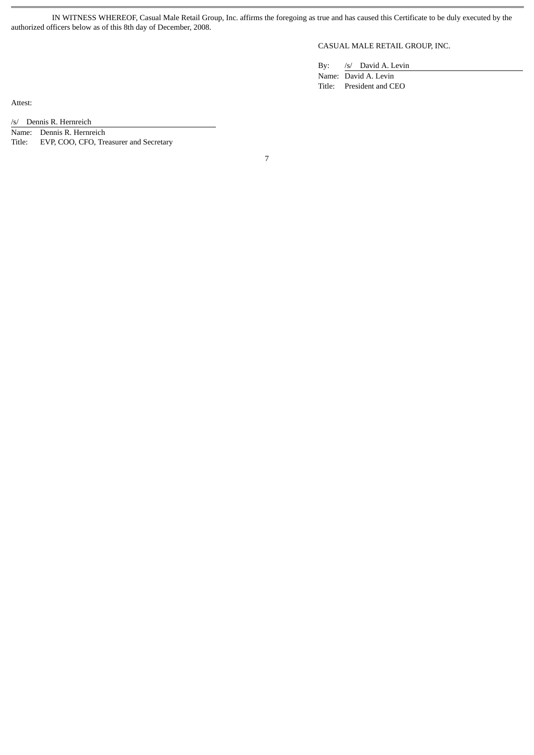IN WITNESS WHEREOF, Casual Male Retail Group, Inc. affirms the foregoing as true and has caused this Certificate to be duly executed by the authorized officers below as of this 8th day of December, 2008.

CASUAL MALE RETAIL GROUP, INC.

By: /s/ David A. Levin
Name: David A. Levin
Title: President and CEO

Attest:

/s/ Dennis R. Hernreich
Name: Dennis R. Hernreich
Title: EVP, COO, CFO, Treasurer and Secretary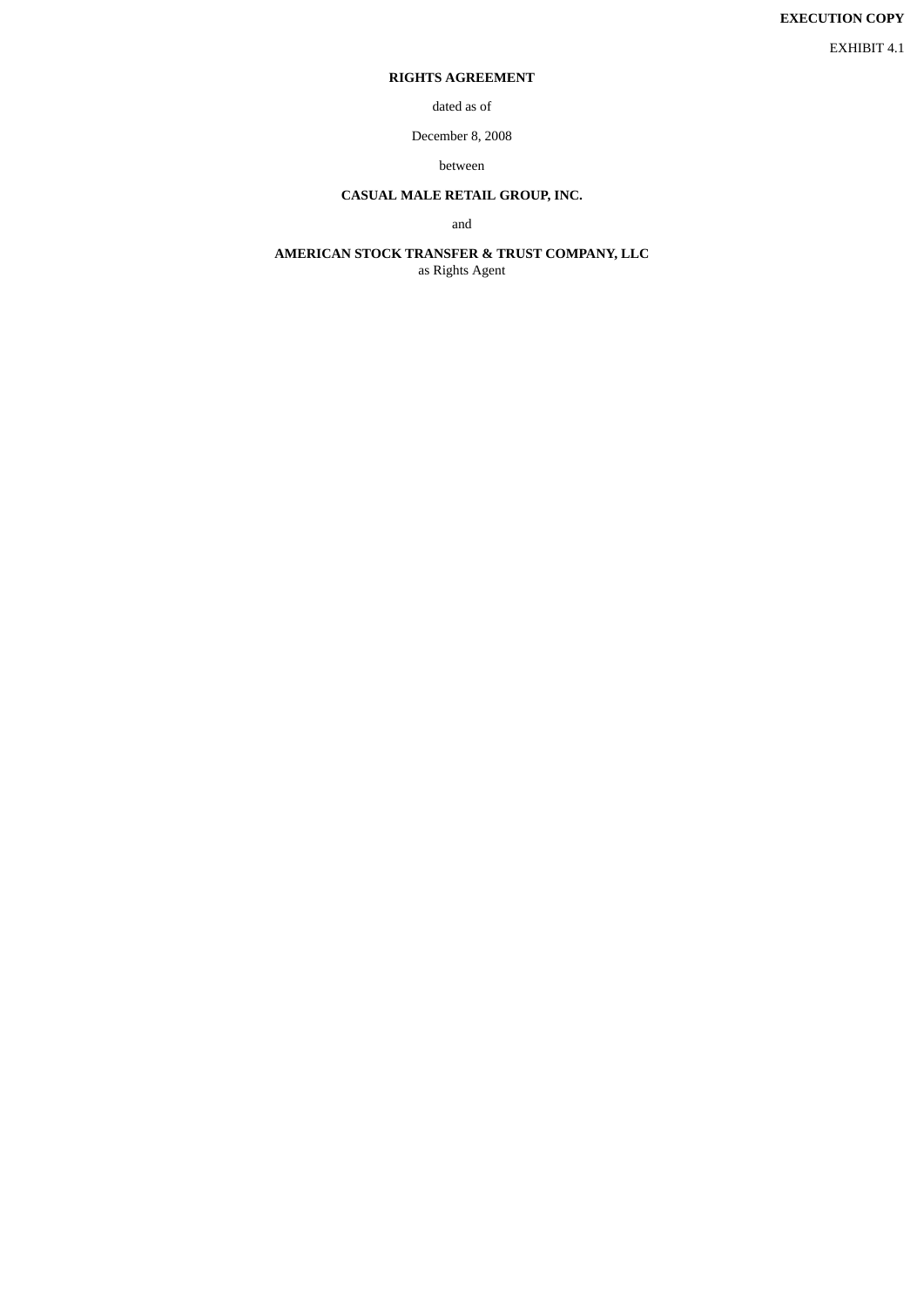**EXECUTION COPY**

EXHIBIT 4.1

# RIGHTS AGREEMENT

dated as of

December 8, 2008

between

**CASUAL MALE RETAIL GROUP, INC.**

and

**AMERICAN STOCK TRANSFER & TRUST COMPANY, LLC**
as Rights Agent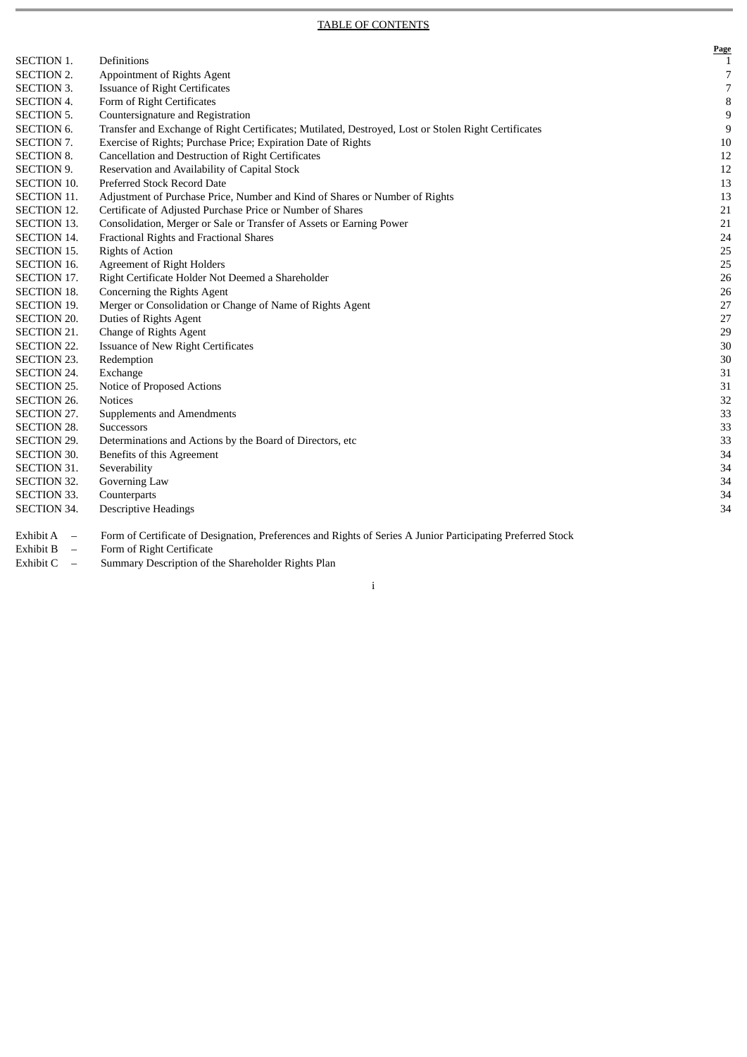TABLE OF CONTENTS

| | | Page |
|---|---|---|
| SECTION 1. | Definitions | 1 |
| SECTION 2. | Appointment of Rights Agent | 7 |
| SECTION 3. | Issuance of Right Certificates | 7 |
| SECTION 4. | Form of Right Certificates | 8 |
| SECTION 5. | Countersignature and Registration | 9 |
| SECTION 6. | Transfer and Exchange of Right Certificates; Mutilated, Destroyed, Lost or Stolen Right Certificates | 9 |
| SECTION 7. | Exercise of Rights; Purchase Price; Expiration Date of Rights | 10 |
| SECTION 8. | Cancellation and Destruction of Right Certificates | 12 |
| SECTION 9. | Reservation and Availability of Capital Stock | 12 |
| SECTION 10. | Preferred Stock Record Date | 13 |
| SECTION 11. | Adjustment of Purchase Price, Number and Kind of Shares or Number of Rights | 13 |
| SECTION 12. | Certificate of Adjusted Purchase Price or Number of Shares | 21 |
| SECTION 13. | Consolidation, Merger or Sale or Transfer of Assets or Earning Power | 21 |
| SECTION 14. | Fractional Rights and Fractional Shares | 24 |
| SECTION 15. | Rights of Action | 25 |
| SECTION 16. | Agreement of Right Holders | 25 |
| SECTION 17. | Right Certificate Holder Not Deemed a Shareholder | 26 |
| SECTION 18. | Concerning the Rights Agent | 26 |
| SECTION 19. | Merger or Consolidation or Change of Name of Rights Agent | 27 |
| SECTION 20. | Duties of Rights Agent | 27 |
| SECTION 21. | Change of Rights Agent | 29 |
| SECTION 22. | Issuance of New Right Certificates | 30 |
| SECTION 23. | Redemption | 30 |
| SECTION 24. | Exchange | 31 |
| SECTION 25. | Notice of Proposed Actions | 31 |
| SECTION 26. | Notices | 32 |
| SECTION 27. | Supplements and Amendments | 33 |
| SECTION 28. | Successors | 33 |
| SECTION 29. | Determinations and Actions by the Board of Directors, etc | 33 |
| SECTION 30. | Benefits of this Agreement | 34 |
| SECTION 31. | Severability | 34 |
| SECTION 32. | Governing Law | 34 |
| SECTION 33. | Counterparts | 34 |
| SECTION 34. | Descriptive Headings | 34 |

Exhibit A – Form of Certificate of Designation, Preferences and Rights of Series A Junior Participating Preferred Stock

Exhibit B – Form of Right Certificate

Exhibit C – Summary Description of the Shareholder Rights Plan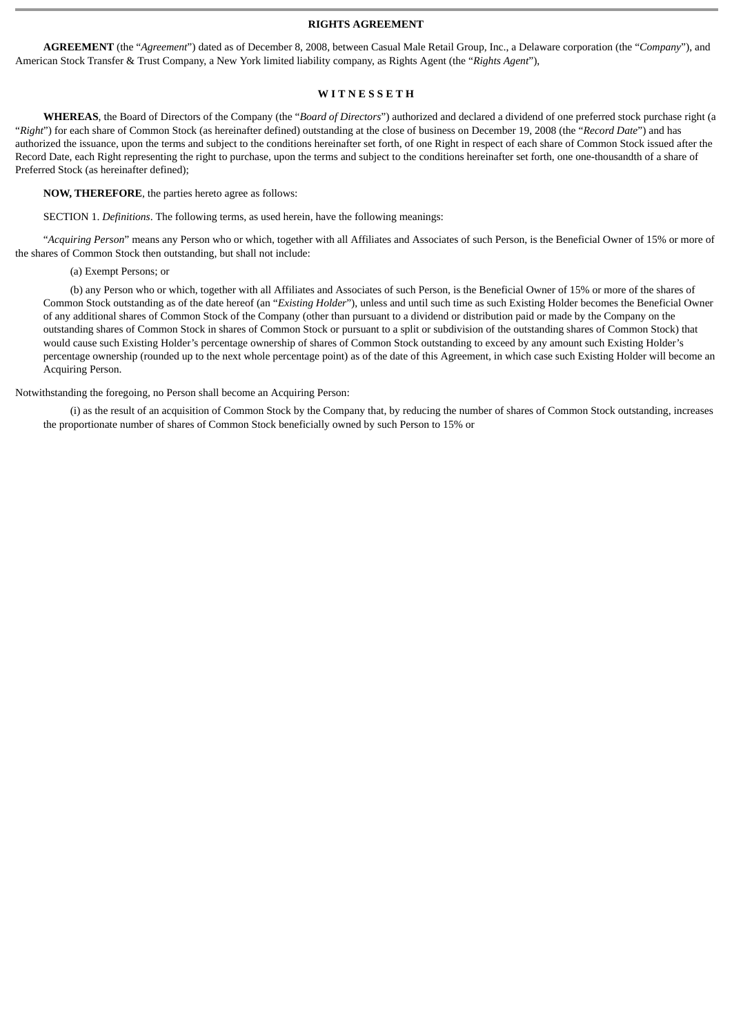**RIGHTS AGREEMENT**

**AGREEMENT** (the "*Agreement*") dated as of December 8, 2008, between Casual Male Retail Group, Inc., a Delaware corporation (the "*Company*"), and American Stock Transfer & Trust Company, a New York limited liability company, as Rights Agent (the "*Rights Agent*"),

**W I T N E S S E T H**

**WHEREAS**, the Board of Directors of the Company (the "*Board of Directors*") authorized and declared a dividend of one preferred stock purchase right (a "*Right*") for each share of Common Stock (as hereinafter defined) outstanding at the close of business on December 19, 2008 (the "*Record Date*") and has authorized the issuance, upon the terms and subject to the conditions hereinafter set forth, of one Right in respect of each share of Common Stock issued after the Record Date, each Right representing the right to purchase, upon the terms and subject to the conditions hereinafter set forth, one one-thousandth of a share of Preferred Stock (as hereinafter defined);

**NOW, THEREFORE**, the parties hereto agree as follows:

SECTION 1. *Definitions*. The following terms, as used herein, have the following meanings:

"*Acquiring Person*" means any Person who or which, together with all Affiliates and Associates of such Person, is the Beneficial Owner of 15% or more of the shares of Common Stock then outstanding, but shall not include:

(a) Exempt Persons; or

(b) any Person who or which, together with all Affiliates and Associates of such Person, is the Beneficial Owner of 15% or more of the shares of Common Stock outstanding as of the date hereof (an "*Existing Holder*"), unless and until such time as such Existing Holder becomes the Beneficial Owner of any additional shares of Common Stock of the Company (other than pursuant to a dividend or distribution paid or made by the Company on the outstanding shares of Common Stock in shares of Common Stock or pursuant to a split or subdivision of the outstanding shares of Common Stock) that would cause such Existing Holder's percentage ownership of shares of Common Stock outstanding to exceed by any amount such Existing Holder's percentage ownership (rounded up to the next whole percentage point) as of the date of this Agreement, in which case such Existing Holder will become an Acquiring Person.

Notwithstanding the foregoing, no Person shall become an Acquiring Person:

(i) as the result of an acquisition of Common Stock by the Company that, by reducing the number of shares of Common Stock outstanding, increases the proportionate number of shares of Common Stock beneficially owned by such Person to 15% or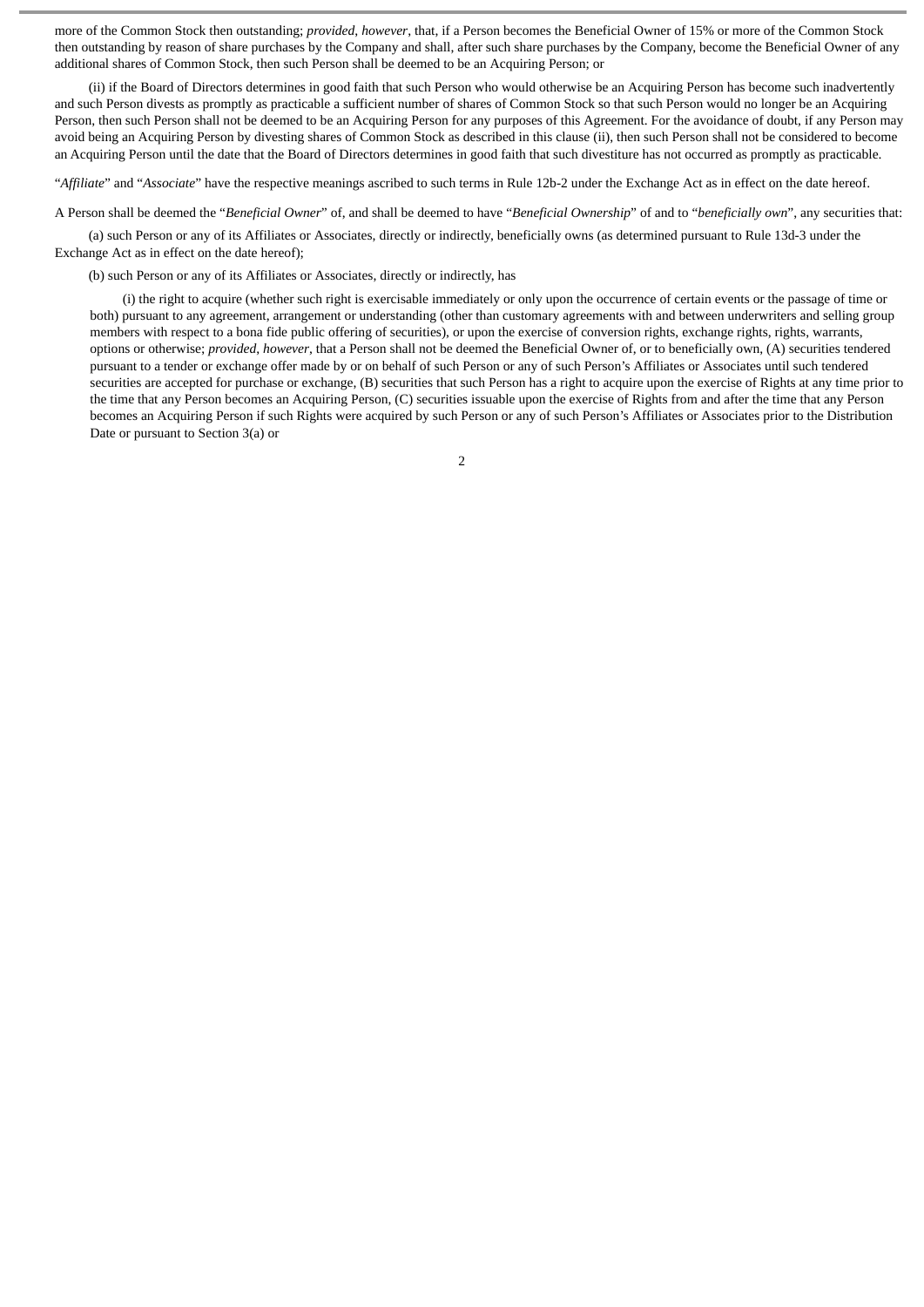more of the Common Stock then outstanding; *provided*, *however*, that, if a Person becomes the Beneficial Owner of 15% or more of the Common Stock then outstanding by reason of share purchases by the Company and shall, after such share purchases by the Company, become the Beneficial Owner of any additional shares of Common Stock, then such Person shall be deemed to be an Acquiring Person; or

(ii) if the Board of Directors determines in good faith that such Person who would otherwise be an Acquiring Person has become such inadvertently and such Person divests as promptly as practicable a sufficient number of shares of Common Stock so that such Person would no longer be an Acquiring Person, then such Person shall not be deemed to be an Acquiring Person for any purposes of this Agreement. For the avoidance of doubt, if any Person may avoid being an Acquiring Person by divesting shares of Common Stock as described in this clause (ii), then such Person shall not be considered to become an Acquiring Person until the date that the Board of Directors determines in good faith that such divestiture has not occurred as promptly as practicable.

"*Affiliate*" and "*Associate*" have the respective meanings ascribed to such terms in Rule 12b-2 under the Exchange Act as in effect on the date hereof.

A Person shall be deemed the "*Beneficial Owner*" of, and shall be deemed to have "*Beneficial Ownership*" of and to "*beneficially own*", any securities that:

(a) such Person or any of its Affiliates or Associates, directly or indirectly, beneficially owns (as determined pursuant to Rule 13d-3 under the Exchange Act as in effect on the date hereof);

(b) such Person or any of its Affiliates or Associates, directly or indirectly, has

(i) the right to acquire (whether such right is exercisable immediately or only upon the occurrence of certain events or the passage of time or both) pursuant to any agreement, arrangement or understanding (other than customary agreements with and between underwriters and selling group members with respect to a bona fide public offering of securities), or upon the exercise of conversion rights, exchange rights, rights, warrants, options or otherwise; *provided*, *however*, that a Person shall not be deemed the Beneficial Owner of, or to beneficially own, (A) securities tendered pursuant to a tender or exchange offer made by or on behalf of such Person or any of such Person's Affiliates or Associates until such tendered securities are accepted for purchase or exchange, (B) securities that such Person has a right to acquire upon the exercise of Rights at any time prior to the time that any Person becomes an Acquiring Person, (C) securities issuable upon the exercise of Rights from and after the time that any Person becomes an Acquiring Person if such Rights were acquired by such Person or any of such Person's Affiliates or Associates prior to the Distribution Date or pursuant to Section 3(a) or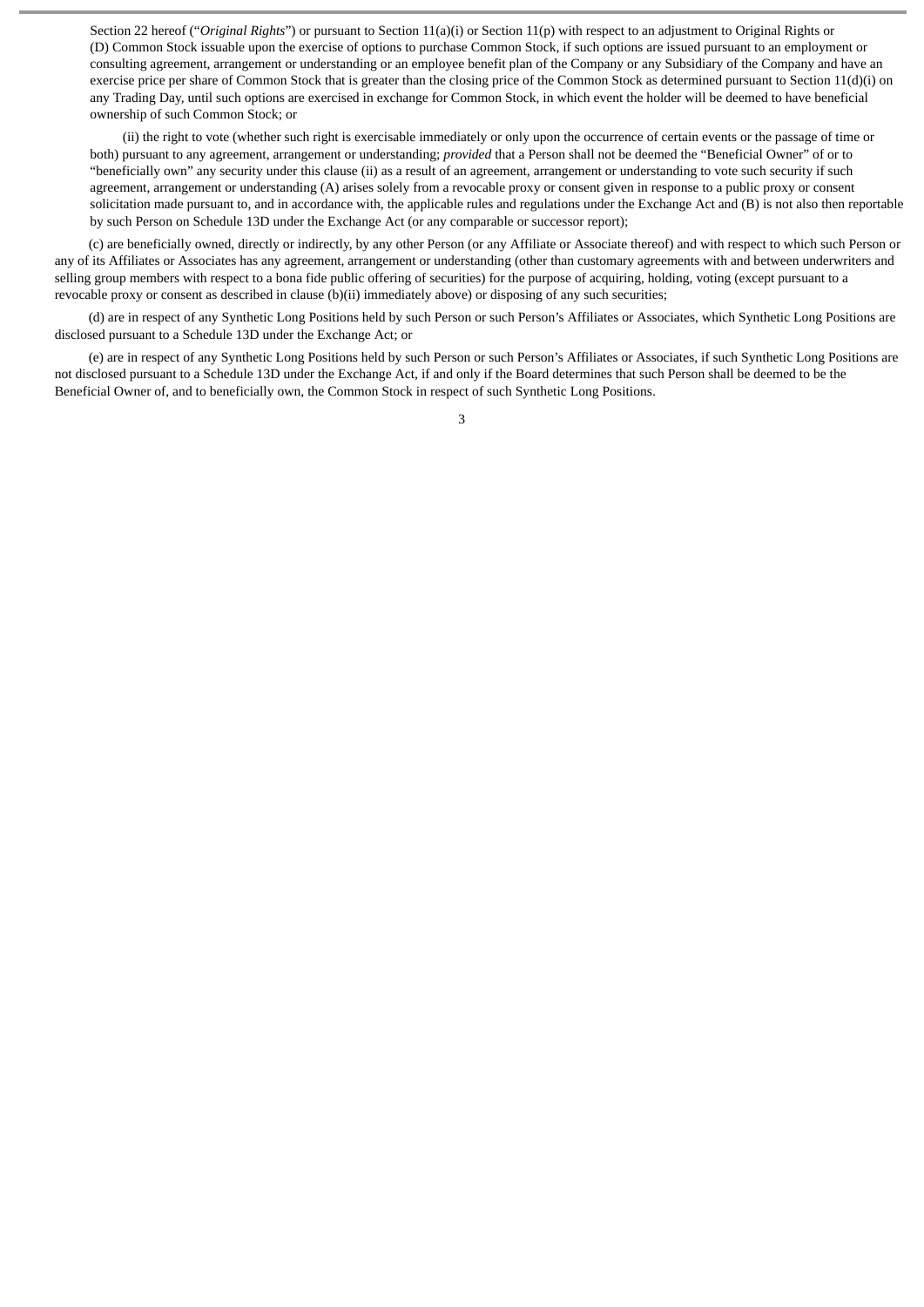Section 22 hereof ("*Original Rights*") or pursuant to Section 11(a)(i) or Section 11(p) with respect to an adjustment to Original Rights or (D) Common Stock issuable upon the exercise of options to purchase Common Stock, if such options are issued pursuant to an employment or consulting agreement, arrangement or understanding or an employee benefit plan of the Company or any Subsidiary of the Company and have an exercise price per share of Common Stock that is greater than the closing price of the Common Stock as determined pursuant to Section 11(d)(i) on any Trading Day, until such options are exercised in exchange for Common Stock, in which event the holder will be deemed to have beneficial ownership of such Common Stock; or

(ii) the right to vote (whether such right is exercisable immediately or only upon the occurrence of certain events or the passage of time or both) pursuant to any agreement, arrangement or understanding; *provided* that a Person shall not be deemed the "Beneficial Owner" of or to "beneficially own" any security under this clause (ii) as a result of an agreement, arrangement or understanding to vote such security if such agreement, arrangement or understanding (A) arises solely from a revocable proxy or consent given in response to a public proxy or consent solicitation made pursuant to, and in accordance with, the applicable rules and regulations under the Exchange Act and (B) is not also then reportable by such Person on Schedule 13D under the Exchange Act (or any comparable or successor report);

(c) are beneficially owned, directly or indirectly, by any other Person (or any Affiliate or Associate thereof) and with respect to which such Person or any of its Affiliates or Associates has any agreement, arrangement or understanding (other than customary agreements with and between underwriters and selling group members with respect to a bona fide public offering of securities) for the purpose of acquiring, holding, voting (except pursuant to a revocable proxy or consent as described in clause (b)(ii) immediately above) or disposing of any such securities;

(d) are in respect of any Synthetic Long Positions held by such Person or such Person's Affiliates or Associates, which Synthetic Long Positions are disclosed pursuant to a Schedule 13D under the Exchange Act; or

(e) are in respect of any Synthetic Long Positions held by such Person or such Person's Affiliates or Associates, if such Synthetic Long Positions are not disclosed pursuant to a Schedule 13D under the Exchange Act, if and only if the Board determines that such Person shall be deemed to be the Beneficial Owner of, and to beneficially own, the Common Stock in respect of such Synthetic Long Positions.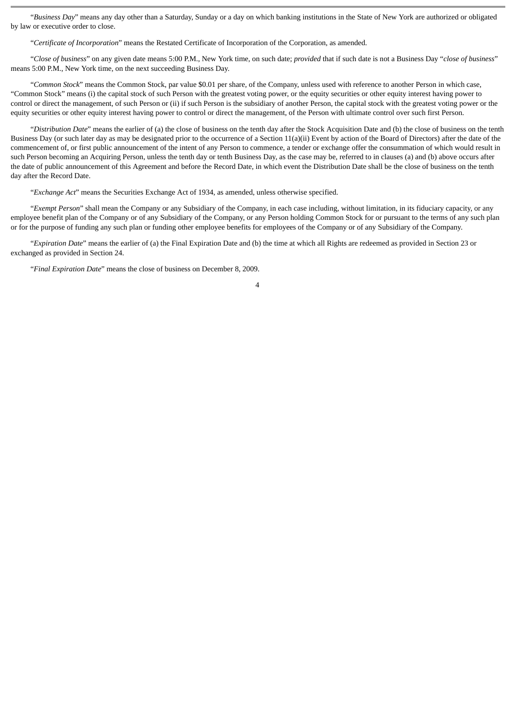"*Business Day*" means any day other than a Saturday, Sunday or a day on which banking institutions in the State of New York are authorized or obligated by law or executive order to close.

"*Certificate of Incorporation*" means the Restated Certificate of Incorporation of the Corporation, as amended.

"*Close of business*" on any given date means 5:00 P.M., New York time, on such date; *provided* that if such date is not a Business Day "*close of business*" means 5:00 P.M., New York time, on the next succeeding Business Day.

"*Common Stock*" means the Common Stock, par value $0.01 per share, of the Company, unless used with reference to another Person in which case, "Common Stock" means (i) the capital stock of such Person with the greatest voting power, or the equity securities or other equity interest having power to control or direct the management, of such Person or (ii) if such Person is the subsidiary of another Person, the capital stock with the greatest voting power or the equity securities or other equity interest having power to control or direct the management, of the Person with ultimate control over such first Person.

"*Distribution Date*" means the earlier of (a) the close of business on the tenth day after the Stock Acquisition Date and (b) the close of business on the tenth Business Day (or such later day as may be designated prior to the occurrence of a Section 11(a)(ii) Event by action of the Board of Directors) after the date of the commencement of, or first public announcement of the intent of any Person to commence, a tender or exchange offer the consummation of which would result in such Person becoming an Acquiring Person, unless the tenth day or tenth Business Day, as the case may be, referred to in clauses (a) and (b) above occurs after the date of public announcement of this Agreement and before the Record Date, in which event the Distribution Date shall be the close of business on the tenth day after the Record Date.

"*Exchange Act*" means the Securities Exchange Act of 1934, as amended, unless otherwise specified.

"*Exempt Person*" shall mean the Company or any Subsidiary of the Company, in each case including, without limitation, in its fiduciary capacity, or any employee benefit plan of the Company or of any Subsidiary of the Company, or any Person holding Common Stock for or pursuant to the terms of any such plan or for the purpose of funding any such plan or funding other employee benefits for employees of the Company or of any Subsidiary of the Company.

"*Expiration Date*" means the earlier of (a) the Final Expiration Date and (b) the time at which all Rights are redeemed as provided in Section 23 or exchanged as provided in Section 24.

"*Final Expiration Date*" means the close of business on December 8, 2009.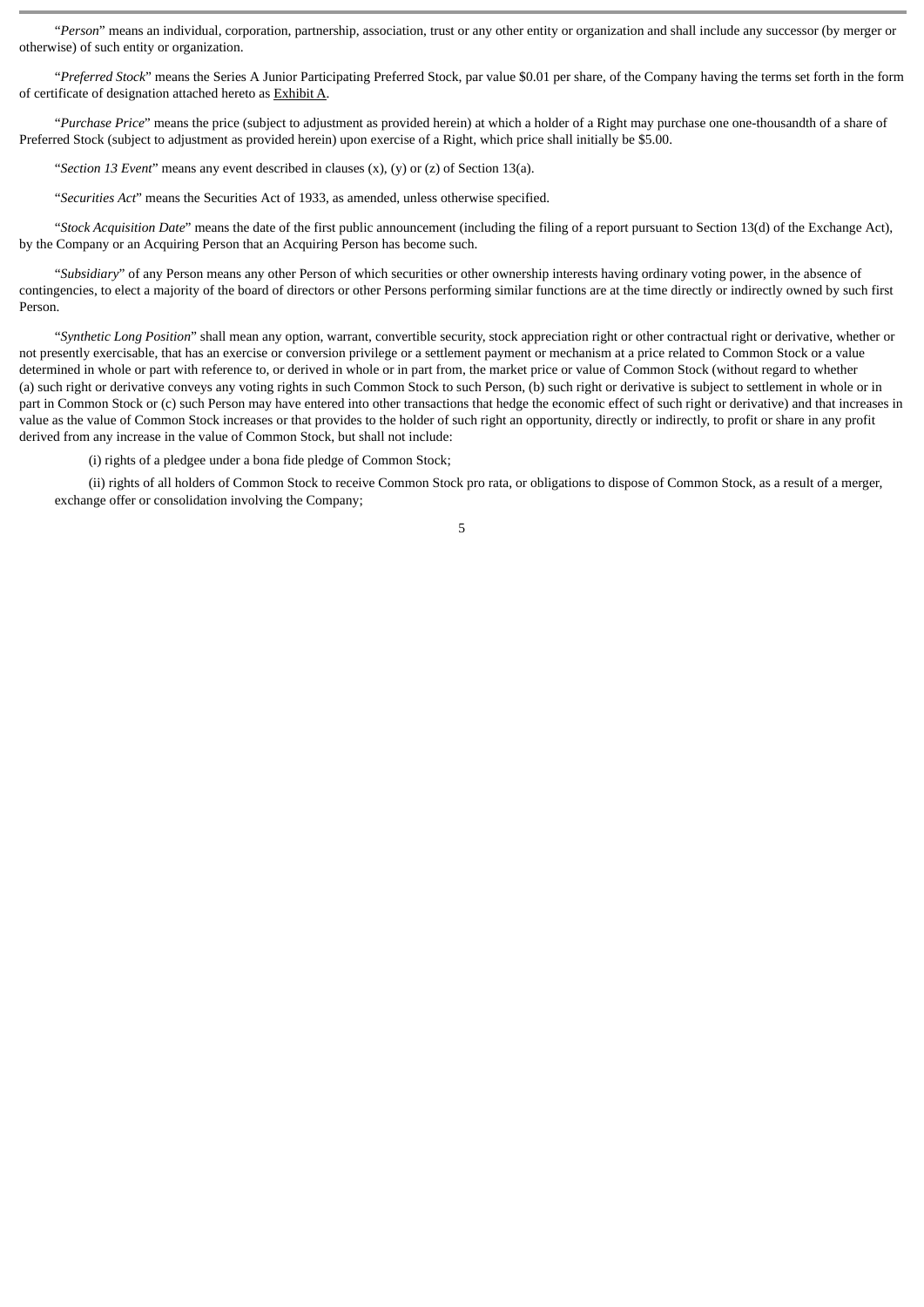"*Person*" means an individual, corporation, partnership, association, trust or any other entity or organization and shall include any successor (by merger or otherwise) of such entity or organization.

"*Preferred Stock*" means the Series A Junior Participating Preferred Stock, par value $0.01 per share, of the Company having the terms set forth in the form of certificate of designation attached hereto as Exhibit A.

"*Purchase Price*" means the price (subject to adjustment as provided herein) at which a holder of a Right may purchase one one-thousandth of a share of Preferred Stock (subject to adjustment as provided herein) upon exercise of a Right, which price shall initially be $5.00.

"*Section 13 Event*" means any event described in clauses (x), (y) or (z) of Section 13(a).

"*Securities Act*" means the Securities Act of 1933, as amended, unless otherwise specified.

"*Stock Acquisition Date*" means the date of the first public announcement (including the filing of a report pursuant to Section 13(d) of the Exchange Act), by the Company or an Acquiring Person that an Acquiring Person has become such.

"*Subsidiary*" of any Person means any other Person of which securities or other ownership interests having ordinary voting power, in the absence of contingencies, to elect a majority of the board of directors or other Persons performing similar functions are at the time directly or indirectly owned by such first Person.

"*Synthetic Long Position*" shall mean any option, warrant, convertible security, stock appreciation right or other contractual right or derivative, whether or not presently exercisable, that has an exercise or conversion privilege or a settlement payment or mechanism at a price related to Common Stock or a value determined in whole or part with reference to, or derived in whole or in part from, the market price or value of Common Stock (without regard to whether (a) such right or derivative conveys any voting rights in such Common Stock to such Person, (b) such right or derivative is subject to settlement in whole or in part in Common Stock or (c) such Person may have entered into other transactions that hedge the economic effect of such right or derivative) and that increases in value as the value of Common Stock increases or that provides to the holder of such right an opportunity, directly or indirectly, to profit or share in any profit derived from any increase in the value of Common Stock, but shall not include:

(i) rights of a pledgee under a bona fide pledge of Common Stock;

(ii) rights of all holders of Common Stock to receive Common Stock pro rata, or obligations to dispose of Common Stock, as a result of a merger, exchange offer or consolidation involving the Company;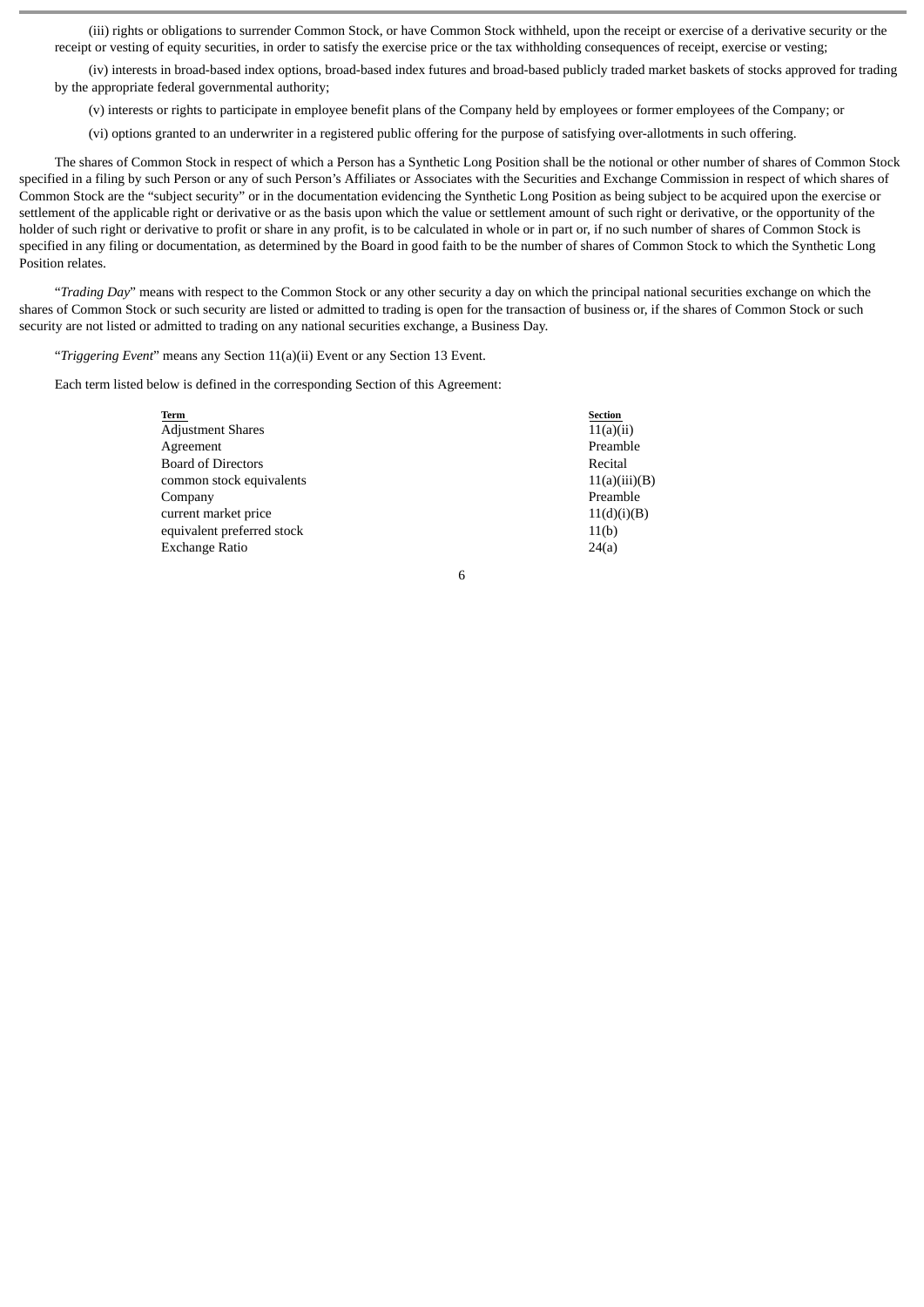(iii) rights or obligations to surrender Common Stock, or have Common Stock withheld, upon the receipt or exercise of a derivative security or the receipt or vesting of equity securities, in order to satisfy the exercise price or the tax withholding consequences of receipt, exercise or vesting;

(iv) interests in broad-based index options, broad-based index futures and broad-based publicly traded market baskets of stocks approved for trading by the appropriate federal governmental authority;

(v) interests or rights to participate in employee benefit plans of the Company held by employees or former employees of the Company; or

(vi) options granted to an underwriter in a registered public offering for the purpose of satisfying over-allotments in such offering.

The shares of Common Stock in respect of which a Person has a Synthetic Long Position shall be the notional or other number of shares of Common Stock specified in a filing by such Person or any of such Person's Affiliates or Associates with the Securities and Exchange Commission in respect of which shares of Common Stock are the "subject security" or in the documentation evidencing the Synthetic Long Position as being subject to be acquired upon the exercise or settlement of the applicable right or derivative or as the basis upon which the value or settlement amount of such right or derivative, or the opportunity of the holder of such right or derivative to profit or share in any profit, is to be calculated in whole or in part or, if no such number of shares of Common Stock is specified in any filing or documentation, as determined by the Board in good faith to be the number of shares of Common Stock to which the Synthetic Long Position relates.

"*Trading Day*" means with respect to the Common Stock or any other security a day on which the principal national securities exchange on which the shares of Common Stock or such security are listed or admitted to trading is open for the transaction of business or, if the shares of Common Stock or such security are not listed or admitted to trading on any national securities exchange, a Business Day.

"*Triggering Event*" means any Section 11(a)(ii) Event or any Section 13 Event.

Each term listed below is defined in the corresponding Section of this Agreement:

| Term | Section |
|---|---|
| Adjustment Shares | 11(a)(ii) |
| Agreement | Preamble |
| Board of Directors | Recital |
| common stock equivalents | 11(a)(iii)(B) |
| Company | Preamble |
| current market price | 11(d)(i)(B) |
| equivalent preferred stock | 11(b) |
| Exchange Ratio | 24(a) |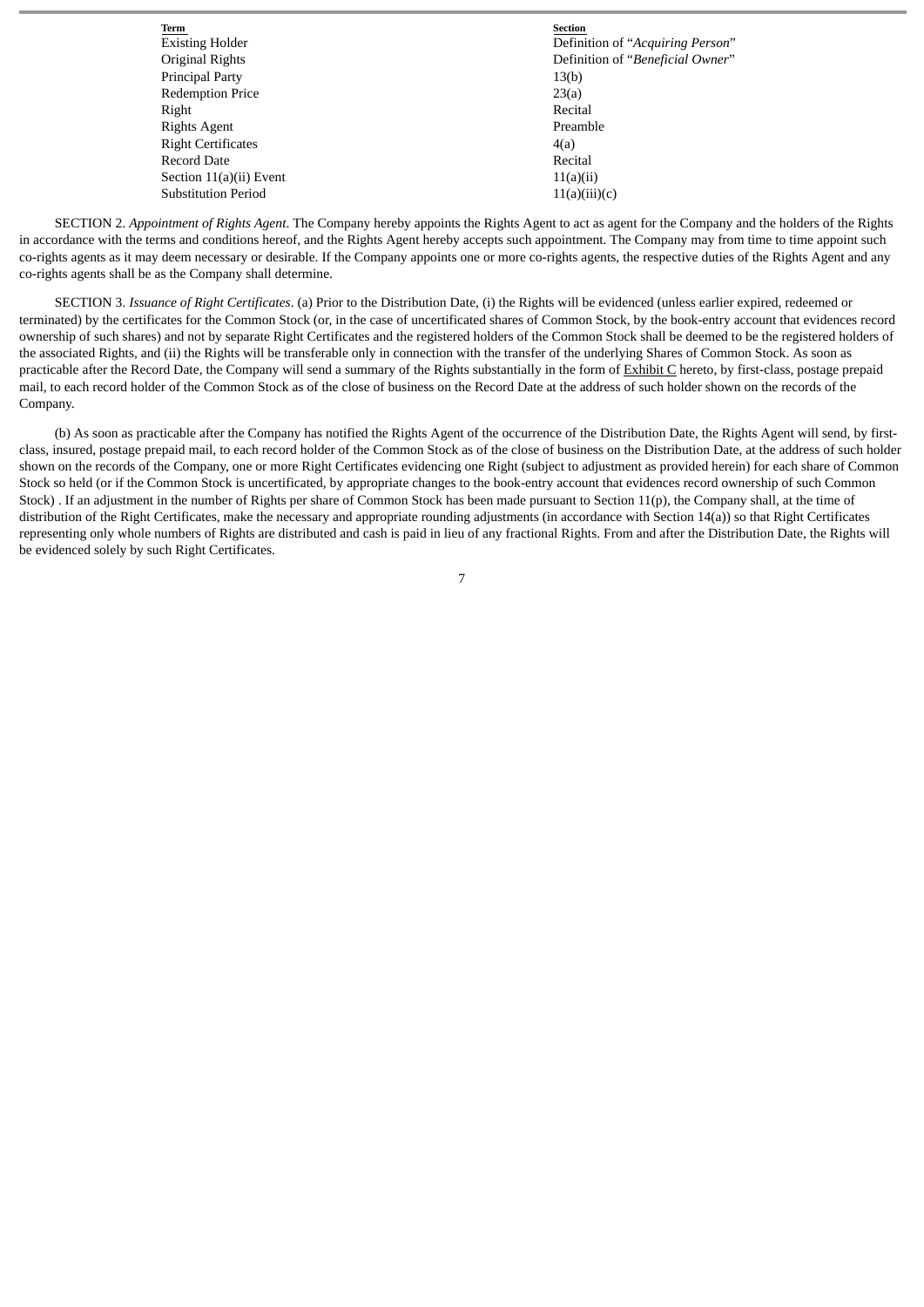| Term | Section |
|---|---|
| Existing Holder | Definition of "*Acquiring Person*" |
| Original Rights | Definition of "*Beneficial Owner*" |
| Principal Party | 13(b) |
| Redemption Price | 23(a) |
| Right | Recital |
| Rights Agent | Preamble |
| Right Certificates | 4(a) |
| Record Date | Recital |
| Section 11(a)(ii) Event | 11(a)(ii) |
| Substitution Period | 11(a)(iii)(c) |

SECTION 2. *Appointment of Rights Agent*. The Company hereby appoints the Rights Agent to act as agent for the Company and the holders of the Rights in accordance with the terms and conditions hereof, and the Rights Agent hereby accepts such appointment. The Company may from time to time appoint such co-rights agents as it may deem necessary or desirable. If the Company appoints one or more co-rights agents, the respective duties of the Rights Agent and any co-rights agents shall be as the Company shall determine.

SECTION 3. *Issuance of Right Certificates*. (a) Prior to the Distribution Date, (i) the Rights will be evidenced (unless earlier expired, redeemed or terminated) by the certificates for the Common Stock (or, in the case of uncertificated shares of Common Stock, by the book-entry account that evidences record ownership of such shares) and not by separate Right Certificates and the registered holders of the Common Stock shall be deemed to be the registered holders of the associated Rights, and (ii) the Rights will be transferable only in connection with the transfer of the underlying Shares of Common Stock. As soon as practicable after the Record Date, the Company will send a summary of the Rights substantially in the form of Exhibit C hereto, by first-class, postage prepaid mail, to each record holder of the Common Stock as of the close of business on the Record Date at the address of such holder shown on the records of the Company.

(b) As soon as practicable after the Company has notified the Rights Agent of the occurrence of the Distribution Date, the Rights Agent will send, by first-class, insured, postage prepaid mail, to each record holder of the Common Stock as of the close of business on the Distribution Date, at the address of such holder shown on the records of the Company, one or more Right Certificates evidencing one Right (subject to adjustment as provided herein) for each share of Common Stock so held (or if the Common Stock is uncertificated, by appropriate changes to the book-entry account that evidences record ownership of such Common Stock) . If an adjustment in the number of Rights per share of Common Stock has been made pursuant to Section 11(p), the Company shall, at the time of distribution of the Right Certificates, make the necessary and appropriate rounding adjustments (in accordance with Section 14(a)) so that Right Certificates representing only whole numbers of Rights are distributed and cash is paid in lieu of any fractional Rights. From and after the Distribution Date, the Rights will be evidenced solely by such Right Certificates.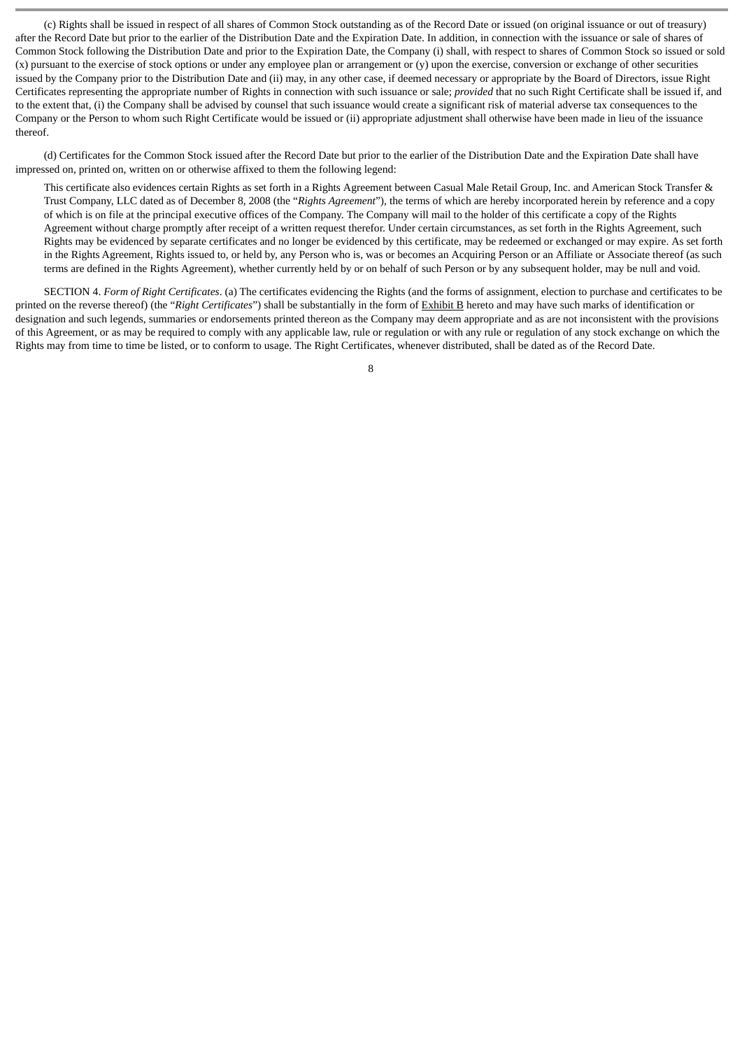(c) Rights shall be issued in respect of all shares of Common Stock outstanding as of the Record Date or issued (on original issuance or out of treasury) after the Record Date but prior to the earlier of the Distribution Date and the Expiration Date. In addition, in connection with the issuance or sale of shares of Common Stock following the Distribution Date and prior to the Expiration Date, the Company (i) shall, with respect to shares of Common Stock so issued or sold (x) pursuant to the exercise of stock options or under any employee plan or arrangement or (y) upon the exercise, conversion or exchange of other securities issued by the Company prior to the Distribution Date and (ii) may, in any other case, if deemed necessary or appropriate by the Board of Directors, issue Right Certificates representing the appropriate number of Rights in connection with such issuance or sale; *provided* that no such Right Certificate shall be issued if, and to the extent that, (i) the Company shall be advised by counsel that such issuance would create a significant risk of material adverse tax consequences to the Company or the Person to whom such Right Certificate would be issued or (ii) appropriate adjustment shall otherwise have been made in lieu of the issuance thereof.

(d) Certificates for the Common Stock issued after the Record Date but prior to the earlier of the Distribution Date and the Expiration Date shall have impressed on, printed on, written on or otherwise affixed to them the following legend:

> This certificate also evidences certain Rights as set forth in a Rights Agreement between Casual Male Retail Group, Inc. and American Stock Transfer & Trust Company, LLC dated as of December 8, 2008 (the "*Rights Agreement*"), the terms of which are hereby incorporated herein by reference and a copy of which is on file at the principal executive offices of the Company. The Company will mail to the holder of this certificate a copy of the Rights Agreement without charge promptly after receipt of a written request therefor. Under certain circumstances, as set forth in the Rights Agreement, such Rights may be evidenced by separate certificates and no longer be evidenced by this certificate, may be redeemed or exchanged or may expire. As set forth in the Rights Agreement, Rights issued to, or held by, any Person who is, was or becomes an Acquiring Person or an Affiliate or Associate thereof (as such terms are defined in the Rights Agreement), whether currently held by or on behalf of such Person or by any subsequent holder, may be null and void.

SECTION 4. *Form of Right Certificates*. (a) The certificates evidencing the Rights (and the forms of assignment, election to purchase and certificates to be printed on the reverse thereof) (the "*Right Certificates*") shall be substantially in the form of Exhibit B hereto and may have such marks of identification or designation and such legends, summaries or endorsements printed thereon as the Company may deem appropriate and as are not inconsistent with the provisions of this Agreement, or as may be required to comply with any applicable law, rule or regulation or with any rule or regulation of any stock exchange on which the Rights may from time to time be listed, or to conform to usage. The Right Certificates, whenever distributed, shall be dated as of the Record Date.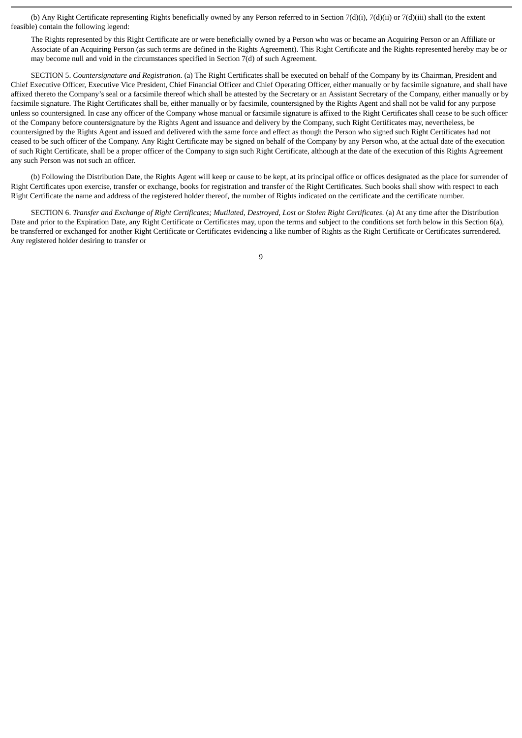(b) Any Right Certificate representing Rights beneficially owned by any Person referred to in Section 7(d)(i), 7(d)(ii) or 7(d)(iii) shall (to the extent feasible) contain the following legend:

> The Rights represented by this Right Certificate are or were beneficially owned by a Person who was or became an Acquiring Person or an Affiliate or Associate of an Acquiring Person (as such terms are defined in the Rights Agreement). This Right Certificate and the Rights represented hereby may be or may become null and void in the circumstances specified in Section 7(d) of such Agreement.

SECTION 5. *Countersignature and Registration*. (a) The Right Certificates shall be executed on behalf of the Company by its Chairman, President and Chief Executive Officer, Executive Vice President, Chief Financial Officer and Chief Operating Officer, either manually or by facsimile signature, and shall have affixed thereto the Company's seal or a facsimile thereof which shall be attested by the Secretary or an Assistant Secretary of the Company, either manually or by facsimile signature. The Right Certificates shall be, either manually or by facsimile, countersigned by the Rights Agent and shall not be valid for any purpose unless so countersigned. In case any officer of the Company whose manual or facsimile signature is affixed to the Right Certificates shall cease to be such officer of the Company before countersignature by the Rights Agent and issuance and delivery by the Company, such Right Certificates may, nevertheless, be countersigned by the Rights Agent and issued and delivered with the same force and effect as though the Person who signed such Right Certificates had not ceased to be such officer of the Company. Any Right Certificate may be signed on behalf of the Company by any Person who, at the actual date of the execution of such Right Certificate, shall be a proper officer of the Company to sign such Right Certificate, although at the date of the execution of this Rights Agreement any such Person was not such an officer.

(b) Following the Distribution Date, the Rights Agent will keep or cause to be kept, at its principal office or offices designated as the place for surrender of Right Certificates upon exercise, transfer or exchange, books for registration and transfer of the Right Certificates. Such books shall show with respect to each Right Certificate the name and address of the registered holder thereof, the number of Rights indicated on the certificate and the certificate number.

SECTION 6. *Transfer and Exchange of Right Certificates; Mutilated, Destroyed, Lost or Stolen Right Certificates*. (a) At any time after the Distribution Date and prior to the Expiration Date, any Right Certificate or Certificates may, upon the terms and subject to the conditions set forth below in this Section 6(a), be transferred or exchanged for another Right Certificate or Certificates evidencing a like number of Rights as the Right Certificate or Certificates surrendered. Any registered holder desiring to transfer or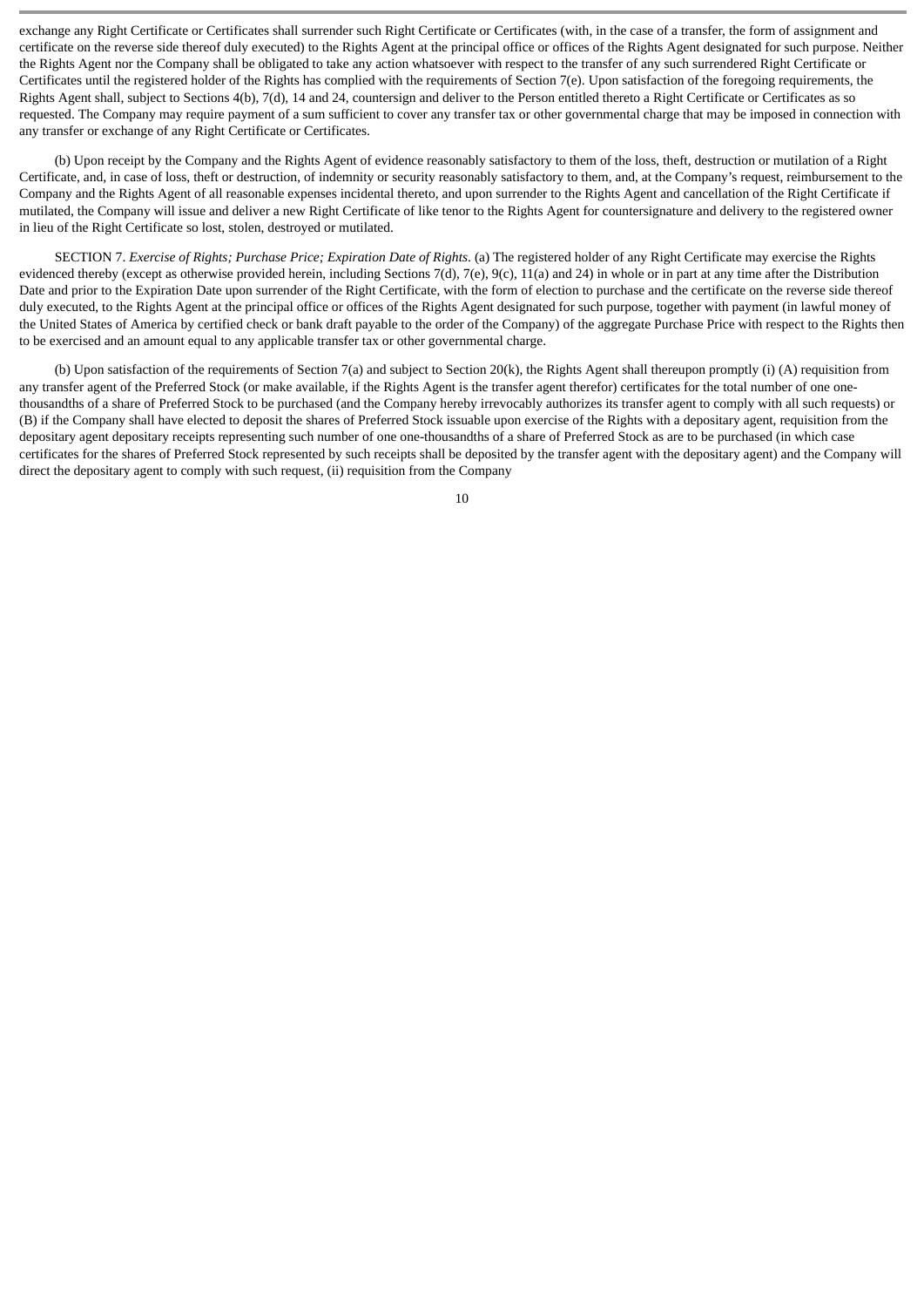exchange any Right Certificate or Certificates shall surrender such Right Certificate or Certificates (with, in the case of a transfer, the form of assignment and certificate on the reverse side thereof duly executed) to the Rights Agent at the principal office or offices of the Rights Agent designated for such purpose. Neither the Rights Agent nor the Company shall be obligated to take any action whatsoever with respect to the transfer of any such surrendered Right Certificate or Certificates until the registered holder of the Rights has complied with the requirements of Section 7(e). Upon satisfaction of the foregoing requirements, the Rights Agent shall, subject to Sections 4(b), 7(d), 14 and 24, countersign and deliver to the Person entitled thereto a Right Certificate or Certificates as so requested. The Company may require payment of a sum sufficient to cover any transfer tax or other governmental charge that may be imposed in connection with any transfer or exchange of any Right Certificate or Certificates.

(b) Upon receipt by the Company and the Rights Agent of evidence reasonably satisfactory to them of the loss, theft, destruction or mutilation of a Right Certificate, and, in case of loss, theft or destruction, of indemnity or security reasonably satisfactory to them, and, at the Company's request, reimbursement to the Company and the Rights Agent of all reasonable expenses incidental thereto, and upon surrender to the Rights Agent and cancellation of the Right Certificate if mutilated, the Company will issue and deliver a new Right Certificate of like tenor to the Rights Agent for countersignature and delivery to the registered owner in lieu of the Right Certificate so lost, stolen, destroyed or mutilated.

SECTION 7. *Exercise of Rights; Purchase Price; Expiration Date of Rights*. (a) The registered holder of any Right Certificate may exercise the Rights evidenced thereby (except as otherwise provided herein, including Sections 7(d), 7(e), 9(c), 11(a) and 24) in whole or in part at any time after the Distribution Date and prior to the Expiration Date upon surrender of the Right Certificate, with the form of election to purchase and the certificate on the reverse side thereof duly executed, to the Rights Agent at the principal office or offices of the Rights Agent designated for such purpose, together with payment (in lawful money of the United States of America by certified check or bank draft payable to the order of the Company) of the aggregate Purchase Price with respect to the Rights then to be exercised and an amount equal to any applicable transfer tax or other governmental charge.

(b) Upon satisfaction of the requirements of Section 7(a) and subject to Section 20(k), the Rights Agent shall thereupon promptly (i) (A) requisition from any transfer agent of the Preferred Stock (or make available, if the Rights Agent is the transfer agent therefor) certificates for the total number of one one-thousandths of a share of Preferred Stock to be purchased (and the Company hereby irrevocably authorizes its transfer agent to comply with all such requests) or (B) if the Company shall have elected to deposit the shares of Preferred Stock issuable upon exercise of the Rights with a depositary agent, requisition from the depositary agent depositary receipts representing such number of one one-thousandths of a share of Preferred Stock as are to be purchased (in which case certificates for the shares of Preferred Stock represented by such receipts shall be deposited by the transfer agent with the depositary agent) and the Company will direct the depositary agent to comply with such request, (ii) requisition from the Company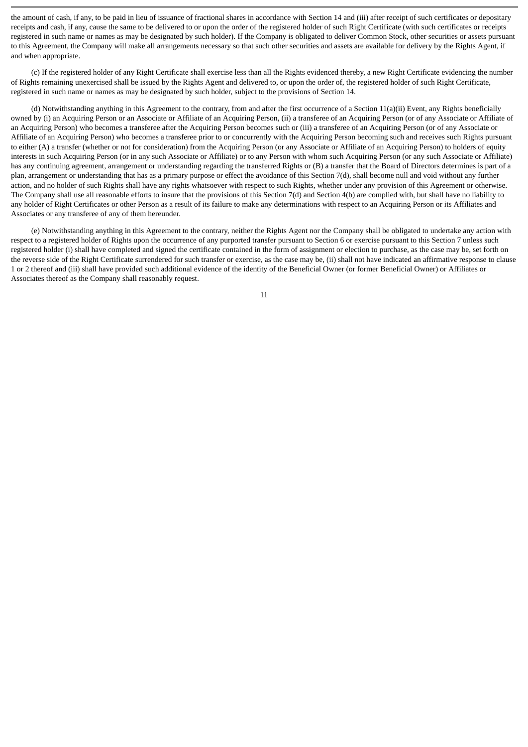the amount of cash, if any, to be paid in lieu of issuance of fractional shares in accordance with Section 14 and (iii) after receipt of such certificates or depositary receipts and cash, if any, cause the same to be delivered to or upon the order of the registered holder of such Right Certificate (with such certificates or receipts registered in such name or names as may be designated by such holder). If the Company is obligated to deliver Common Stock, other securities or assets pursuant to this Agreement, the Company will make all arrangements necessary so that such other securities and assets are available for delivery by the Rights Agent, if and when appropriate.

(c) If the registered holder of any Right Certificate shall exercise less than all the Rights evidenced thereby, a new Right Certificate evidencing the number of Rights remaining unexercised shall be issued by the Rights Agent and delivered to, or upon the order of, the registered holder of such Right Certificate, registered in such name or names as may be designated by such holder, subject to the provisions of Section 14.

(d) Notwithstanding anything in this Agreement to the contrary, from and after the first occurrence of a Section 11(a)(ii) Event, any Rights beneficially owned by (i) an Acquiring Person or an Associate or Affiliate of an Acquiring Person, (ii) a transferee of an Acquiring Person (or of any Associate or Affiliate of an Acquiring Person) who becomes a transferee after the Acquiring Person becomes such or (iii) a transferee of an Acquiring Person (or of any Associate or Affiliate of an Acquiring Person) who becomes a transferee prior to or concurrently with the Acquiring Person becoming such and receives such Rights pursuant to either (A) a transfer (whether or not for consideration) from the Acquiring Person (or any Associate or Affiliate of an Acquiring Person) to holders of equity interests in such Acquiring Person (or in any such Associate or Affiliate) or to any Person with whom such Acquiring Person (or any such Associate or Affiliate) has any continuing agreement, arrangement or understanding regarding the transferred Rights or (B) a transfer that the Board of Directors determines is part of a plan, arrangement or understanding that has as a primary purpose or effect the avoidance of this Section 7(d), shall become null and void without any further action, and no holder of such Rights shall have any rights whatsoever with respect to such Rights, whether under any provision of this Agreement or otherwise. The Company shall use all reasonable efforts to insure that the provisions of this Section 7(d) and Section 4(b) are complied with, but shall have no liability to any holder of Right Certificates or other Person as a result of its failure to make any determinations with respect to an Acquiring Person or its Affiliates and Associates or any transferee of any of them hereunder.

(e) Notwithstanding anything in this Agreement to the contrary, neither the Rights Agent nor the Company shall be obligated to undertake any action with respect to a registered holder of Rights upon the occurrence of any purported transfer pursuant to Section 6 or exercise pursuant to this Section 7 unless such registered holder (i) shall have completed and signed the certificate contained in the form of assignment or election to purchase, as the case may be, set forth on the reverse side of the Right Certificate surrendered for such transfer or exercise, as the case may be, (ii) shall not have indicated an affirmative response to clause 1 or 2 thereof and (iii) shall have provided such additional evidence of the identity of the Beneficial Owner (or former Beneficial Owner) or Affiliates or Associates thereof as the Company shall reasonably request.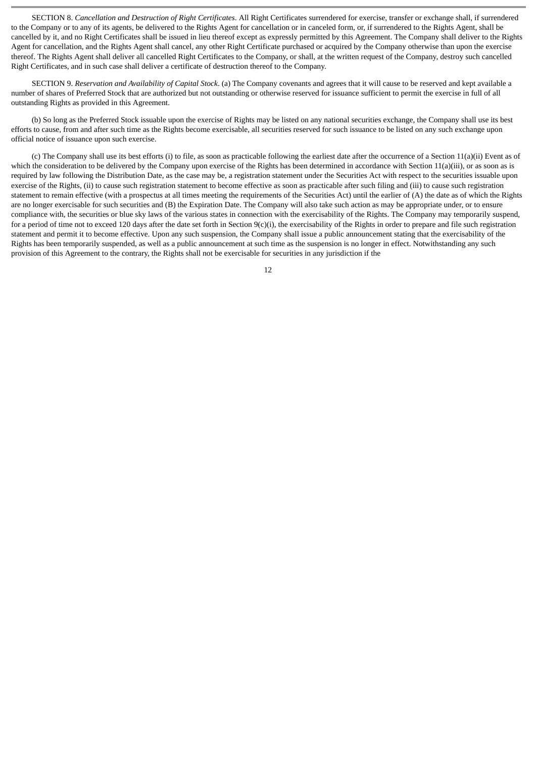SECTION 8. *Cancellation and Destruction of Right Certificates*. All Right Certificates surrendered for exercise, transfer or exchange shall, if surrendered to the Company or to any of its agents, be delivered to the Rights Agent for cancellation or in canceled form, or, if surrendered to the Rights Agent, shall be cancelled by it, and no Right Certificates shall be issued in lieu thereof except as expressly permitted by this Agreement. The Company shall deliver to the Rights Agent for cancellation, and the Rights Agent shall cancel, any other Right Certificate purchased or acquired by the Company otherwise than upon the exercise thereof. The Rights Agent shall deliver all cancelled Right Certificates to the Company, or shall, at the written request of the Company, destroy such cancelled Right Certificates, and in such case shall deliver a certificate of destruction thereof to the Company.

SECTION 9. *Reservation and Availability of Capital Stock*. (a) The Company covenants and agrees that it will cause to be reserved and kept available a number of shares of Preferred Stock that are authorized but not outstanding or otherwise reserved for issuance sufficient to permit the exercise in full of all outstanding Rights as provided in this Agreement.

(b) So long as the Preferred Stock issuable upon the exercise of Rights may be listed on any national securities exchange, the Company shall use its best efforts to cause, from and after such time as the Rights become exercisable, all securities reserved for such issuance to be listed on any such exchange upon official notice of issuance upon such exercise.

(c) The Company shall use its best efforts (i) to file, as soon as practicable following the earliest date after the occurrence of a Section 11(a)(ii) Event as of which the consideration to be delivered by the Company upon exercise of the Rights has been determined in accordance with Section 11(a)(iii), or as soon as is required by law following the Distribution Date, as the case may be, a registration statement under the Securities Act with respect to the securities issuable upon exercise of the Rights, (ii) to cause such registration statement to become effective as soon as practicable after such filing and (iii) to cause such registration statement to remain effective (with a prospectus at all times meeting the requirements of the Securities Act) until the earlier of (A) the date as of which the Rights are no longer exercisable for such securities and (B) the Expiration Date. The Company will also take such action as may be appropriate under, or to ensure compliance with, the securities or blue sky laws of the various states in connection with the exercisability of the Rights. The Company may temporarily suspend, for a period of time not to exceed 120 days after the date set forth in Section 9(c)(i), the exercisability of the Rights in order to prepare and file such registration statement and permit it to become effective. Upon any such suspension, the Company shall issue a public announcement stating that the exercisability of the Rights has been temporarily suspended, as well as a public announcement at such time as the suspension is no longer in effect. Notwithstanding any such provision of this Agreement to the contrary, the Rights shall not be exercisable for securities in any jurisdiction if the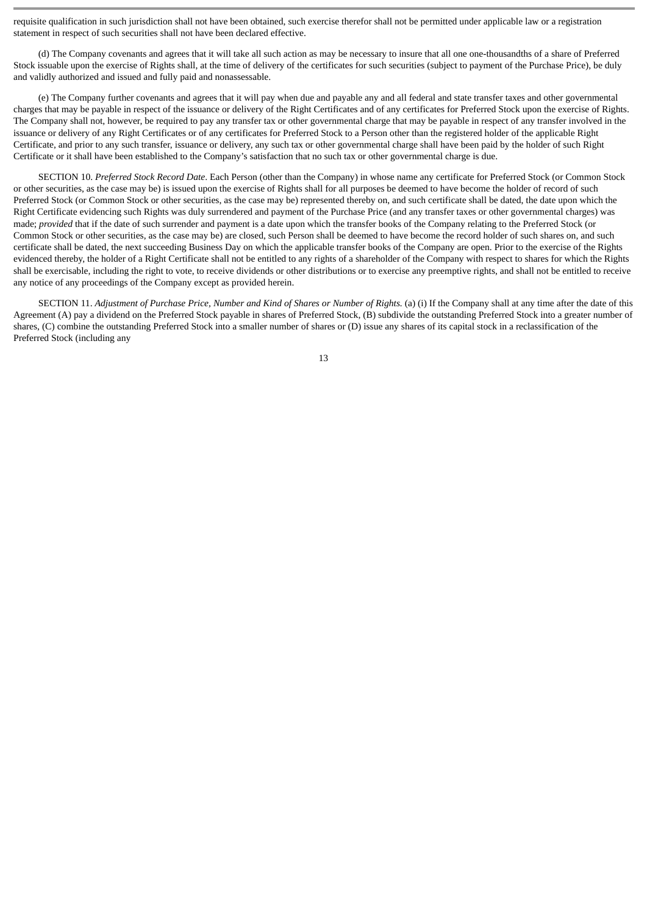requisite qualification in such jurisdiction shall not have been obtained, such exercise therefor shall not be permitted under applicable law or a registration statement in respect of such securities shall not have been declared effective.

(d) The Company covenants and agrees that it will take all such action as may be necessary to insure that all one one-thousandths of a share of Preferred Stock issuable upon the exercise of Rights shall, at the time of delivery of the certificates for such securities (subject to payment of the Purchase Price), be duly and validly authorized and issued and fully paid and nonassessable.

(e) The Company further covenants and agrees that it will pay when due and payable any and all federal and state transfer taxes and other governmental charges that may be payable in respect of the issuance or delivery of the Right Certificates and of any certificates for Preferred Stock upon the exercise of Rights. The Company shall not, however, be required to pay any transfer tax or other governmental charge that may be payable in respect of any transfer involved in the issuance or delivery of any Right Certificates or of any certificates for Preferred Stock to a Person other than the registered holder of the applicable Right Certificate, and prior to any such transfer, issuance or delivery, any such tax or other governmental charge shall have been paid by the holder of such Right Certificate or it shall have been established to the Company's satisfaction that no such tax or other governmental charge is due.

SECTION 10. *Preferred Stock Record Date*. Each Person (other than the Company) in whose name any certificate for Preferred Stock (or Common Stock or other securities, as the case may be) is issued upon the exercise of Rights shall for all purposes be deemed to have become the holder of record of such Preferred Stock (or Common Stock or other securities, as the case may be) represented thereby on, and such certificate shall be dated, the date upon which the Right Certificate evidencing such Rights was duly surrendered and payment of the Purchase Price (and any transfer taxes or other governmental charges) was made; *provided* that if the date of such surrender and payment is a date upon which the transfer books of the Company relating to the Preferred Stock (or Common Stock or other securities, as the case may be) are closed, such Person shall be deemed to have become the record holder of such shares on, and such certificate shall be dated, the next succeeding Business Day on which the applicable transfer books of the Company are open. Prior to the exercise of the Rights evidenced thereby, the holder of a Right Certificate shall not be entitled to any rights of a shareholder of the Company with respect to shares for which the Rights shall be exercisable, including the right to vote, to receive dividends or other distributions or to exercise any preemptive rights, and shall not be entitled to receive any notice of any proceedings of the Company except as provided herein.

SECTION 11. *Adjustment of Purchase Price, Number and Kind of Shares or Number of Rights.* (a) (i) If the Company shall at any time after the date of this Agreement (A) pay a dividend on the Preferred Stock payable in shares of Preferred Stock, (B) subdivide the outstanding Preferred Stock into a greater number of shares, (C) combine the outstanding Preferred Stock into a smaller number of shares or (D) issue any shares of its capital stock in a reclassification of the Preferred Stock (including any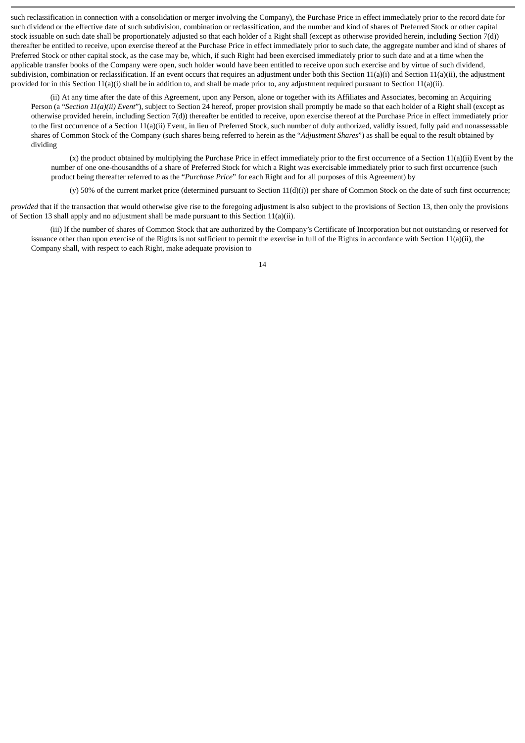such reclassification in connection with a consolidation or merger involving the Company), the Purchase Price in effect immediately prior to the record date for such dividend or the effective date of such subdivision, combination or reclassification, and the number and kind of shares of Preferred Stock or other capital stock issuable on such date shall be proportionately adjusted so that each holder of a Right shall (except as otherwise provided herein, including Section 7(d)) thereafter be entitled to receive, upon exercise thereof at the Purchase Price in effect immediately prior to such date, the aggregate number and kind of shares of Preferred Stock or other capital stock, as the case may be, which, if such Right had been exercised immediately prior to such date and at a time when the applicable transfer books of the Company were open, such holder would have been entitled to receive upon such exercise and by virtue of such dividend, subdivision, combination or reclassification. If an event occurs that requires an adjustment under both this Section 11(a)(i) and Section 11(a)(ii), the adjustment provided for in this Section 11(a)(i) shall be in addition to, and shall be made prior to, any adjustment required pursuant to Section 11(a)(ii).

(ii) At any time after the date of this Agreement, upon any Person, alone or together with its Affiliates and Associates, becoming an Acquiring Person (a "*Section 11(a)(ii) Event*"), subject to Section 24 hereof, proper provision shall promptly be made so that each holder of a Right shall (except as otherwise provided herein, including Section 7(d)) thereafter be entitled to receive, upon exercise thereof at the Purchase Price in effect immediately prior to the first occurrence of a Section 11(a)(ii) Event, in lieu of Preferred Stock, such number of duly authorized, validly issued, fully paid and nonassessable shares of Common Stock of the Company (such shares being referred to herein as the "*Adjustment Shares*") as shall be equal to the result obtained by dividing

(x) the product obtained by multiplying the Purchase Price in effect immediately prior to the first occurrence of a Section 11(a)(ii) Event by the number of one one-thousandths of a share of Preferred Stock for which a Right was exercisable immediately prior to such first occurrence (such product being thereafter referred to as the "*Purchase Price*" for each Right and for all purposes of this Agreement) by

(y) 50% of the current market price (determined pursuant to Section 11(d)(i)) per share of Common Stock on the date of such first occurrence;

*provided* that if the transaction that would otherwise give rise to the foregoing adjustment is also subject to the provisions of Section 13, then only the provisions of Section 13 shall apply and no adjustment shall be made pursuant to this Section 11(a)(ii).

(iii) If the number of shares of Common Stock that are authorized by the Company's Certificate of Incorporation but not outstanding or reserved for issuance other than upon exercise of the Rights is not sufficient to permit the exercise in full of the Rights in accordance with Section 11(a)(ii), the Company shall, with respect to each Right, make adequate provision to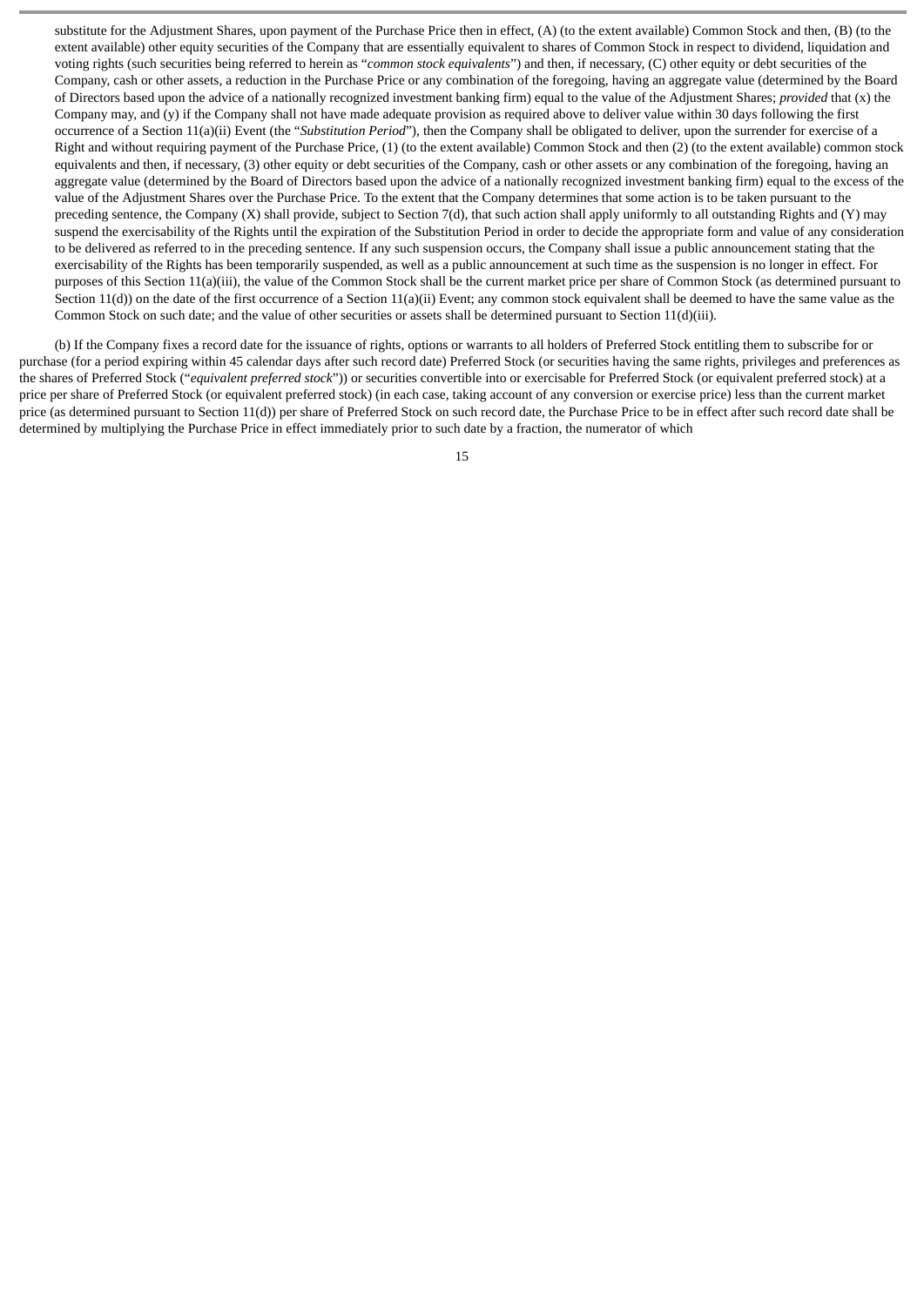substitute for the Adjustment Shares, upon payment of the Purchase Price then in effect, (A) (to the extent available) Common Stock and then, (B) (to the extent available) other equity securities of the Company that are essentially equivalent to shares of Common Stock in respect to dividend, liquidation and voting rights (such securities being referred to herein as "*common stock equivalents*") and then, if necessary, (C) other equity or debt securities of the Company, cash or other assets, a reduction in the Purchase Price or any combination of the foregoing, having an aggregate value (determined by the Board of Directors based upon the advice of a nationally recognized investment banking firm) equal to the value of the Adjustment Shares; *provided* that (x) the Company may, and (y) if the Company shall not have made adequate provision as required above to deliver value within 30 days following the first occurrence of a Section 11(a)(ii) Event (the "*Substitution Period*"), then the Company shall be obligated to deliver, upon the surrender for exercise of a Right and without requiring payment of the Purchase Price, (1) (to the extent available) Common Stock and then (2) (to the extent available) common stock equivalents and then, if necessary, (3) other equity or debt securities of the Company, cash or other assets or any combination of the foregoing, having an aggregate value (determined by the Board of Directors based upon the advice of a nationally recognized investment banking firm) equal to the excess of the value of the Adjustment Shares over the Purchase Price. To the extent that the Company determines that some action is to be taken pursuant to the preceding sentence, the Company (X) shall provide, subject to Section 7(d), that such action shall apply uniformly to all outstanding Rights and (Y) may suspend the exercisability of the Rights until the expiration of the Substitution Period in order to decide the appropriate form and value of any consideration to be delivered as referred to in the preceding sentence. If any such suspension occurs, the Company shall issue a public announcement stating that the exercisability of the Rights has been temporarily suspended, as well as a public announcement at such time as the suspension is no longer in effect. For purposes of this Section 11(a)(iii), the value of the Common Stock shall be the current market price per share of Common Stock (as determined pursuant to Section 11(d)) on the date of the first occurrence of a Section 11(a)(ii) Event; any common stock equivalent shall be deemed to have the same value as the Common Stock on such date; and the value of other securities or assets shall be determined pursuant to Section 11(d)(iii).

(b) If the Company fixes a record date for the issuance of rights, options or warrants to all holders of Preferred Stock entitling them to subscribe for or purchase (for a period expiring within 45 calendar days after such record date) Preferred Stock (or securities having the same rights, privileges and preferences as the shares of Preferred Stock ("*equivalent preferred stock*")) or securities convertible into or exercisable for Preferred Stock (or equivalent preferred stock) at a price per share of Preferred Stock (or equivalent preferred stock) (in each case, taking account of any conversion or exercise price) less than the current market price (as determined pursuant to Section 11(d)) per share of Preferred Stock on such record date, the Purchase Price to be in effect after such record date shall be determined by multiplying the Purchase Price in effect immediately prior to such date by a fraction, the numerator of which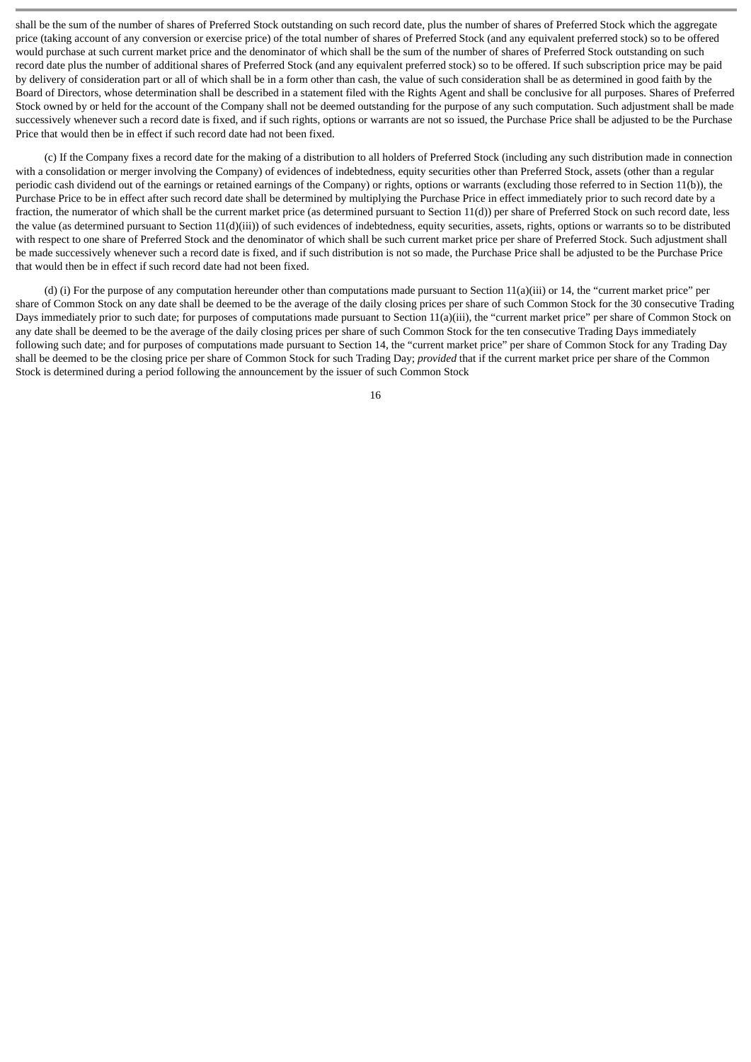shall be the sum of the number of shares of Preferred Stock outstanding on such record date, plus the number of shares of Preferred Stock which the aggregate price (taking account of any conversion or exercise price) of the total number of shares of Preferred Stock (and any equivalent preferred stock) so to be offered would purchase at such current market price and the denominator of which shall be the sum of the number of shares of Preferred Stock outstanding on such record date plus the number of additional shares of Preferred Stock (and any equivalent preferred stock) so to be offered. If such subscription price may be paid by delivery of consideration part or all of which shall be in a form other than cash, the value of such consideration shall be as determined in good faith by the Board of Directors, whose determination shall be described in a statement filed with the Rights Agent and shall be conclusive for all purposes. Shares of Preferred Stock owned by or held for the account of the Company shall not be deemed outstanding for the purpose of any such computation. Such adjustment shall be made successively whenever such a record date is fixed, and if such rights, options or warrants are not so issued, the Purchase Price shall be adjusted to be the Purchase Price that would then be in effect if such record date had not been fixed.

(c) If the Company fixes a record date for the making of a distribution to all holders of Preferred Stock (including any such distribution made in connection with a consolidation or merger involving the Company) of evidences of indebtedness, equity securities other than Preferred Stock, assets (other than a regular periodic cash dividend out of the earnings or retained earnings of the Company) or rights, options or warrants (excluding those referred to in Section 11(b)), the Purchase Price to be in effect after such record date shall be determined by multiplying the Purchase Price in effect immediately prior to such record date by a fraction, the numerator of which shall be the current market price (as determined pursuant to Section 11(d)) per share of Preferred Stock on such record date, less the value (as determined pursuant to Section 11(d)(iii)) of such evidences of indebtedness, equity securities, assets, rights, options or warrants so to be distributed with respect to one share of Preferred Stock and the denominator of which shall be such current market price per share of Preferred Stock. Such adjustment shall be made successively whenever such a record date is fixed, and if such distribution is not so made, the Purchase Price shall be adjusted to be the Purchase Price that would then be in effect if such record date had not been fixed.

(d) (i) For the purpose of any computation hereunder other than computations made pursuant to Section 11(a)(iii) or 14, the "current market price" per share of Common Stock on any date shall be deemed to be the average of the daily closing prices per share of such Common Stock for the 30 consecutive Trading Days immediately prior to such date; for purposes of computations made pursuant to Section 11(a)(iii), the "current market price" per share of Common Stock on any date shall be deemed to be the average of the daily closing prices per share of such Common Stock for the ten consecutive Trading Days immediately following such date; and for purposes of computations made pursuant to Section 14, the "current market price" per share of Common Stock for any Trading Day shall be deemed to be the closing price per share of Common Stock for such Trading Day; *provided* that if the current market price per share of the Common Stock is determined during a period following the announcement by the issuer of such Common Stock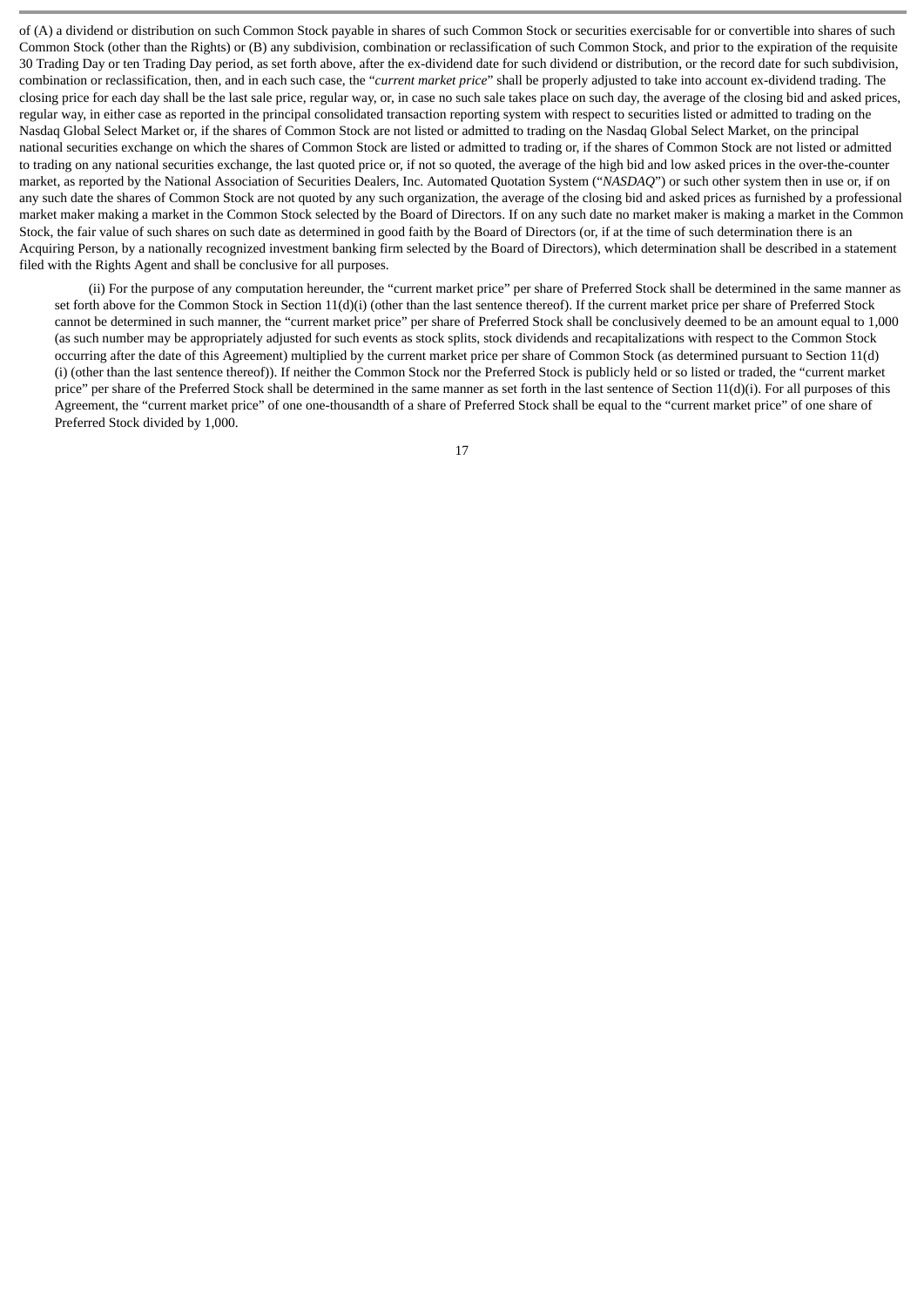of (A) a dividend or distribution on such Common Stock payable in shares of such Common Stock or securities exercisable for or convertible into shares of such Common Stock (other than the Rights) or (B) any subdivision, combination or reclassification of such Common Stock, and prior to the expiration of the requisite 30 Trading Day or ten Trading Day period, as set forth above, after the ex-dividend date for such dividend or distribution, or the record date for such subdivision, combination or reclassification, then, and in each such case, the "*current market price*" shall be properly adjusted to take into account ex-dividend trading. The closing price for each day shall be the last sale price, regular way, or, in case no such sale takes place on such day, the average of the closing bid and asked prices, regular way, in either case as reported in the principal consolidated transaction reporting system with respect to securities listed or admitted to trading on the Nasdaq Global Select Market or, if the shares of Common Stock are not listed or admitted to trading on the Nasdaq Global Select Market, on the principal national securities exchange on which the shares of Common Stock are listed or admitted to trading or, if the shares of Common Stock are not listed or admitted to trading on any national securities exchange, the last quoted price or, if not so quoted, the average of the high bid and low asked prices in the over-the-counter market, as reported by the National Association of Securities Dealers, Inc. Automated Quotation System ("*NASDAQ*") or such other system then in use or, if on any such date the shares of Common Stock are not quoted by any such organization, the average of the closing bid and asked prices as furnished by a professional market maker making a market in the Common Stock selected by the Board of Directors. If on any such date no market maker is making a market in the Common Stock, the fair value of such shares on such date as determined in good faith by the Board of Directors (or, if at the time of such determination there is an Acquiring Person, by a nationally recognized investment banking firm selected by the Board of Directors), which determination shall be described in a statement filed with the Rights Agent and shall be conclusive for all purposes.

(ii) For the purpose of any computation hereunder, the "current market price" per share of Preferred Stock shall be determined in the same manner as set forth above for the Common Stock in Section 11(d)(i) (other than the last sentence thereof). If the current market price per share of Preferred Stock cannot be determined in such manner, the "current market price" per share of Preferred Stock shall be conclusively deemed to be an amount equal to 1,000 (as such number may be appropriately adjusted for such events as stock splits, stock dividends and recapitalizations with respect to the Common Stock occurring after the date of this Agreement) multiplied by the current market price per share of Common Stock (as determined pursuant to Section 11(d)(i) (other than the last sentence thereof)). If neither the Common Stock nor the Preferred Stock is publicly held or so listed or traded, the "current market price" per share of the Preferred Stock shall be determined in the same manner as set forth in the last sentence of Section 11(d)(i). For all purposes of this Agreement, the "current market price" of one one-thousandth of a share of Preferred Stock shall be equal to the "current market price" of one share of Preferred Stock divided by 1,000.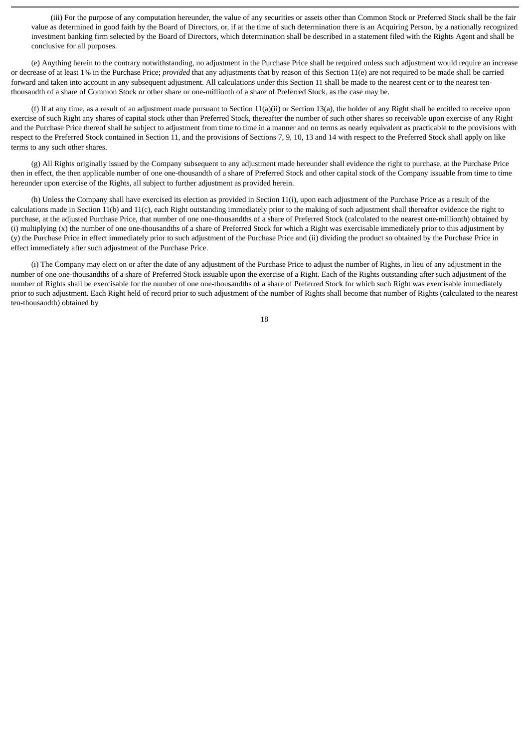(iii) For the purpose of any computation hereunder, the value of any securities or assets other than Common Stock or Preferred Stock shall be the fair value as determined in good faith by the Board of Directors, or, if at the time of such determination there is an Acquiring Person, by a nationally recognized investment banking firm selected by the Board of Directors, which determination shall be described in a statement filed with the Rights Agent and shall be conclusive for all purposes.

(e) Anything herein to the contrary notwithstanding, no adjustment in the Purchase Price shall be required unless such adjustment would require an increase or decrease of at least 1% in the Purchase Price; *provided* that any adjustments that by reason of this Section 11(e) are not required to be made shall be carried forward and taken into account in any subsequent adjustment. All calculations under this Section 11 shall be made to the nearest cent or to the nearest ten-thousandth of a share of Common Stock or other share or one-millionth of a share of Preferred Stock, as the case may be.

(f) If at any time, as a result of an adjustment made pursuant to Section 11(a)(ii) or Section 13(a), the holder of any Right shall be entitled to receive upon exercise of such Right any shares of capital stock other than Preferred Stock, thereafter the number of such other shares so receivable upon exercise of any Right and the Purchase Price thereof shall be subject to adjustment from time to time in a manner and on terms as nearly equivalent as practicable to the provisions with respect to the Preferred Stock contained in Section 11, and the provisions of Sections 7, 9, 10, 13 and 14 with respect to the Preferred Stock shall apply on like terms to any such other shares.

(g) All Rights originally issued by the Company subsequent to any adjustment made hereunder shall evidence the right to purchase, at the Purchase Price then in effect, the then applicable number of one one-thousandth of a share of Preferred Stock and other capital stock of the Company issuable from time to time hereunder upon exercise of the Rights, all subject to further adjustment as provided herein.

(h) Unless the Company shall have exercised its election as provided in Section 11(i), upon each adjustment of the Purchase Price as a result of the calculations made in Section 11(b) and 11(c), each Right outstanding immediately prior to the making of such adjustment shall thereafter evidence the right to purchase, at the adjusted Purchase Price, that number of one one-thousandths of a share of Preferred Stock (calculated to the nearest one-millionth) obtained by (i) multiplying (x) the number of one one-thousandths of a share of Preferred Stock for which a Right was exercisable immediately prior to this adjustment by (y) the Purchase Price in effect immediately prior to such adjustment of the Purchase Price and (ii) dividing the product so obtained by the Purchase Price in effect immediately after such adjustment of the Purchase Price.

(i) The Company may elect on or after the date of any adjustment of the Purchase Price to adjust the number of Rights, in lieu of any adjustment in the number of one one-thousandths of a share of Preferred Stock issuable upon the exercise of a Right. Each of the Rights outstanding after such adjustment of the number of Rights shall be exercisable for the number of one one-thousandths of a share of Preferred Stock for which such Right was exercisable immediately prior to such adjustment. Each Right held of record prior to such adjustment of the number of Rights shall become that number of Rights (calculated to the nearest ten-thousandth) obtained by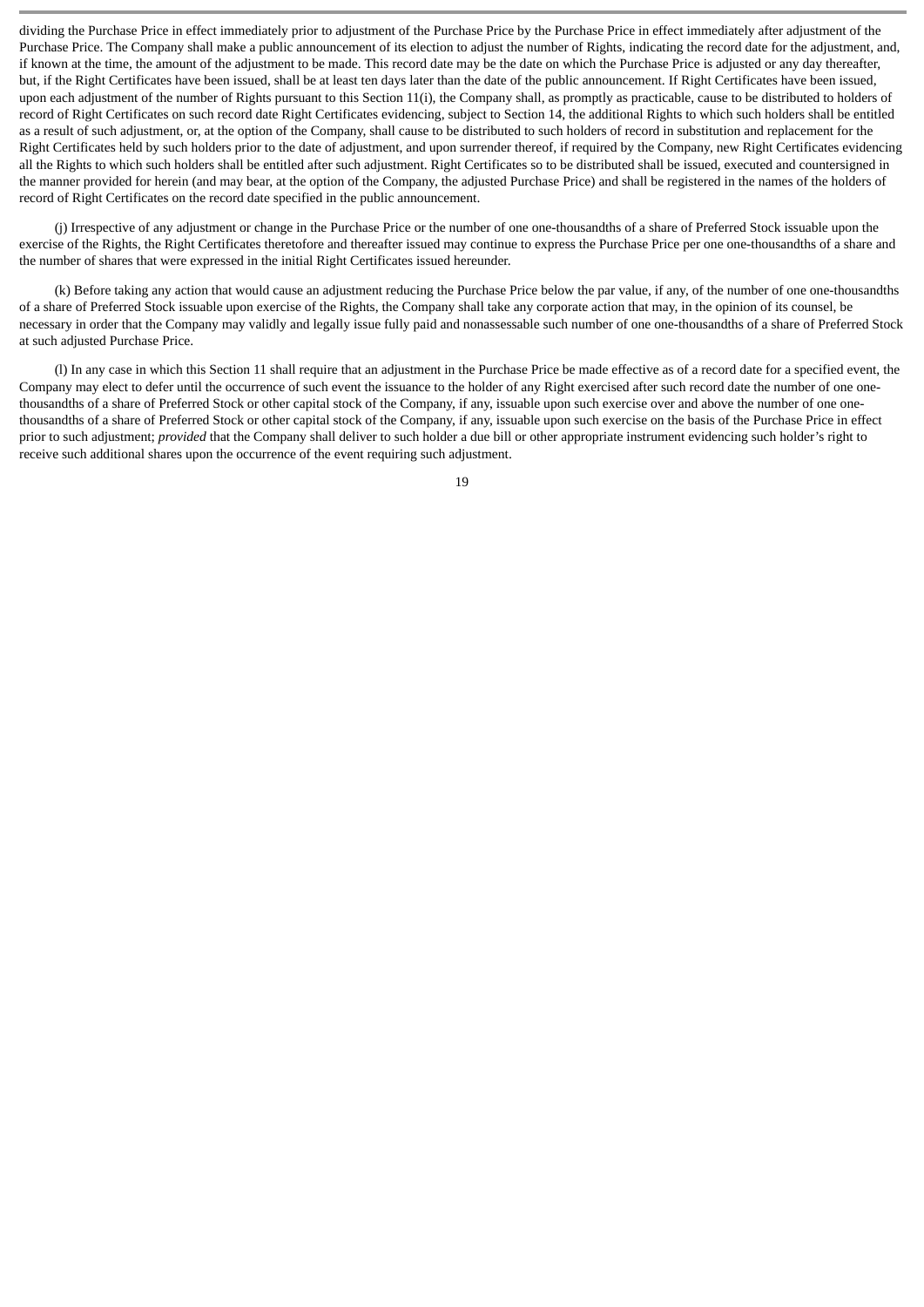dividing the Purchase Price in effect immediately prior to adjustment of the Purchase Price by the Purchase Price in effect immediately after adjustment of the Purchase Price. The Company shall make a public announcement of its election to adjust the number of Rights, indicating the record date for the adjustment, and, if known at the time, the amount of the adjustment to be made. This record date may be the date on which the Purchase Price is adjusted or any day thereafter, but, if the Right Certificates have been issued, shall be at least ten days later than the date of the public announcement. If Right Certificates have been issued, upon each adjustment of the number of Rights pursuant to this Section 11(i), the Company shall, as promptly as practicable, cause to be distributed to holders of record of Right Certificates on such record date Right Certificates evidencing, subject to Section 14, the additional Rights to which such holders shall be entitled as a result of such adjustment, or, at the option of the Company, shall cause to be distributed to such holders of record in substitution and replacement for the Right Certificates held by such holders prior to the date of adjustment, and upon surrender thereof, if required by the Company, new Right Certificates evidencing all the Rights to which such holders shall be entitled after such adjustment. Right Certificates so to be distributed shall be issued, executed and countersigned in the manner provided for herein (and may bear, at the option of the Company, the adjusted Purchase Price) and shall be registered in the names of the holders of record of Right Certificates on the record date specified in the public announcement.

(j) Irrespective of any adjustment or change in the Purchase Price or the number of one one-thousandths of a share of Preferred Stock issuable upon the exercise of the Rights, the Right Certificates theretofore and thereafter issued may continue to express the Purchase Price per one one-thousandths of a share and the number of shares that were expressed in the initial Right Certificates issued hereunder.

(k) Before taking any action that would cause an adjustment reducing the Purchase Price below the par value, if any, of the number of one one-thousandths of a share of Preferred Stock issuable upon exercise of the Rights, the Company shall take any corporate action that may, in the opinion of its counsel, be necessary in order that the Company may validly and legally issue fully paid and nonassessable such number of one one-thousandths of a share of Preferred Stock at such adjusted Purchase Price.

(l) In any case in which this Section 11 shall require that an adjustment in the Purchase Price be made effective as of a record date for a specified event, the Company may elect to defer until the occurrence of such event the issuance to the holder of any Right exercised after such record date the number of one one-thousandths of a share of Preferred Stock or other capital stock of the Company, if any, issuable upon such exercise over and above the number of one one-thousandths of a share of Preferred Stock or other capital stock of the Company, if any, issuable upon such exercise on the basis of the Purchase Price in effect prior to such adjustment; *provided* that the Company shall deliver to such holder a due bill or other appropriate instrument evidencing such holder's right to receive such additional shares upon the occurrence of the event requiring such adjustment.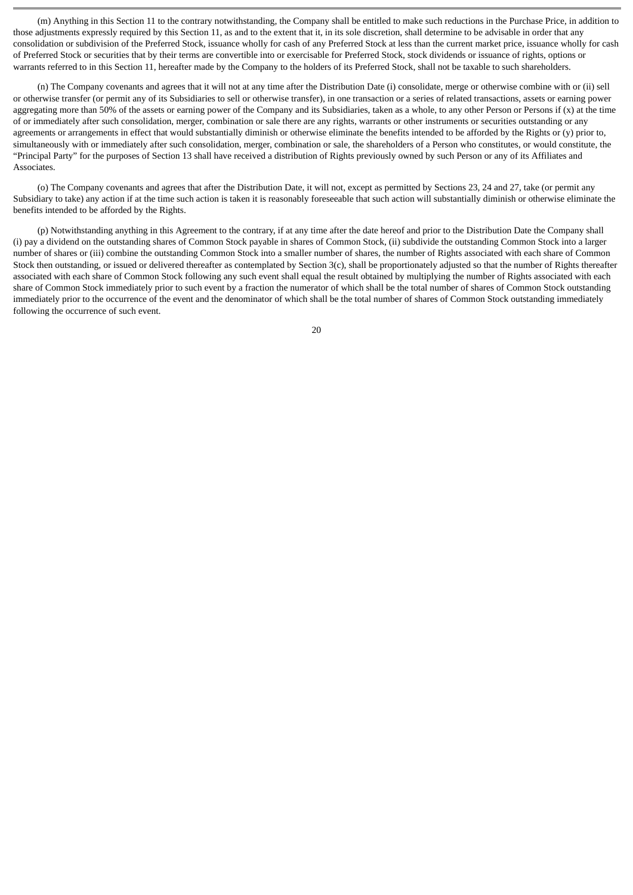(m) Anything in this Section 11 to the contrary notwithstanding, the Company shall be entitled to make such reductions in the Purchase Price, in addition to those adjustments expressly required by this Section 11, as and to the extent that it, in its sole discretion, shall determine to be advisable in order that any consolidation or subdivision of the Preferred Stock, issuance wholly for cash of any Preferred Stock at less than the current market price, issuance wholly for cash of Preferred Stock or securities that by their terms are convertible into or exercisable for Preferred Stock, stock dividends or issuance of rights, options or warrants referred to in this Section 11, hereafter made by the Company to the holders of its Preferred Stock, shall not be taxable to such shareholders.

(n) The Company covenants and agrees that it will not at any time after the Distribution Date (i) consolidate, merge or otherwise combine with or (ii) sell or otherwise transfer (or permit any of its Subsidiaries to sell or otherwise transfer), in one transaction or a series of related transactions, assets or earning power aggregating more than 50% of the assets or earning power of the Company and its Subsidiaries, taken as a whole, to any other Person or Persons if (x) at the time of or immediately after such consolidation, merger, combination or sale there are any rights, warrants or other instruments or securities outstanding or any agreements or arrangements in effect that would substantially diminish or otherwise eliminate the benefits intended to be afforded by the Rights or (y) prior to, simultaneously with or immediately after such consolidation, merger, combination or sale, the shareholders of a Person who constitutes, or would constitute, the "Principal Party" for the purposes of Section 13 shall have received a distribution of Rights previously owned by such Person or any of its Affiliates and Associates.

(o) The Company covenants and agrees that after the Distribution Date, it will not, except as permitted by Sections 23, 24 and 27, take (or permit any Subsidiary to take) any action if at the time such action is taken it is reasonably foreseeable that such action will substantially diminish or otherwise eliminate the benefits intended to be afforded by the Rights.

(p) Notwithstanding anything in this Agreement to the contrary, if at any time after the date hereof and prior to the Distribution Date the Company shall (i) pay a dividend on the outstanding shares of Common Stock payable in shares of Common Stock, (ii) subdivide the outstanding Common Stock into a larger number of shares or (iii) combine the outstanding Common Stock into a smaller number of shares, the number of Rights associated with each share of Common Stock then outstanding, or issued or delivered thereafter as contemplated by Section 3(c), shall be proportionately adjusted so that the number of Rights thereafter associated with each share of Common Stock following any such event shall equal the result obtained by multiplying the number of Rights associated with each share of Common Stock immediately prior to such event by a fraction the numerator of which shall be the total number of shares of Common Stock outstanding immediately prior to the occurrence of the event and the denominator of which shall be the total number of shares of Common Stock outstanding immediately following the occurrence of such event.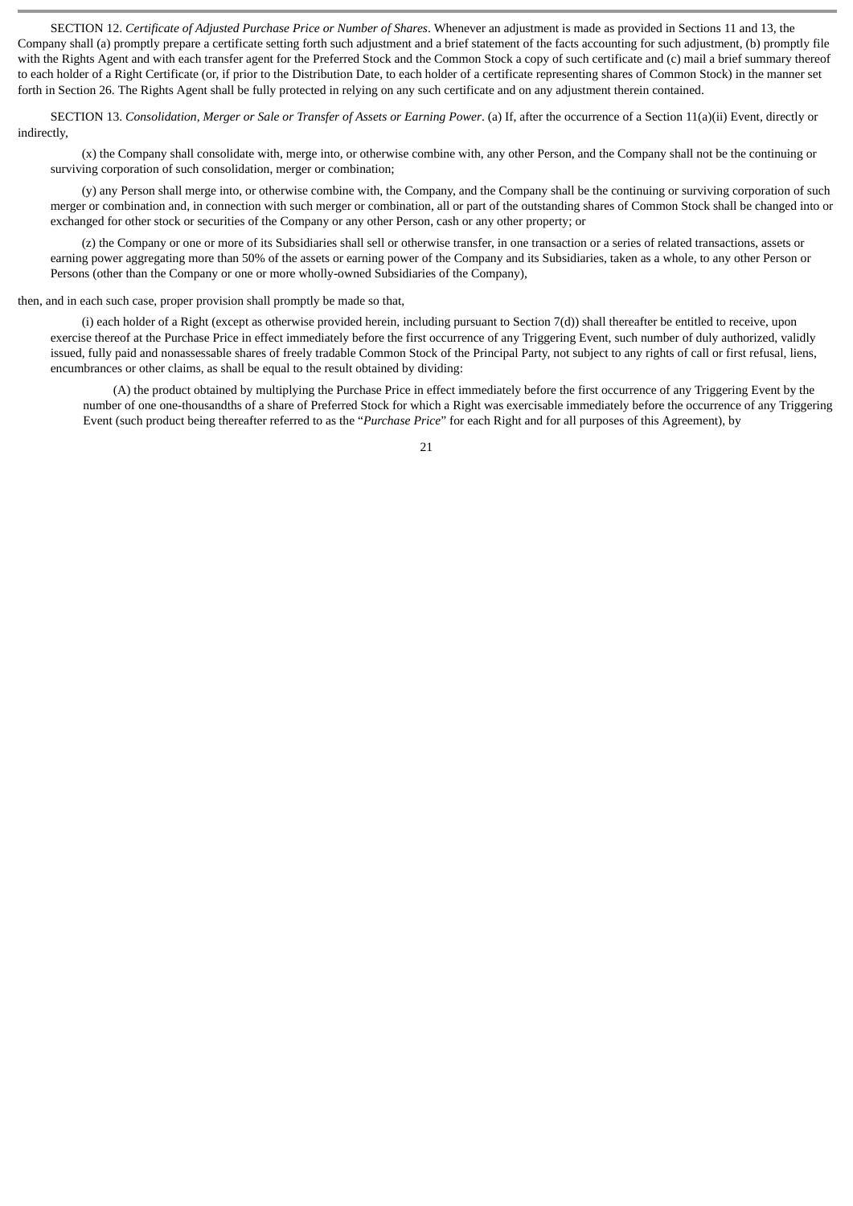SECTION 12. *Certificate of Adjusted Purchase Price or Number of Shares*. Whenever an adjustment is made as provided in Sections 11 and 13, the Company shall (a) promptly prepare a certificate setting forth such adjustment and a brief statement of the facts accounting for such adjustment, (b) promptly file with the Rights Agent and with each transfer agent for the Preferred Stock and the Common Stock a copy of such certificate and (c) mail a brief summary thereof to each holder of a Right Certificate (or, if prior to the Distribution Date, to each holder of a certificate representing shares of Common Stock) in the manner set forth in Section 26. The Rights Agent shall be fully protected in relying on any such certificate and on any adjustment therein contained.

SECTION 13. *Consolidation, Merger or Sale or Transfer of Assets or Earning Power*. (a) If, after the occurrence of a Section 11(a)(ii) Event, directly or indirectly,

(x) the Company shall consolidate with, merge into, or otherwise combine with, any other Person, and the Company shall not be the continuing or surviving corporation of such consolidation, merger or combination;

(y) any Person shall merge into, or otherwise combine with, the Company, and the Company shall be the continuing or surviving corporation of such merger or combination and, in connection with such merger or combination, all or part of the outstanding shares of Common Stock shall be changed into or exchanged for other stock or securities of the Company or any other Person, cash or any other property; or

(z) the Company or one or more of its Subsidiaries shall sell or otherwise transfer, in one transaction or a series of related transactions, assets or earning power aggregating more than 50% of the assets or earning power of the Company and its Subsidiaries, taken as a whole, to any other Person or Persons (other than the Company or one or more wholly-owned Subsidiaries of the Company),

then, and in each such case, proper provision shall promptly be made so that,

(i) each holder of a Right (except as otherwise provided herein, including pursuant to Section 7(d)) shall thereafter be entitled to receive, upon exercise thereof at the Purchase Price in effect immediately before the first occurrence of any Triggering Event, such number of duly authorized, validly issued, fully paid and nonassessable shares of freely tradable Common Stock of the Principal Party, not subject to any rights of call or first refusal, liens, encumbrances or other claims, as shall be equal to the result obtained by dividing:

(A) the product obtained by multiplying the Purchase Price in effect immediately before the first occurrence of any Triggering Event by the number of one one-thousandths of a share of Preferred Stock for which a Right was exercisable immediately before the occurrence of any Triggering Event (such product being thereafter referred to as the "*Purchase Price*" for each Right and for all purposes of this Agreement), by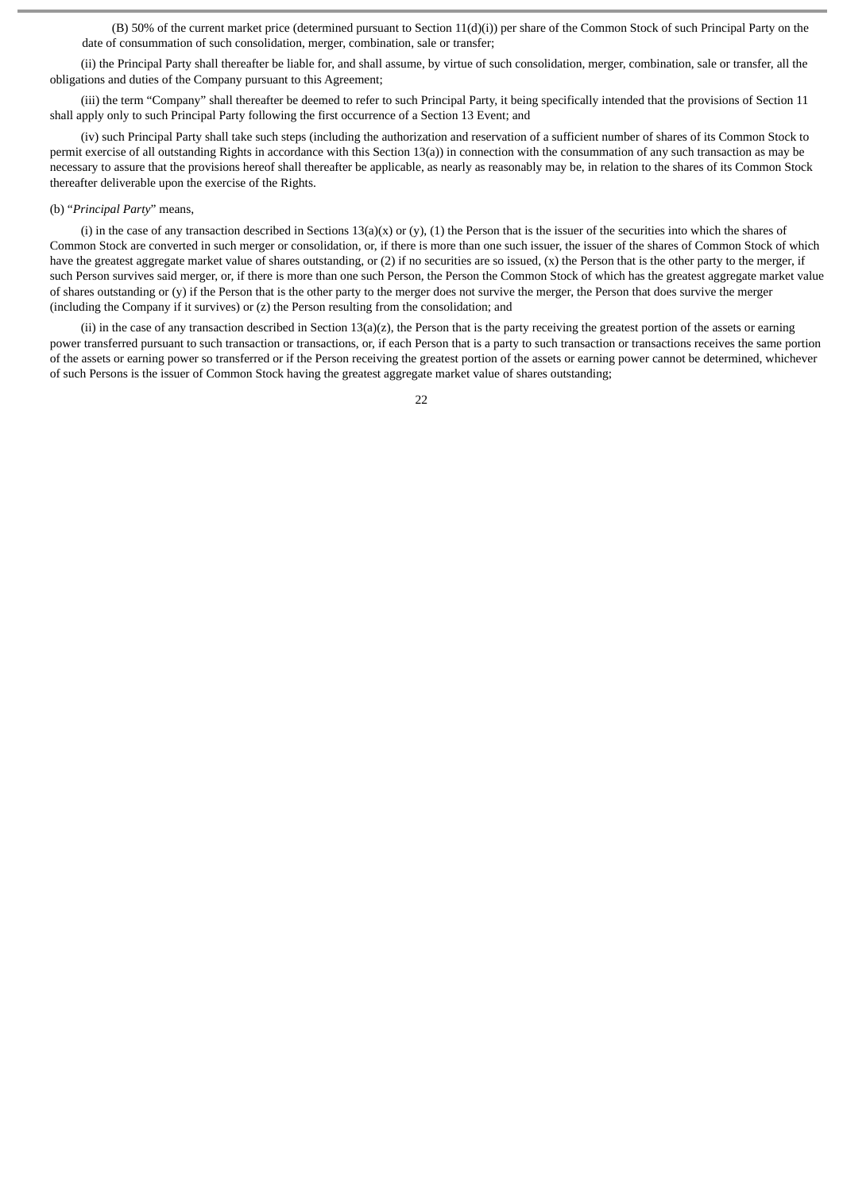(B) 50% of the current market price (determined pursuant to Section 11(d)(i)) per share of the Common Stock of such Principal Party on the date of consummation of such consolidation, merger, combination, sale or transfer;

(ii) the Principal Party shall thereafter be liable for, and shall assume, by virtue of such consolidation, merger, combination, sale or transfer, all the obligations and duties of the Company pursuant to this Agreement;

(iii) the term "Company" shall thereafter be deemed to refer to such Principal Party, it being specifically intended that the provisions of Section 11 shall apply only to such Principal Party following the first occurrence of a Section 13 Event; and

(iv) such Principal Party shall take such steps (including the authorization and reservation of a sufficient number of shares of its Common Stock to permit exercise of all outstanding Rights in accordance with this Section 13(a)) in connection with the consummation of any such transaction as may be necessary to assure that the provisions hereof shall thereafter be applicable, as nearly as reasonably may be, in relation to the shares of its Common Stock thereafter deliverable upon the exercise of the Rights.

(b) "*Principal Party*" means,

(i) in the case of any transaction described in Sections 13(a)(x) or (y), (1) the Person that is the issuer of the securities into which the shares of Common Stock are converted in such merger or consolidation, or, if there is more than one such issuer, the issuer of the shares of Common Stock of which have the greatest aggregate market value of shares outstanding, or (2) if no securities are so issued, (x) the Person that is the other party to the merger, if such Person survives said merger, or, if there is more than one such Person, the Person the Common Stock of which has the greatest aggregate market value of shares outstanding or (y) if the Person that is the other party to the merger does not survive the merger, the Person that does survive the merger (including the Company if it survives) or (z) the Person resulting from the consolidation; and

(ii) in the case of any transaction described in Section 13(a)(z), the Person that is the party receiving the greatest portion of the assets or earning power transferred pursuant to such transaction or transactions, or, if each Person that is a party to such transaction or transactions receives the same portion of the assets or earning power so transferred or if the Person receiving the greatest portion of the assets or earning power cannot be determined, whichever of such Persons is the issuer of Common Stock having the greatest aggregate market value of shares outstanding;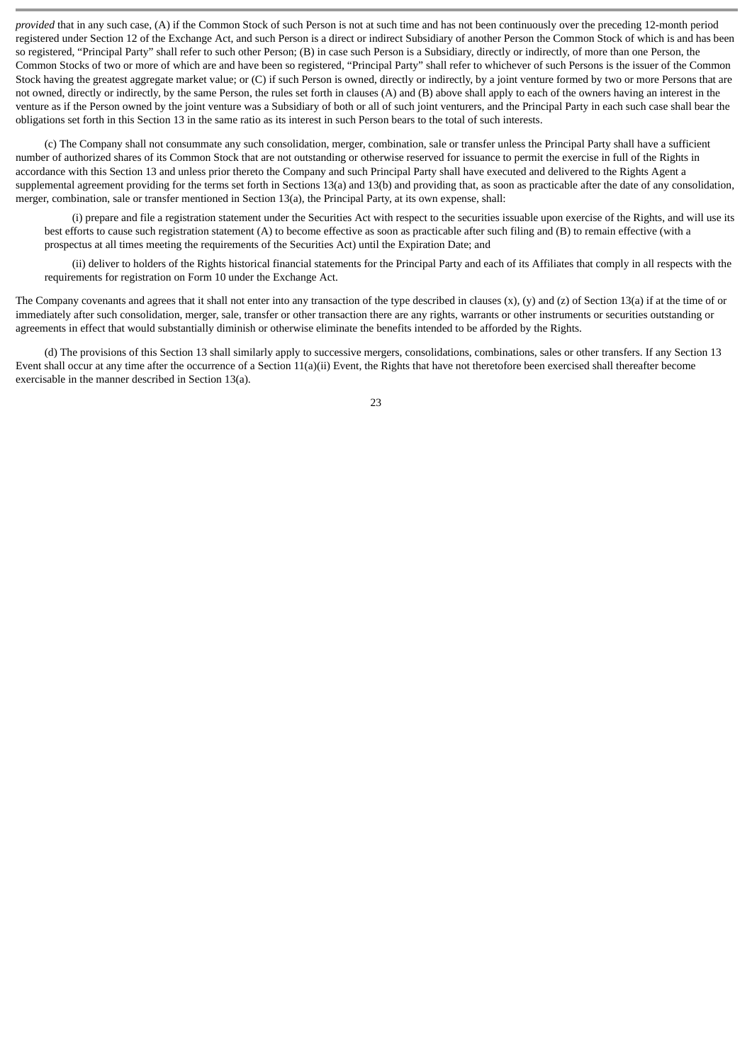*provided* that in any such case, (A) if the Common Stock of such Person is not at such time and has not been continuously over the preceding 12-month period registered under Section 12 of the Exchange Act, and such Person is a direct or indirect Subsidiary of another Person the Common Stock of which is and has been so registered, "Principal Party" shall refer to such other Person; (B) in case such Person is a Subsidiary, directly or indirectly, of more than one Person, the Common Stocks of two or more of which are and have been so registered, "Principal Party" shall refer to whichever of such Persons is the issuer of the Common Stock having the greatest aggregate market value; or (C) if such Person is owned, directly or indirectly, by a joint venture formed by two or more Persons that are not owned, directly or indirectly, by the same Person, the rules set forth in clauses (A) and (B) above shall apply to each of the owners having an interest in the venture as if the Person owned by the joint venture was a Subsidiary of both or all of such joint venturers, and the Principal Party in each such case shall bear the obligations set forth in this Section 13 in the same ratio as its interest in such Person bears to the total of such interests.

(c) The Company shall not consummate any such consolidation, merger, combination, sale or transfer unless the Principal Party shall have a sufficient number of authorized shares of its Common Stock that are not outstanding or otherwise reserved for issuance to permit the exercise in full of the Rights in accordance with this Section 13 and unless prior thereto the Company and such Principal Party shall have executed and delivered to the Rights Agent a supplemental agreement providing for the terms set forth in Sections 13(a) and 13(b) and providing that, as soon as practicable after the date of any consolidation, merger, combination, sale or transfer mentioned in Section 13(a), the Principal Party, at its own expense, shall:

(i) prepare and file a registration statement under the Securities Act with respect to the securities issuable upon exercise of the Rights, and will use its best efforts to cause such registration statement (A) to become effective as soon as practicable after such filing and (B) to remain effective (with a prospectus at all times meeting the requirements of the Securities Act) until the Expiration Date; and

(ii) deliver to holders of the Rights historical financial statements for the Principal Party and each of its Affiliates that comply in all respects with the requirements for registration on Form 10 under the Exchange Act.

The Company covenants and agrees that it shall not enter into any transaction of the type described in clauses (x), (y) and (z) of Section 13(a) if at the time of or immediately after such consolidation, merger, sale, transfer or other transaction there are any rights, warrants or other instruments or securities outstanding or agreements in effect that would substantially diminish or otherwise eliminate the benefits intended to be afforded by the Rights.

(d) The provisions of this Section 13 shall similarly apply to successive mergers, consolidations, combinations, sales or other transfers. If any Section 13 Event shall occur at any time after the occurrence of a Section 11(a)(ii) Event, the Rights that have not theretofore been exercised shall thereafter become exercisable in the manner described in Section 13(a).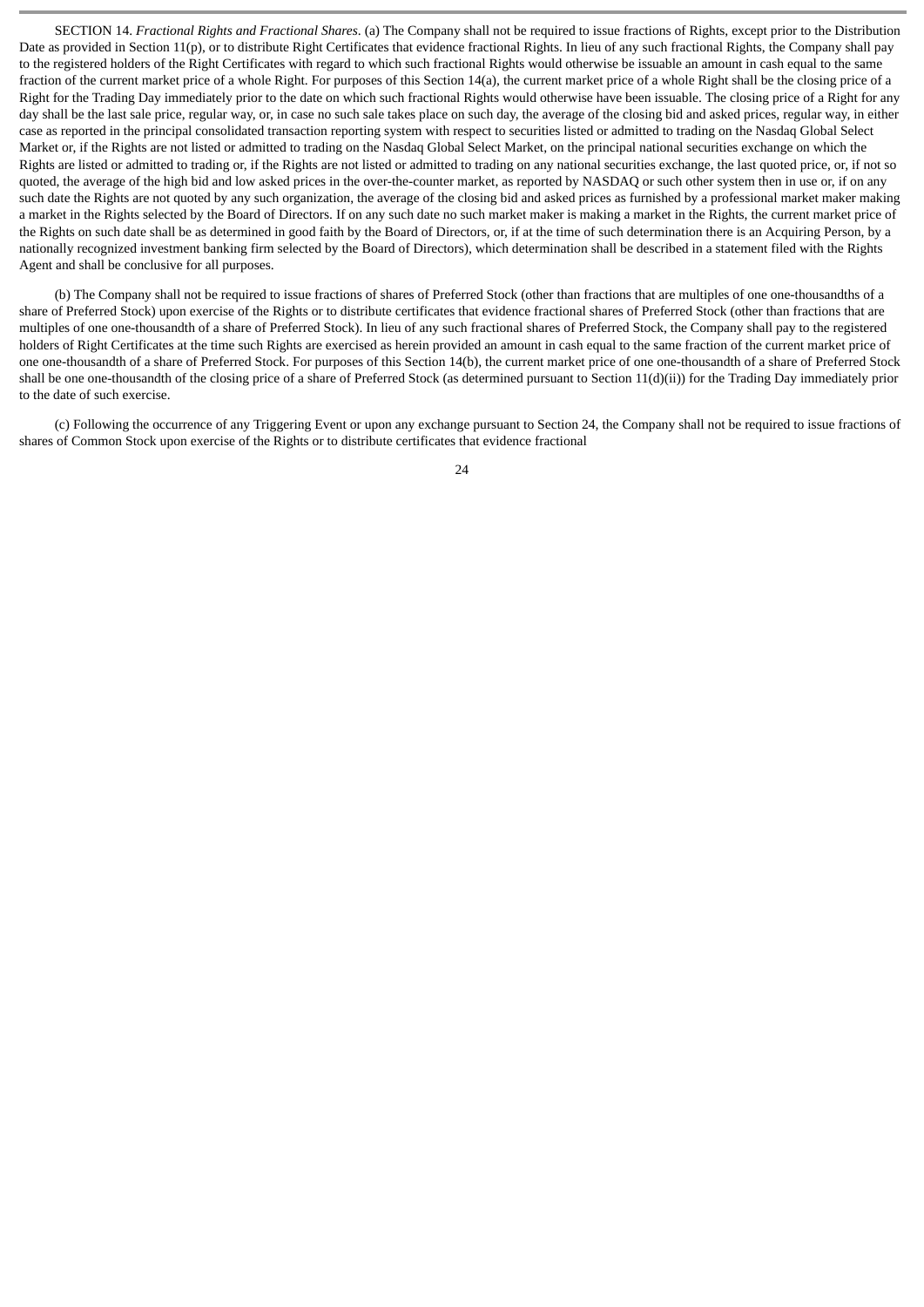SECTION 14. *Fractional Rights and Fractional Shares*. (a) The Company shall not be required to issue fractions of Rights, except prior to the Distribution Date as provided in Section 11(p), or to distribute Right Certificates that evidence fractional Rights. In lieu of any such fractional Rights, the Company shall pay to the registered holders of the Right Certificates with regard to which such fractional Rights would otherwise be issuable an amount in cash equal to the same fraction of the current market price of a whole Right. For purposes of this Section 14(a), the current market price of a whole Right shall be the closing price of a Right for the Trading Day immediately prior to the date on which such fractional Rights would otherwise have been issuable. The closing price of a Right for any day shall be the last sale price, regular way, or, in case no such sale takes place on such day, the average of the closing bid and asked prices, regular way, in either case as reported in the principal consolidated transaction reporting system with respect to securities listed or admitted to trading on the Nasdaq Global Select Market or, if the Rights are not listed or admitted to trading on the Nasdaq Global Select Market, on the principal national securities exchange on which the Rights are listed or admitted to trading or, if the Rights are not listed or admitted to trading on any national securities exchange, the last quoted price, or, if not so quoted, the average of the high bid and low asked prices in the over-the-counter market, as reported by NASDAQ or such other system then in use or, if on any such date the Rights are not quoted by any such organization, the average of the closing bid and asked prices as furnished by a professional market maker making a market in the Rights selected by the Board of Directors. If on any such date no such market maker is making a market in the Rights, the current market price of the Rights on such date shall be as determined in good faith by the Board of Directors, or, if at the time of such determination there is an Acquiring Person, by a nationally recognized investment banking firm selected by the Board of Directors), which determination shall be described in a statement filed with the Rights Agent and shall be conclusive for all purposes.

(b) The Company shall not be required to issue fractions of shares of Preferred Stock (other than fractions that are multiples of one one-thousandths of a share of Preferred Stock) upon exercise of the Rights or to distribute certificates that evidence fractional shares of Preferred Stock (other than fractions that are multiples of one one-thousandth of a share of Preferred Stock). In lieu of any such fractional shares of Preferred Stock, the Company shall pay to the registered holders of Right Certificates at the time such Rights are exercised as herein provided an amount in cash equal to the same fraction of the current market price of one one-thousandth of a share of Preferred Stock. For purposes of this Section 14(b), the current market price of one one-thousandth of a share of Preferred Stock shall be one one-thousandth of the closing price of a share of Preferred Stock (as determined pursuant to Section 11(d)(ii)) for the Trading Day immediately prior to the date of such exercise.

(c) Following the occurrence of any Triggering Event or upon any exchange pursuant to Section 24, the Company shall not be required to issue fractions of shares of Common Stock upon exercise of the Rights or to distribute certificates that evidence fractional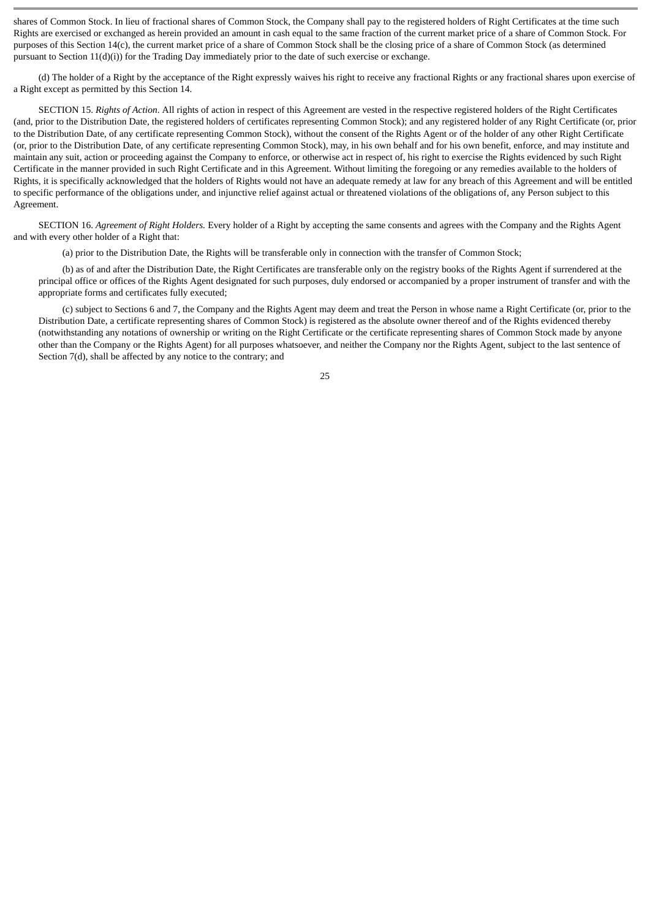shares of Common Stock. In lieu of fractional shares of Common Stock, the Company shall pay to the registered holders of Right Certificates at the time such Rights are exercised or exchanged as herein provided an amount in cash equal to the same fraction of the current market price of a share of Common Stock. For purposes of this Section 14(c), the current market price of a share of Common Stock shall be the closing price of a share of Common Stock (as determined pursuant to Section 11(d)(i)) for the Trading Day immediately prior to the date of such exercise or exchange.

(d) The holder of a Right by the acceptance of the Right expressly waives his right to receive any fractional Rights or any fractional shares upon exercise of a Right except as permitted by this Section 14.

SECTION 15. *Rights of Action*. All rights of action in respect of this Agreement are vested in the respective registered holders of the Right Certificates (and, prior to the Distribution Date, the registered holders of certificates representing Common Stock); and any registered holder of any Right Certificate (or, prior to the Distribution Date, of any certificate representing Common Stock), without the consent of the Rights Agent or of the holder of any other Right Certificate (or, prior to the Distribution Date, of any certificate representing Common Stock), may, in his own behalf and for his own benefit, enforce, and may institute and maintain any suit, action or proceeding against the Company to enforce, or otherwise act in respect of, his right to exercise the Rights evidenced by such Right Certificate in the manner provided in such Right Certificate and in this Agreement. Without limiting the foregoing or any remedies available to the holders of Rights, it is specifically acknowledged that the holders of Rights would not have an adequate remedy at law for any breach of this Agreement and will be entitled to specific performance of the obligations under, and injunctive relief against actual or threatened violations of the obligations of, any Person subject to this Agreement.

SECTION 16. *Agreement of Right Holders.* Every holder of a Right by accepting the same consents and agrees with the Company and the Rights Agent and with every other holder of a Right that:

(a) prior to the Distribution Date, the Rights will be transferable only in connection with the transfer of Common Stock;

(b) as of and after the Distribution Date, the Right Certificates are transferable only on the registry books of the Rights Agent if surrendered at the principal office or offices of the Rights Agent designated for such purposes, duly endorsed or accompanied by a proper instrument of transfer and with the appropriate forms and certificates fully executed;

(c) subject to Sections 6 and 7, the Company and the Rights Agent may deem and treat the Person in whose name a Right Certificate (or, prior to the Distribution Date, a certificate representing shares of Common Stock) is registered as the absolute owner thereof and of the Rights evidenced thereby (notwithstanding any notations of ownership or writing on the Right Certificate or the certificate representing shares of Common Stock made by anyone other than the Company or the Rights Agent) for all purposes whatsoever, and neither the Company nor the Rights Agent, subject to the last sentence of Section 7(d), shall be affected by any notice to the contrary; and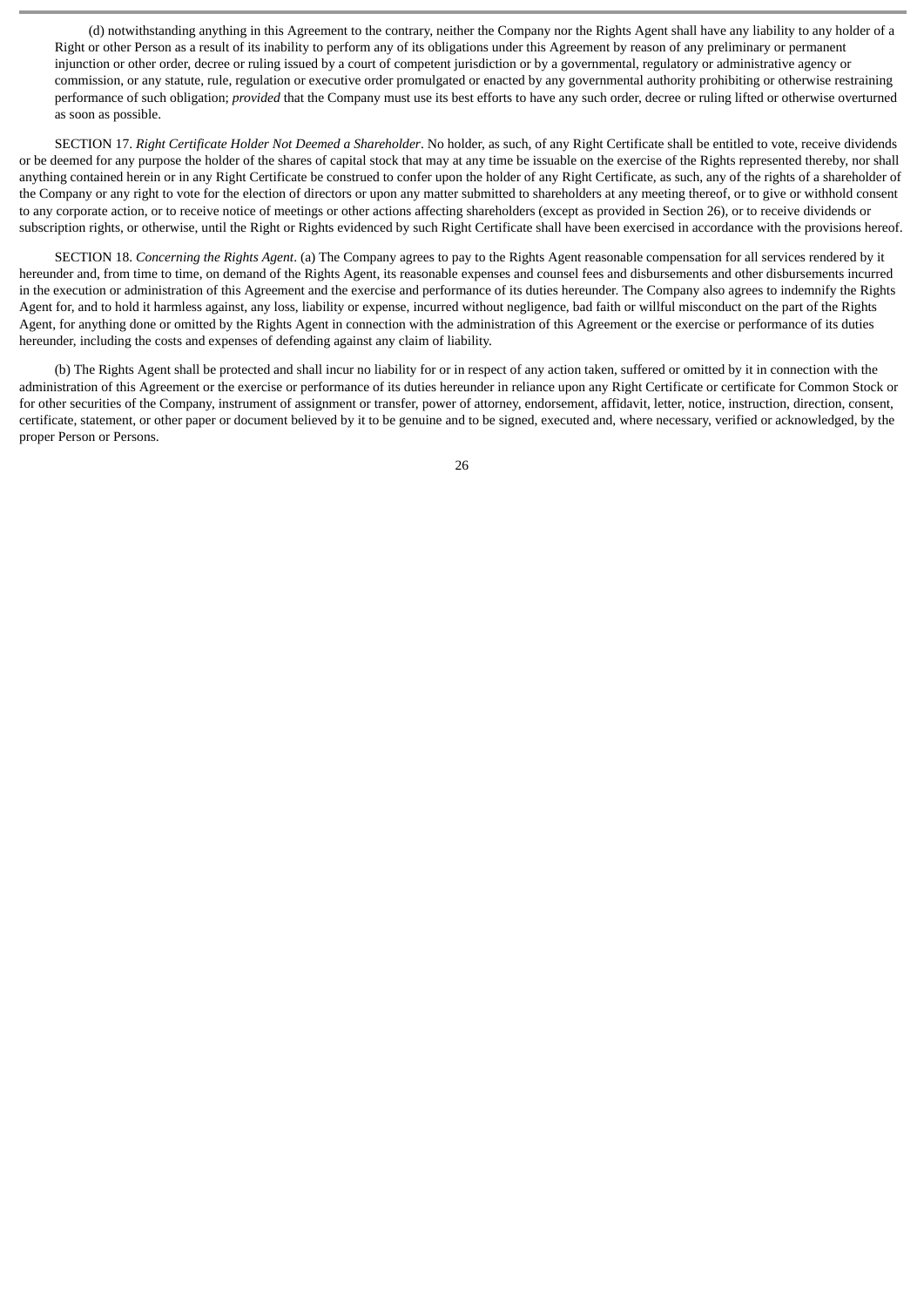(d) notwithstanding anything in this Agreement to the contrary, neither the Company nor the Rights Agent shall have any liability to any holder of a Right or other Person as a result of its inability to perform any of its obligations under this Agreement by reason of any preliminary or permanent injunction or other order, decree or ruling issued by a court of competent jurisdiction or by a governmental, regulatory or administrative agency or commission, or any statute, rule, regulation or executive order promulgated or enacted by any governmental authority prohibiting or otherwise restraining performance of such obligation; *provided* that the Company must use its best efforts to have any such order, decree or ruling lifted or otherwise overturned as soon as possible.

SECTION 17. *Right Certificate Holder Not Deemed a Shareholder*. No holder, as such, of any Right Certificate shall be entitled to vote, receive dividends or be deemed for any purpose the holder of the shares of capital stock that may at any time be issuable on the exercise of the Rights represented thereby, nor shall anything contained herein or in any Right Certificate be construed to confer upon the holder of any Right Certificate, as such, any of the rights of a shareholder of the Company or any right to vote for the election of directors or upon any matter submitted to shareholders at any meeting thereof, or to give or withhold consent to any corporate action, or to receive notice of meetings or other actions affecting shareholders (except as provided in Section 26), or to receive dividends or subscription rights, or otherwise, until the Right or Rights evidenced by such Right Certificate shall have been exercised in accordance with the provisions hereof.

SECTION 18. *Concerning the Rights Agent*. (a) The Company agrees to pay to the Rights Agent reasonable compensation for all services rendered by it hereunder and, from time to time, on demand of the Rights Agent, its reasonable expenses and counsel fees and disbursements and other disbursements incurred in the execution or administration of this Agreement and the exercise and performance of its duties hereunder. The Company also agrees to indemnify the Rights Agent for, and to hold it harmless against, any loss, liability or expense, incurred without negligence, bad faith or willful misconduct on the part of the Rights Agent, for anything done or omitted by the Rights Agent in connection with the administration of this Agreement or the exercise or performance of its duties hereunder, including the costs and expenses of defending against any claim of liability.

(b) The Rights Agent shall be protected and shall incur no liability for or in respect of any action taken, suffered or omitted by it in connection with the administration of this Agreement or the exercise or performance of its duties hereunder in reliance upon any Right Certificate or certificate for Common Stock or for other securities of the Company, instrument of assignment or transfer, power of attorney, endorsement, affidavit, letter, notice, instruction, direction, consent, certificate, statement, or other paper or document believed by it to be genuine and to be signed, executed and, where necessary, verified or acknowledged, by the proper Person or Persons.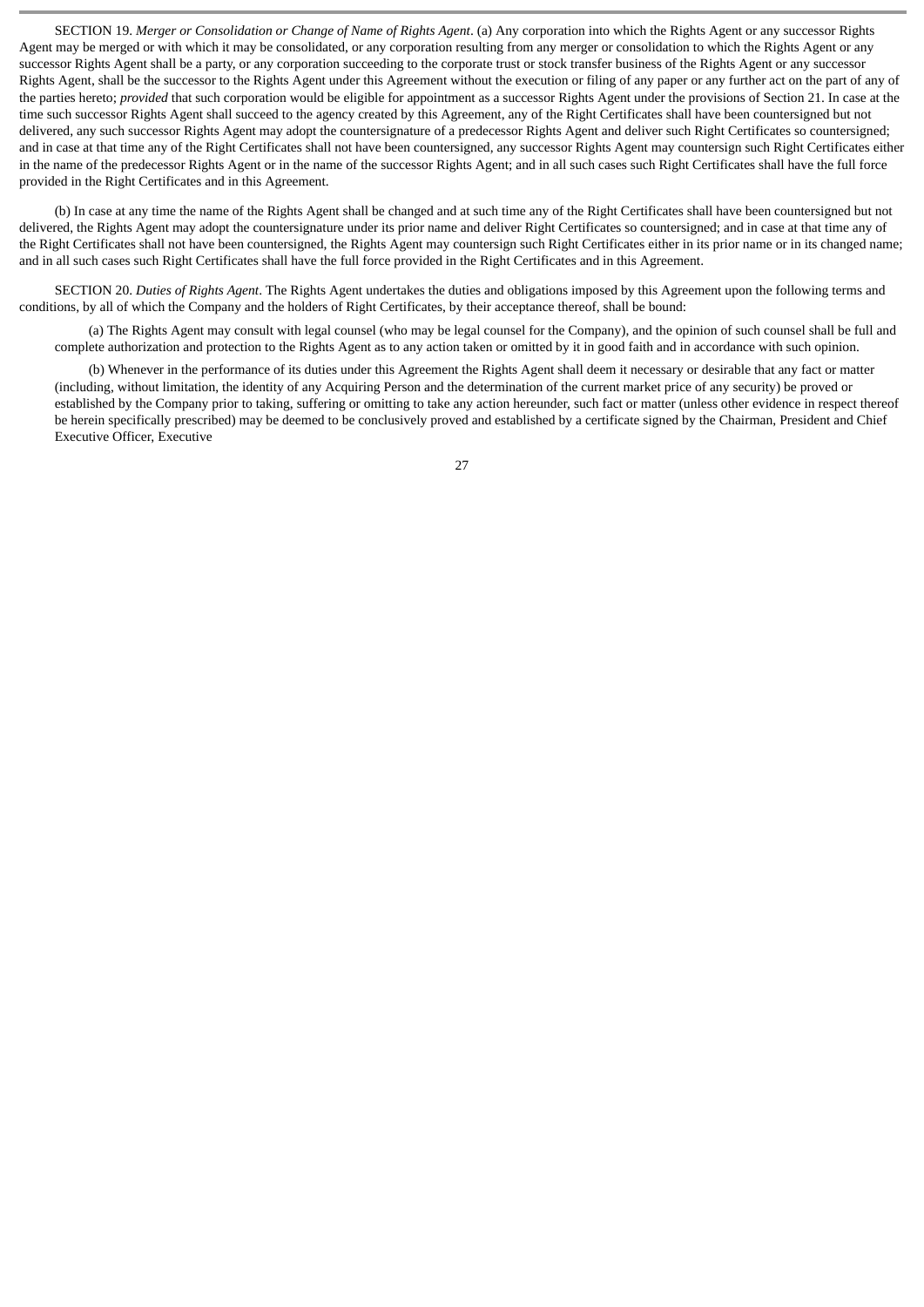SECTION 19. *Merger or Consolidation or Change of Name of Rights Agent*. (a) Any corporation into which the Rights Agent or any successor Rights Agent may be merged or with which it may be consolidated, or any corporation resulting from any merger or consolidation to which the Rights Agent or any successor Rights Agent shall be a party, or any corporation succeeding to the corporate trust or stock transfer business of the Rights Agent or any successor Rights Agent, shall be the successor to the Rights Agent under this Agreement without the execution or filing of any paper or any further act on the part of any of the parties hereto; *provided* that such corporation would be eligible for appointment as a successor Rights Agent under the provisions of Section 21. In case at the time such successor Rights Agent shall succeed to the agency created by this Agreement, any of the Right Certificates shall have been countersigned but not delivered, any such successor Rights Agent may adopt the countersignature of a predecessor Rights Agent and deliver such Right Certificates so countersigned; and in case at that time any of the Right Certificates shall not have been countersigned, any successor Rights Agent may countersign such Right Certificates either in the name of the predecessor Rights Agent or in the name of the successor Rights Agent; and in all such cases such Right Certificates shall have the full force provided in the Right Certificates and in this Agreement.

(b) In case at any time the name of the Rights Agent shall be changed and at such time any of the Right Certificates shall have been countersigned but not delivered, the Rights Agent may adopt the countersignature under its prior name and deliver Right Certificates so countersigned; and in case at that time any of the Right Certificates shall not have been countersigned, the Rights Agent may countersign such Right Certificates either in its prior name or in its changed name; and in all such cases such Right Certificates shall have the full force provided in the Right Certificates and in this Agreement.

SECTION 20. *Duties of Rights Agent*. The Rights Agent undertakes the duties and obligations imposed by this Agreement upon the following terms and conditions, by all of which the Company and the holders of Right Certificates, by their acceptance thereof, shall be bound:

(a) The Rights Agent may consult with legal counsel (who may be legal counsel for the Company), and the opinion of such counsel shall be full and complete authorization and protection to the Rights Agent as to any action taken or omitted by it in good faith and in accordance with such opinion.

(b) Whenever in the performance of its duties under this Agreement the Rights Agent shall deem it necessary or desirable that any fact or matter (including, without limitation, the identity of any Acquiring Person and the determination of the current market price of any security) be proved or established by the Company prior to taking, suffering or omitting to take any action hereunder, such fact or matter (unless other evidence in respect thereof be herein specifically prescribed) may be deemed to be conclusively proved and established by a certificate signed by the Chairman, President and Chief Executive Officer, Executive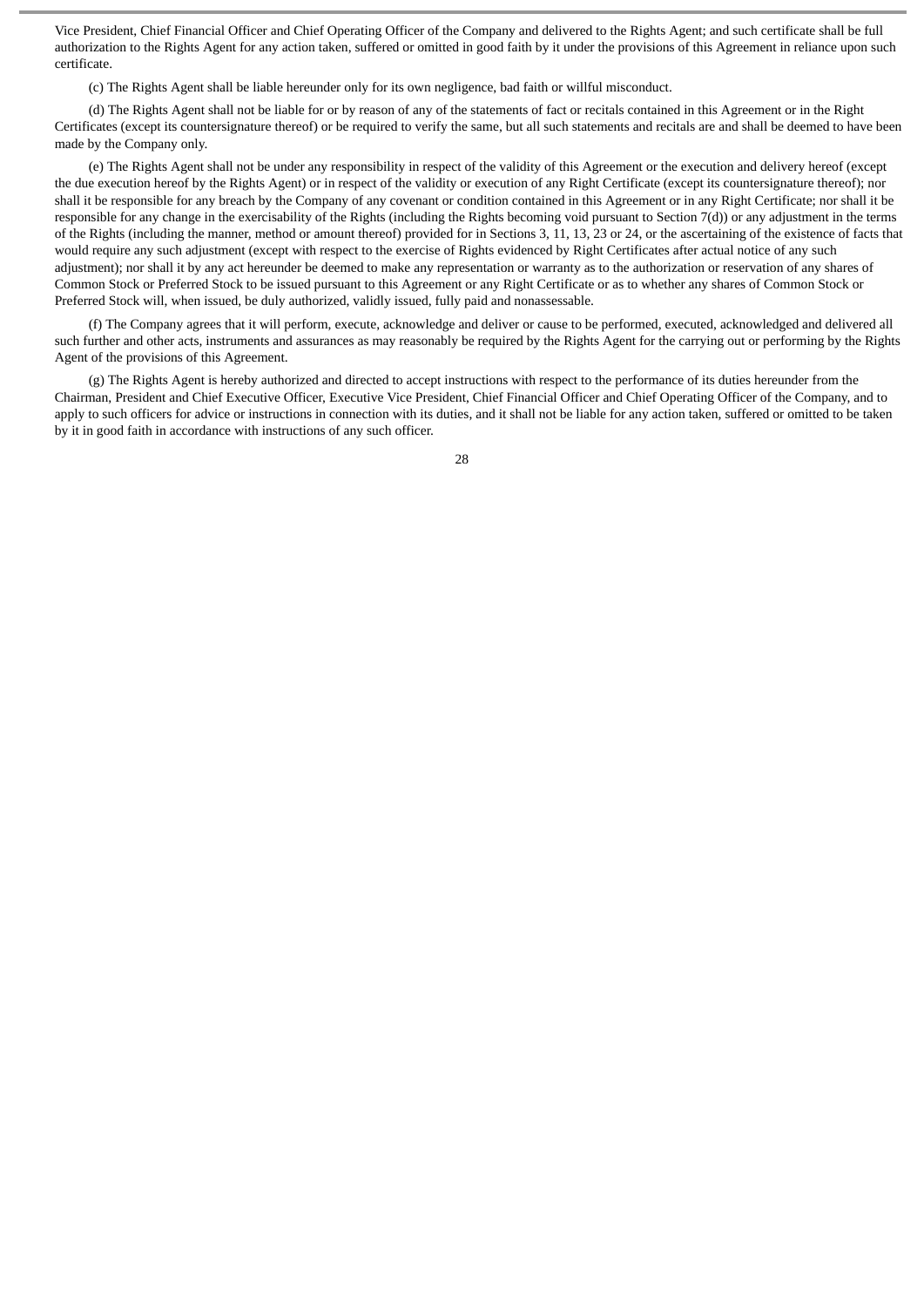Vice President, Chief Financial Officer and Chief Operating Officer of the Company and delivered to the Rights Agent; and such certificate shall be full authorization to the Rights Agent for any action taken, suffered or omitted in good faith by it under the provisions of this Agreement in reliance upon such certificate.

(c) The Rights Agent shall be liable hereunder only for its own negligence, bad faith or willful misconduct.

(d) The Rights Agent shall not be liable for or by reason of any of the statements of fact or recitals contained in this Agreement or in the Right Certificates (except its countersignature thereof) or be required to verify the same, but all such statements and recitals are and shall be deemed to have been made by the Company only.

(e) The Rights Agent shall not be under any responsibility in respect of the validity of this Agreement or the execution and delivery hereof (except the due execution hereof by the Rights Agent) or in respect of the validity or execution of any Right Certificate (except its countersignature thereof); nor shall it be responsible for any breach by the Company of any covenant or condition contained in this Agreement or in any Right Certificate; nor shall it be responsible for any change in the exercisability of the Rights (including the Rights becoming void pursuant to Section 7(d)) or any adjustment in the terms of the Rights (including the manner, method or amount thereof) provided for in Sections 3, 11, 13, 23 or 24, or the ascertaining of the existence of facts that would require any such adjustment (except with respect to the exercise of Rights evidenced by Right Certificates after actual notice of any such adjustment); nor shall it by any act hereunder be deemed to make any representation or warranty as to the authorization or reservation of any shares of Common Stock or Preferred Stock to be issued pursuant to this Agreement or any Right Certificate or as to whether any shares of Common Stock or Preferred Stock will, when issued, be duly authorized, validly issued, fully paid and nonassessable.

(f) The Company agrees that it will perform, execute, acknowledge and deliver or cause to be performed, executed, acknowledged and delivered all such further and other acts, instruments and assurances as may reasonably be required by the Rights Agent for the carrying out or performing by the Rights Agent of the provisions of this Agreement.

(g) The Rights Agent is hereby authorized and directed to accept instructions with respect to the performance of its duties hereunder from the Chairman, President and Chief Executive Officer, Executive Vice President, Chief Financial Officer and Chief Operating Officer of the Company, and to apply to such officers for advice or instructions in connection with its duties, and it shall not be liable for any action taken, suffered or omitted to be taken by it in good faith in accordance with instructions of any such officer.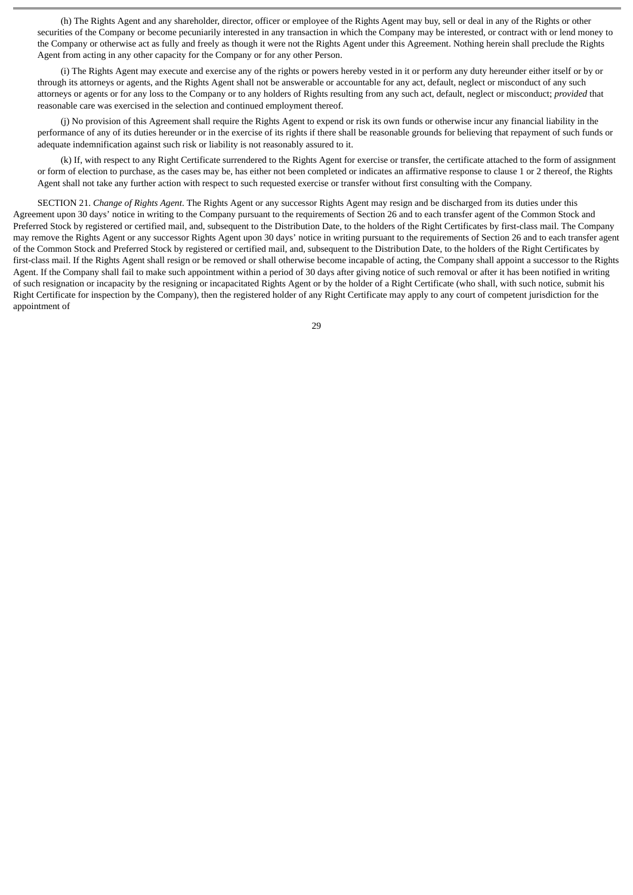(h) The Rights Agent and any shareholder, director, officer or employee of the Rights Agent may buy, sell or deal in any of the Rights or other securities of the Company or become pecuniarily interested in any transaction in which the Company may be interested, or contract with or lend money to the Company or otherwise act as fully and freely as though it were not the Rights Agent under this Agreement. Nothing herein shall preclude the Rights Agent from acting in any other capacity for the Company or for any other Person.

(i) The Rights Agent may execute and exercise any of the rights or powers hereby vested in it or perform any duty hereunder either itself or by or through its attorneys or agents, and the Rights Agent shall not be answerable or accountable for any act, default, neglect or misconduct of any such attorneys or agents or for any loss to the Company or to any holders of Rights resulting from any such act, default, neglect or misconduct; *provided* that reasonable care was exercised in the selection and continued employment thereof.

(j) No provision of this Agreement shall require the Rights Agent to expend or risk its own funds or otherwise incur any financial liability in the performance of any of its duties hereunder or in the exercise of its rights if there shall be reasonable grounds for believing that repayment of such funds or adequate indemnification against such risk or liability is not reasonably assured to it.

(k) If, with respect to any Right Certificate surrendered to the Rights Agent for exercise or transfer, the certificate attached to the form of assignment or form of election to purchase, as the cases may be, has either not been completed or indicates an affirmative response to clause 1 or 2 thereof, the Rights Agent shall not take any further action with respect to such requested exercise or transfer without first consulting with the Company.

SECTION 21. *Change of Rights Agent*. The Rights Agent or any successor Rights Agent may resign and be discharged from its duties under this Agreement upon 30 days' notice in writing to the Company pursuant to the requirements of Section 26 and to each transfer agent of the Common Stock and Preferred Stock by registered or certified mail, and, subsequent to the Distribution Date, to the holders of the Right Certificates by first-class mail. The Company may remove the Rights Agent or any successor Rights Agent upon 30 days' notice in writing pursuant to the requirements of Section 26 and to each transfer agent of the Common Stock and Preferred Stock by registered or certified mail, and, subsequent to the Distribution Date, to the holders of the Right Certificates by first-class mail. If the Rights Agent shall resign or be removed or shall otherwise become incapable of acting, the Company shall appoint a successor to the Rights Agent. If the Company shall fail to make such appointment within a period of 30 days after giving notice of such removal or after it has been notified in writing of such resignation or incapacity by the resigning or incapacitated Rights Agent or by the holder of a Right Certificate (who shall, with such notice, submit his Right Certificate for inspection by the Company), then the registered holder of any Right Certificate may apply to any court of competent jurisdiction for the appointment of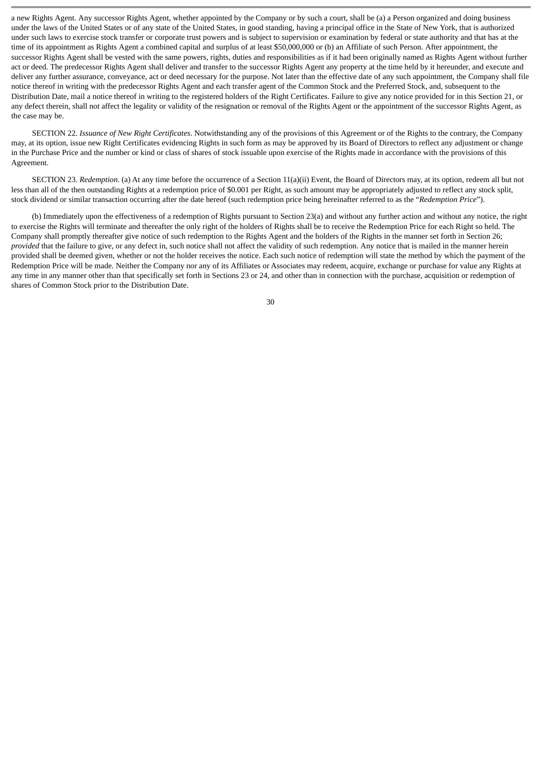a new Rights Agent. Any successor Rights Agent, whether appointed by the Company or by such a court, shall be (a) a Person organized and doing business under the laws of the United States or of any state of the United States, in good standing, having a principal office in the State of New York, that is authorized under such laws to exercise stock transfer or corporate trust powers and is subject to supervision or examination by federal or state authority and that has at the time of its appointment as Rights Agent a combined capital and surplus of at least $50,000,000 or (b) an Affiliate of such Person. After appointment, the successor Rights Agent shall be vested with the same powers, rights, duties and responsibilities as if it had been originally named as Rights Agent without further act or deed. The predecessor Rights Agent shall deliver and transfer to the successor Rights Agent any property at the time held by it hereunder, and execute and deliver any further assurance, conveyance, act or deed necessary for the purpose. Not later than the effective date of any such appointment, the Company shall file notice thereof in writing with the predecessor Rights Agent and each transfer agent of the Common Stock and the Preferred Stock, and, subsequent to the Distribution Date, mail a notice thereof in writing to the registered holders of the Right Certificates. Failure to give any notice provided for in this Section 21, or any defect therein, shall not affect the legality or validity of the resignation or removal of the Rights Agent or the appointment of the successor Rights Agent, as the case may be.

SECTION 22. *Issuance of New Right Certificates*. Notwithstanding any of the provisions of this Agreement or of the Rights to the contrary, the Company may, at its option, issue new Right Certificates evidencing Rights in such form as may be approved by its Board of Directors to reflect any adjustment or change in the Purchase Price and the number or kind or class of shares of stock issuable upon exercise of the Rights made in accordance with the provisions of this Agreement.

SECTION 23. *Redemption*. (a) At any time before the occurrence of a Section 11(a)(ii) Event, the Board of Directors may, at its option, redeem all but not less than all of the then outstanding Rights at a redemption price of $0.001 per Right, as such amount may be appropriately adjusted to reflect any stock split, stock dividend or similar transaction occurring after the date hereof (such redemption price being hereinafter referred to as the "*Redemption Price*").

(b) Immediately upon the effectiveness of a redemption of Rights pursuant to Section 23(a) and without any further action and without any notice, the right to exercise the Rights will terminate and thereafter the only right of the holders of Rights shall be to receive the Redemption Price for each Right so held. The Company shall promptly thereafter give notice of such redemption to the Rights Agent and the holders of the Rights in the manner set forth in Section 26; *provided* that the failure to give, or any defect in, such notice shall not affect the validity of such redemption. Any notice that is mailed in the manner herein provided shall be deemed given, whether or not the holder receives the notice. Each such notice of redemption will state the method by which the payment of the Redemption Price will be made. Neither the Company nor any of its Affiliates or Associates may redeem, acquire, exchange or purchase for value any Rights at any time in any manner other than that specifically set forth in Sections 23 or 24, and other than in connection with the purchase, acquisition or redemption of shares of Common Stock prior to the Distribution Date.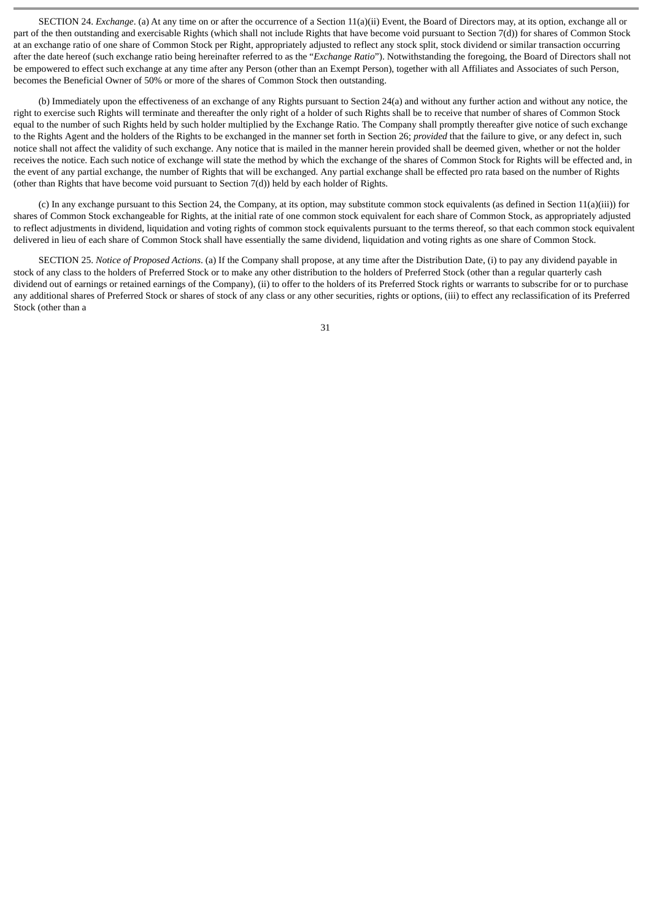SECTION 24. *Exchange*. (a) At any time on or after the occurrence of a Section 11(a)(ii) Event, the Board of Directors may, at its option, exchange all or part of the then outstanding and exercisable Rights (which shall not include Rights that have become void pursuant to Section 7(d)) for shares of Common Stock at an exchange ratio of one share of Common Stock per Right, appropriately adjusted to reflect any stock split, stock dividend or similar transaction occurring after the date hereof (such exchange ratio being hereinafter referred to as the "*Exchange Ratio*"). Notwithstanding the foregoing, the Board of Directors shall not be empowered to effect such exchange at any time after any Person (other than an Exempt Person), together with all Affiliates and Associates of such Person, becomes the Beneficial Owner of 50% or more of the shares of Common Stock then outstanding.

(b) Immediately upon the effectiveness of an exchange of any Rights pursuant to Section 24(a) and without any further action and without any notice, the right to exercise such Rights will terminate and thereafter the only right of a holder of such Rights shall be to receive that number of shares of Common Stock equal to the number of such Rights held by such holder multiplied by the Exchange Ratio. The Company shall promptly thereafter give notice of such exchange to the Rights Agent and the holders of the Rights to be exchanged in the manner set forth in Section 26; *provided* that the failure to give, or any defect in, such notice shall not affect the validity of such exchange. Any notice that is mailed in the manner herein provided shall be deemed given, whether or not the holder receives the notice. Each such notice of exchange will state the method by which the exchange of the shares of Common Stock for Rights will be effected and, in the event of any partial exchange, the number of Rights that will be exchanged. Any partial exchange shall be effected pro rata based on the number of Rights (other than Rights that have become void pursuant to Section 7(d)) held by each holder of Rights.

(c) In any exchange pursuant to this Section 24, the Company, at its option, may substitute common stock equivalents (as defined in Section 11(a)(iii)) for shares of Common Stock exchangeable for Rights, at the initial rate of one common stock equivalent for each share of Common Stock, as appropriately adjusted to reflect adjustments in dividend, liquidation and voting rights of common stock equivalents pursuant to the terms thereof, so that each common stock equivalent delivered in lieu of each share of Common Stock shall have essentially the same dividend, liquidation and voting rights as one share of Common Stock.

SECTION 25. *Notice of Proposed Actions*. (a) If the Company shall propose, at any time after the Distribution Date, (i) to pay any dividend payable in stock of any class to the holders of Preferred Stock or to make any other distribution to the holders of Preferred Stock (other than a regular quarterly cash dividend out of earnings or retained earnings of the Company), (ii) to offer to the holders of its Preferred Stock rights or warrants to subscribe for or to purchase any additional shares of Preferred Stock or shares of stock of any class or any other securities, rights or options, (iii) to effect any reclassification of its Preferred Stock (other than a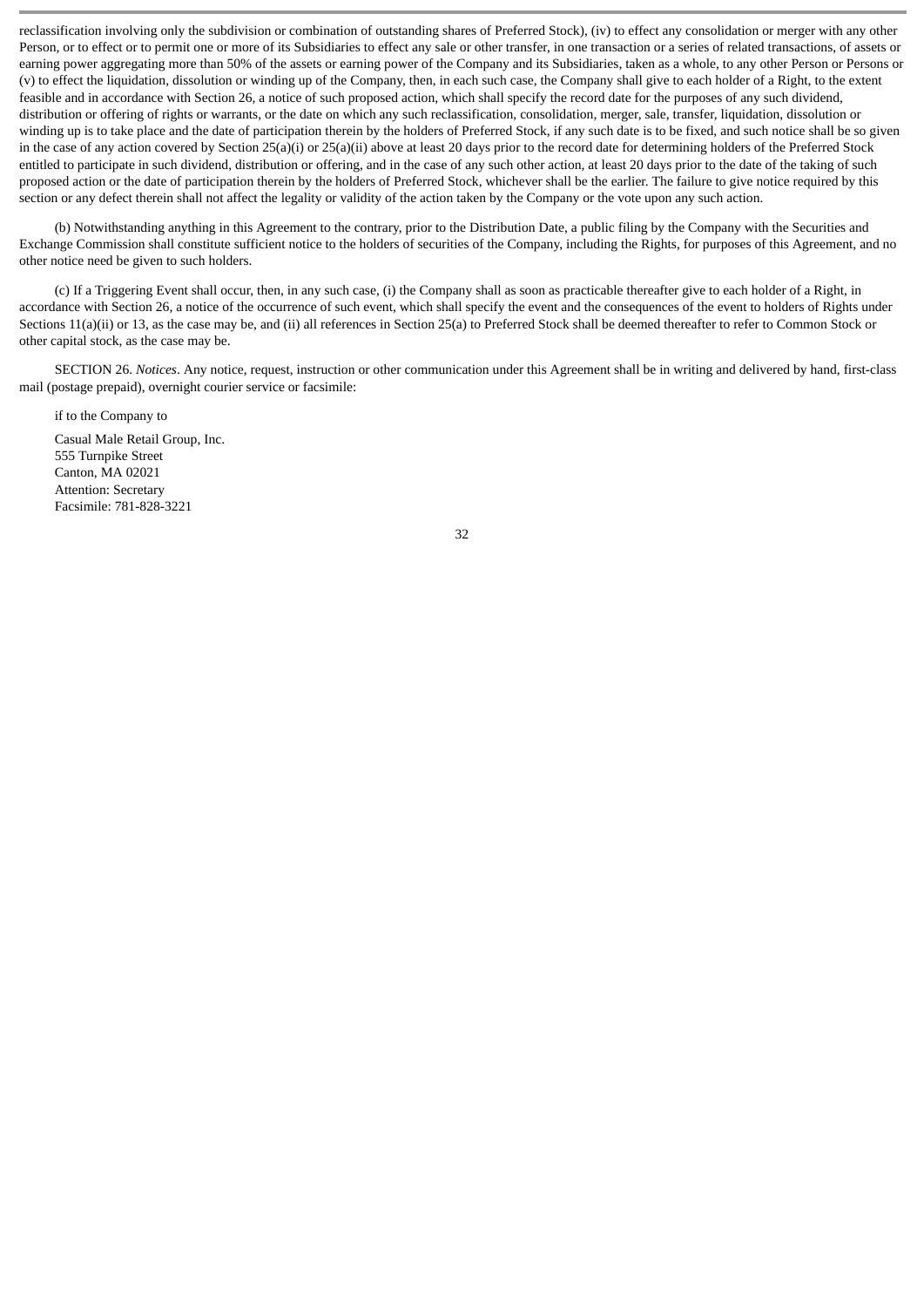reclassification involving only the subdivision or combination of outstanding shares of Preferred Stock), (iv) to effect any consolidation or merger with any other Person, or to effect or to permit one or more of its Subsidiaries to effect any sale or other transfer, in one transaction or a series of related transactions, of assets or earning power aggregating more than 50% of the assets or earning power of the Company and its Subsidiaries, taken as a whole, to any other Person or Persons or (v) to effect the liquidation, dissolution or winding up of the Company, then, in each such case, the Company shall give to each holder of a Right, to the extent feasible and in accordance with Section 26, a notice of such proposed action, which shall specify the record date for the purposes of any such dividend, distribution or offering of rights or warrants, or the date on which any such reclassification, consolidation, merger, sale, transfer, liquidation, dissolution or winding up is to take place and the date of participation therein by the holders of Preferred Stock, if any such date is to be fixed, and such notice shall be so given in the case of any action covered by Section 25(a)(i) or 25(a)(ii) above at least 20 days prior to the record date for determining holders of the Preferred Stock entitled to participate in such dividend, distribution or offering, and in the case of any such other action, at least 20 days prior to the date of the taking of such proposed action or the date of participation therein by the holders of Preferred Stock, whichever shall be the earlier. The failure to give notice required by this section or any defect therein shall not affect the legality or validity of the action taken by the Company or the vote upon any such action.

(b) Notwithstanding anything in this Agreement to the contrary, prior to the Distribution Date, a public filing by the Company with the Securities and Exchange Commission shall constitute sufficient notice to the holders of securities of the Company, including the Rights, for purposes of this Agreement, and no other notice need be given to such holders.

(c) If a Triggering Event shall occur, then, in any such case, (i) the Company shall as soon as practicable thereafter give to each holder of a Right, in accordance with Section 26, a notice of the occurrence of such event, which shall specify the event and the consequences of the event to holders of Rights under Sections 11(a)(ii) or 13, as the case may be, and (ii) all references in Section 25(a) to Preferred Stock shall be deemed thereafter to refer to Common Stock or other capital stock, as the case may be.

SECTION 26. *Notices*. Any notice, request, instruction or other communication under this Agreement shall be in writing and delivered by hand, first-class mail (postage prepaid), overnight courier service or facsimile:

if to the Company to

Casual Male Retail Group, Inc.
555 Turnpike Street
Canton, MA 02021
Attention: Secretary
Facsimile: 781-828-3221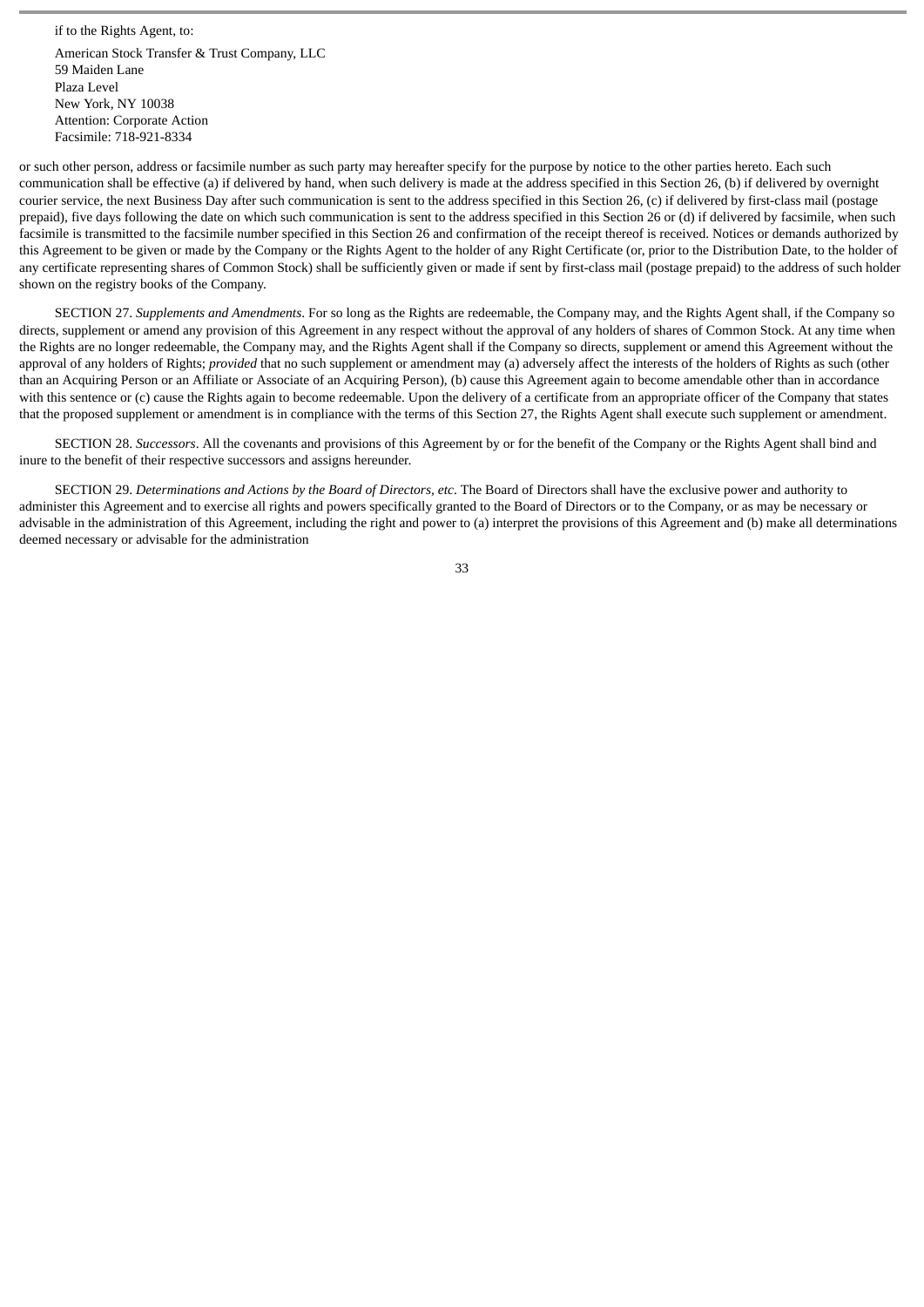if to the Rights Agent, to:

American Stock Transfer & Trust Company, LLC
59 Maiden Lane
Plaza Level
New York, NY 10038
Attention: Corporate Action
Facsimile: 718-921-8334

or such other person, address or facsimile number as such party may hereafter specify for the purpose by notice to the other parties hereto. Each such communication shall be effective (a) if delivered by hand, when such delivery is made at the address specified in this Section 26, (b) if delivered by overnight courier service, the next Business Day after such communication is sent to the address specified in this Section 26, (c) if delivered by first-class mail (postage prepaid), five days following the date on which such communication is sent to the address specified in this Section 26 or (d) if delivered by facsimile, when such facsimile is transmitted to the facsimile number specified in this Section 26 and confirmation of the receipt thereof is received. Notices or demands authorized by this Agreement to be given or made by the Company or the Rights Agent to the holder of any Right Certificate (or, prior to the Distribution Date, to the holder of any certificate representing shares of Common Stock) shall be sufficiently given or made if sent by first-class mail (postage prepaid) to the address of such holder shown on the registry books of the Company.

SECTION 27. *Supplements and Amendments*. For so long as the Rights are redeemable, the Company may, and the Rights Agent shall, if the Company so directs, supplement or amend any provision of this Agreement in any respect without the approval of any holders of shares of Common Stock. At any time when the Rights are no longer redeemable, the Company may, and the Rights Agent shall if the Company so directs, supplement or amend this Agreement without the approval of any holders of Rights; *provided* that no such supplement or amendment may (a) adversely affect the interests of the holders of Rights as such (other than an Acquiring Person or an Affiliate or Associate of an Acquiring Person), (b) cause this Agreement again to become amendable other than in accordance with this sentence or (c) cause the Rights again to become redeemable. Upon the delivery of a certificate from an appropriate officer of the Company that states that the proposed supplement or amendment is in compliance with the terms of this Section 27, the Rights Agent shall execute such supplement or amendment.

SECTION 28. *Successors*. All the covenants and provisions of this Agreement by or for the benefit of the Company or the Rights Agent shall bind and inure to the benefit of their respective successors and assigns hereunder.

SECTION 29. *Determinations and Actions by the Board of Directors, etc*. The Board of Directors shall have the exclusive power and authority to administer this Agreement and to exercise all rights and powers specifically granted to the Board of Directors or to the Company, or as may be necessary or advisable in the administration of this Agreement, including the right and power to (a) interpret the provisions of this Agreement and (b) make all determinations deemed necessary or advisable for the administration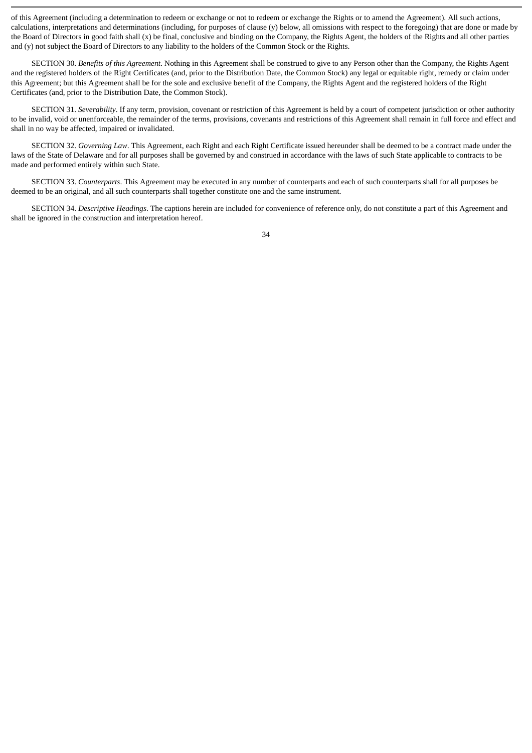of this Agreement (including a determination to redeem or exchange or not to redeem or exchange the Rights or to amend the Agreement). All such actions, calculations, interpretations and determinations (including, for purposes of clause (y) below, all omissions with respect to the foregoing) that are done or made by the Board of Directors in good faith shall (x) be final, conclusive and binding on the Company, the Rights Agent, the holders of the Rights and all other parties and (y) not subject the Board of Directors to any liability to the holders of the Common Stock or the Rights.

SECTION 30. *Benefits of this Agreement*. Nothing in this Agreement shall be construed to give to any Person other than the Company, the Rights Agent and the registered holders of the Right Certificates (and, prior to the Distribution Date, the Common Stock) any legal or equitable right, remedy or claim under this Agreement; but this Agreement shall be for the sole and exclusive benefit of the Company, the Rights Agent and the registered holders of the Right Certificates (and, prior to the Distribution Date, the Common Stock).

SECTION 31. *Severability*. If any term, provision, covenant or restriction of this Agreement is held by a court of competent jurisdiction or other authority to be invalid, void or unenforceable, the remainder of the terms, provisions, covenants and restrictions of this Agreement shall remain in full force and effect and shall in no way be affected, impaired or invalidated.

SECTION 32. *Governing Law*. This Agreement, each Right and each Right Certificate issued hereunder shall be deemed to be a contract made under the laws of the State of Delaware and for all purposes shall be governed by and construed in accordance with the laws of such State applicable to contracts to be made and performed entirely within such State.

SECTION 33. *Counterparts*. This Agreement may be executed in any number of counterparts and each of such counterparts shall for all purposes be deemed to be an original, and all such counterparts shall together constitute one and the same instrument.

SECTION 34. *Descriptive Headings*. The captions herein are included for convenience of reference only, do not constitute a part of this Agreement and shall be ignored in the construction and interpretation hereof.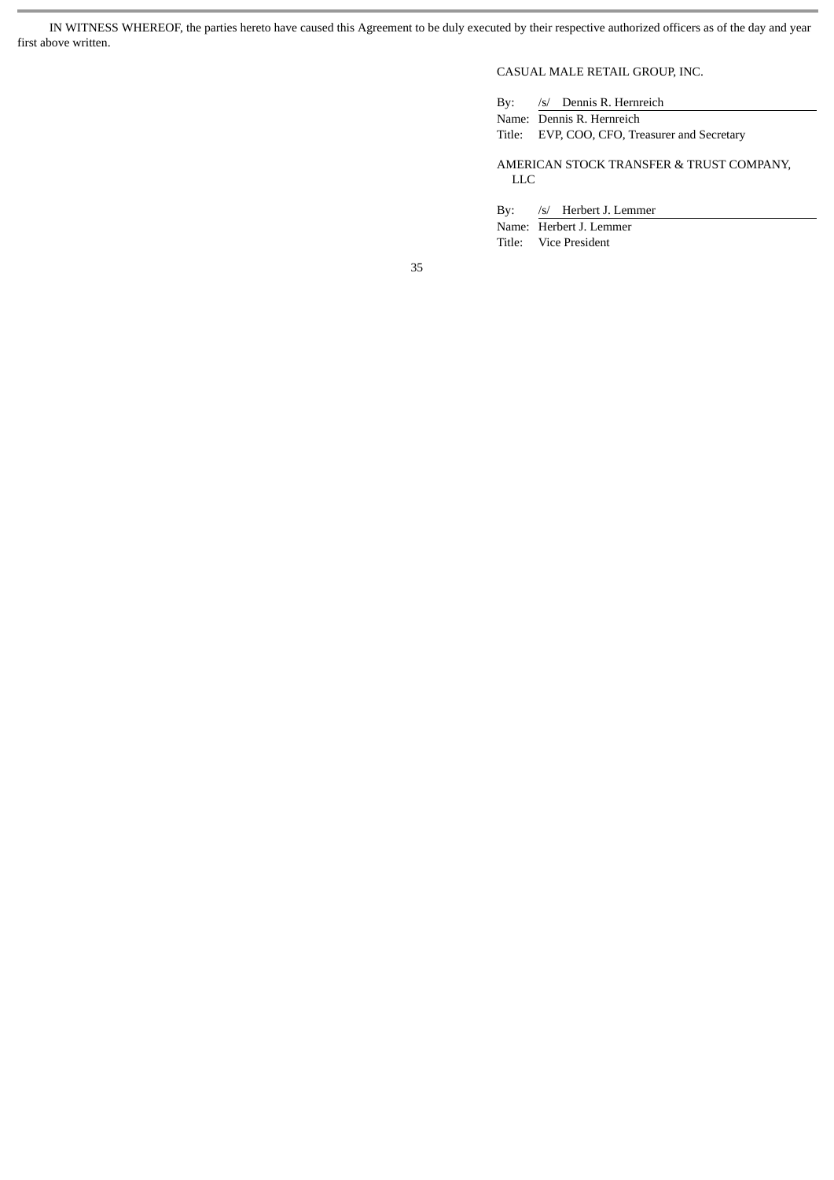IN WITNESS WHEREOF, the parties hereto have caused this Agreement to be duly executed by their respective authorized officers as of the day and year first above written.

CASUAL MALE RETAIL GROUP, INC.

By: /s/ Dennis R. Hernreich
Name: Dennis R. Hernreich
Title: EVP, COO, CFO, Treasurer and Secretary

AMERICAN STOCK TRANSFER & TRUST COMPANY, LLC

By: /s/ Herbert J. Lemmer
Name: Herbert J. Lemmer
Title: Vice President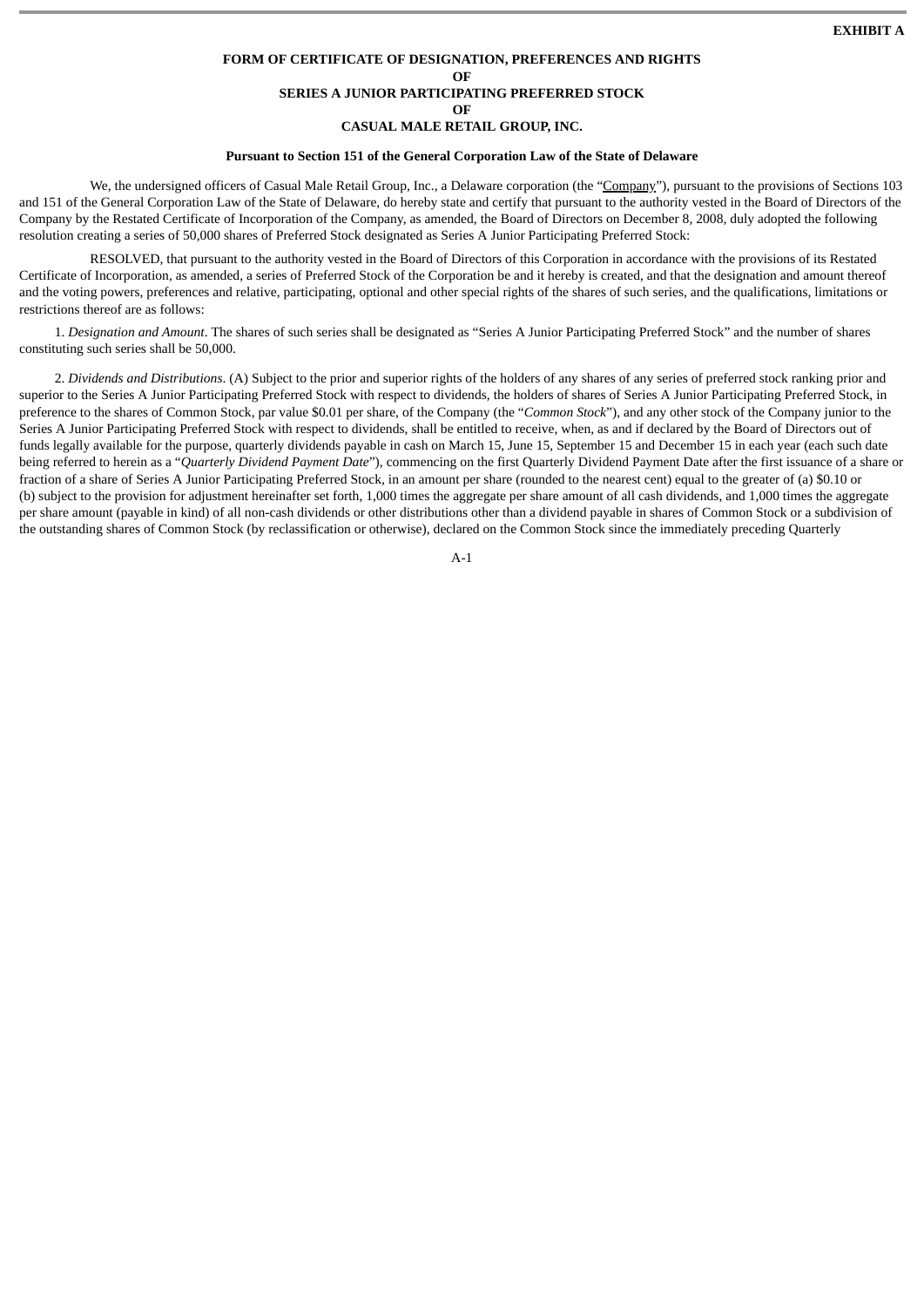**EXHIBIT A**

**FORM OF CERTIFICATE OF DESIGNATION, PREFERENCES AND RIGHTS**
**OF**
**SERIES A JUNIOR PARTICIPATING PREFERRED STOCK**
**OF**
**CASUAL MALE RETAIL GROUP, INC.**

**Pursuant to Section 151 of the General Corporation Law of the State of Delaware**

We, the undersigned officers of Casual Male Retail Group, Inc., a Delaware corporation (the "Company"), pursuant to the provisions of Sections 103 and 151 of the General Corporation Law of the State of Delaware, do hereby state and certify that pursuant to the authority vested in the Board of Directors of the Company by the Restated Certificate of Incorporation of the Company, as amended, the Board of Directors on December 8, 2008, duly adopted the following resolution creating a series of 50,000 shares of Preferred Stock designated as Series A Junior Participating Preferred Stock:

RESOLVED, that pursuant to the authority vested in the Board of Directors of this Corporation in accordance with the provisions of its Restated Certificate of Incorporation, as amended, a series of Preferred Stock of the Corporation be and it hereby is created, and that the designation and amount thereof and the voting powers, preferences and relative, participating, optional and other special rights of the shares of such series, and the qualifications, limitations or restrictions thereof are as follows:

1. *Designation and Amount*. The shares of such series shall be designated as "Series A Junior Participating Preferred Stock" and the number of shares constituting such series shall be 50,000.

2. *Dividends and Distributions*. (A) Subject to the prior and superior rights of the holders of any shares of any series of preferred stock ranking prior and superior to the Series A Junior Participating Preferred Stock with respect to dividends, the holders of shares of Series A Junior Participating Preferred Stock, in preference to the shares of Common Stock, par value $0.01 per share, of the Company (the "*Common Stock*"), and any other stock of the Company junior to the Series A Junior Participating Preferred Stock with respect to dividends, shall be entitled to receive, when, as and if declared by the Board of Directors out of funds legally available for the purpose, quarterly dividends payable in cash on March 15, June 15, September 15 and December 15 in each year (each such date being referred to herein as a "*Quarterly Dividend Payment Date*"), commencing on the first Quarterly Dividend Payment Date after the first issuance of a share or fraction of a share of Series A Junior Participating Preferred Stock, in an amount per share (rounded to the nearest cent) equal to the greater of (a) $0.10 or (b) subject to the provision for adjustment hereinafter set forth, 1,000 times the aggregate per share amount of all cash dividends, and 1,000 times the aggregate per share amount (payable in kind) of all non-cash dividends or other distributions other than a dividend payable in shares of Common Stock or a subdivision of the outstanding shares of Common Stock (by reclassification or otherwise), declared on the Common Stock since the immediately preceding Quarterly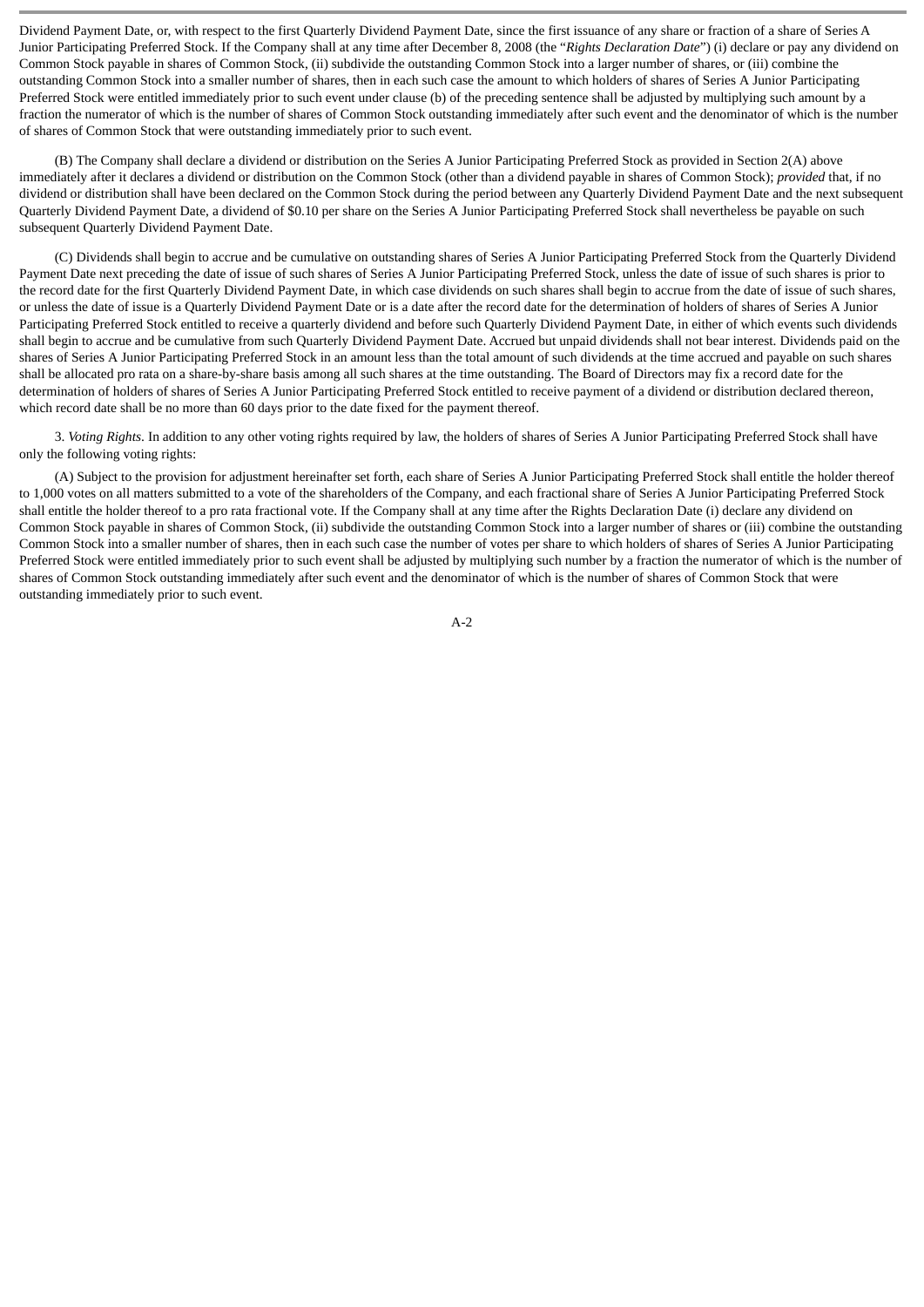Dividend Payment Date, or, with respect to the first Quarterly Dividend Payment Date, since the first issuance of any share or fraction of a share of Series A Junior Participating Preferred Stock. If the Company shall at any time after December 8, 2008 (the "*Rights Declaration Date*") (i) declare or pay any dividend on Common Stock payable in shares of Common Stock, (ii) subdivide the outstanding Common Stock into a larger number of shares, or (iii) combine the outstanding Common Stock into a smaller number of shares, then in each such case the amount to which holders of shares of Series A Junior Participating Preferred Stock were entitled immediately prior to such event under clause (b) of the preceding sentence shall be adjusted by multiplying such amount by a fraction the numerator of which is the number of shares of Common Stock outstanding immediately after such event and the denominator of which is the number of shares of Common Stock that were outstanding immediately prior to such event.

(B) The Company shall declare a dividend or distribution on the Series A Junior Participating Preferred Stock as provided in Section 2(A) above immediately after it declares a dividend or distribution on the Common Stock (other than a dividend payable in shares of Common Stock); *provided* that, if no dividend or distribution shall have been declared on the Common Stock during the period between any Quarterly Dividend Payment Date and the next subsequent Quarterly Dividend Payment Date, a dividend of $0.10 per share on the Series A Junior Participating Preferred Stock shall nevertheless be payable on such subsequent Quarterly Dividend Payment Date.

(C) Dividends shall begin to accrue and be cumulative on outstanding shares of Series A Junior Participating Preferred Stock from the Quarterly Dividend Payment Date next preceding the date of issue of such shares of Series A Junior Participating Preferred Stock, unless the date of issue of such shares is prior to the record date for the first Quarterly Dividend Payment Date, in which case dividends on such shares shall begin to accrue from the date of issue of such shares, or unless the date of issue is a Quarterly Dividend Payment Date or is a date after the record date for the determination of holders of shares of Series A Junior Participating Preferred Stock entitled to receive a quarterly dividend and before such Quarterly Dividend Payment Date, in either of which events such dividends shall begin to accrue and be cumulative from such Quarterly Dividend Payment Date. Accrued but unpaid dividends shall not bear interest. Dividends paid on the shares of Series A Junior Participating Preferred Stock in an amount less than the total amount of such dividends at the time accrued and payable on such shares shall be allocated pro rata on a share-by-share basis among all such shares at the time outstanding. The Board of Directors may fix a record date for the determination of holders of shares of Series A Junior Participating Preferred Stock entitled to receive payment of a dividend or distribution declared thereon, which record date shall be no more than 60 days prior to the date fixed for the payment thereof.

3. *Voting Rights*. In addition to any other voting rights required by law, the holders of shares of Series A Junior Participating Preferred Stock shall have only the following voting rights:

(A) Subject to the provision for adjustment hereinafter set forth, each share of Series A Junior Participating Preferred Stock shall entitle the holder thereof to 1,000 votes on all matters submitted to a vote of the shareholders of the Company, and each fractional share of Series A Junior Participating Preferred Stock shall entitle the holder thereof to a pro rata fractional vote. If the Company shall at any time after the Rights Declaration Date (i) declare any dividend on Common Stock payable in shares of Common Stock, (ii) subdivide the outstanding Common Stock into a larger number of shares or (iii) combine the outstanding Common Stock into a smaller number of shares, then in each such case the number of votes per share to which holders of shares of Series A Junior Participating Preferred Stock were entitled immediately prior to such event shall be adjusted by multiplying such number by a fraction the numerator of which is the number of shares of Common Stock outstanding immediately after such event and the denominator of which is the number of shares of Common Stock that were outstanding immediately prior to such event.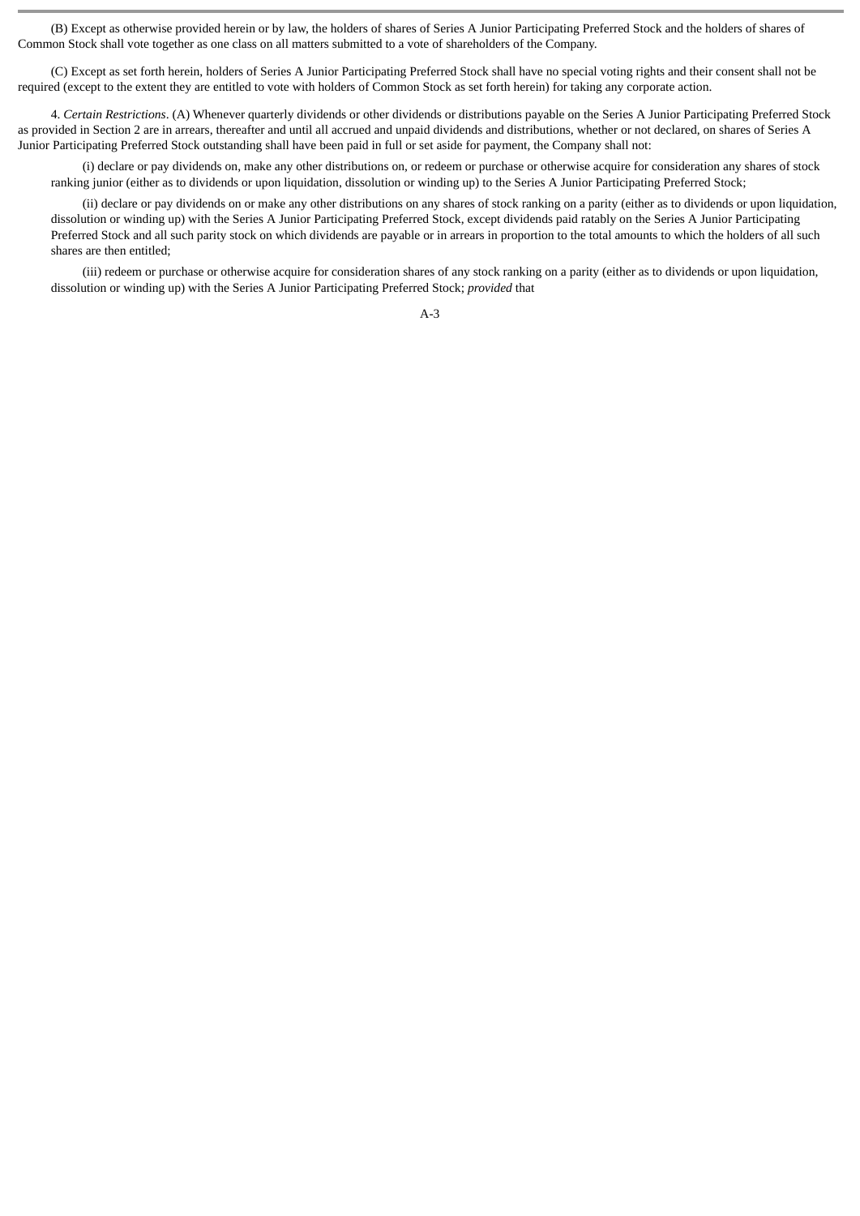(B) Except as otherwise provided herein or by law, the holders of shares of Series A Junior Participating Preferred Stock and the holders of shares of Common Stock shall vote together as one class on all matters submitted to a vote of shareholders of the Company.

(C) Except as set forth herein, holders of Series A Junior Participating Preferred Stock shall have no special voting rights and their consent shall not be required (except to the extent they are entitled to vote with holders of Common Stock as set forth herein) for taking any corporate action.

4. *Certain Restrictions*. (A) Whenever quarterly dividends or other dividends or distributions payable on the Series A Junior Participating Preferred Stock as provided in Section 2 are in arrears, thereafter and until all accrued and unpaid dividends and distributions, whether or not declared, on shares of Series A Junior Participating Preferred Stock outstanding shall have been paid in full or set aside for payment, the Company shall not:

(i) declare or pay dividends on, make any other distributions on, or redeem or purchase or otherwise acquire for consideration any shares of stock ranking junior (either as to dividends or upon liquidation, dissolution or winding up) to the Series A Junior Participating Preferred Stock;

(ii) declare or pay dividends on or make any other distributions on any shares of stock ranking on a parity (either as to dividends or upon liquidation, dissolution or winding up) with the Series A Junior Participating Preferred Stock, except dividends paid ratably on the Series A Junior Participating Preferred Stock and all such parity stock on which dividends are payable or in arrears in proportion to the total amounts to which the holders of all such shares are then entitled;

(iii) redeem or purchase or otherwise acquire for consideration shares of any stock ranking on a parity (either as to dividends or upon liquidation, dissolution or winding up) with the Series A Junior Participating Preferred Stock; *provided* that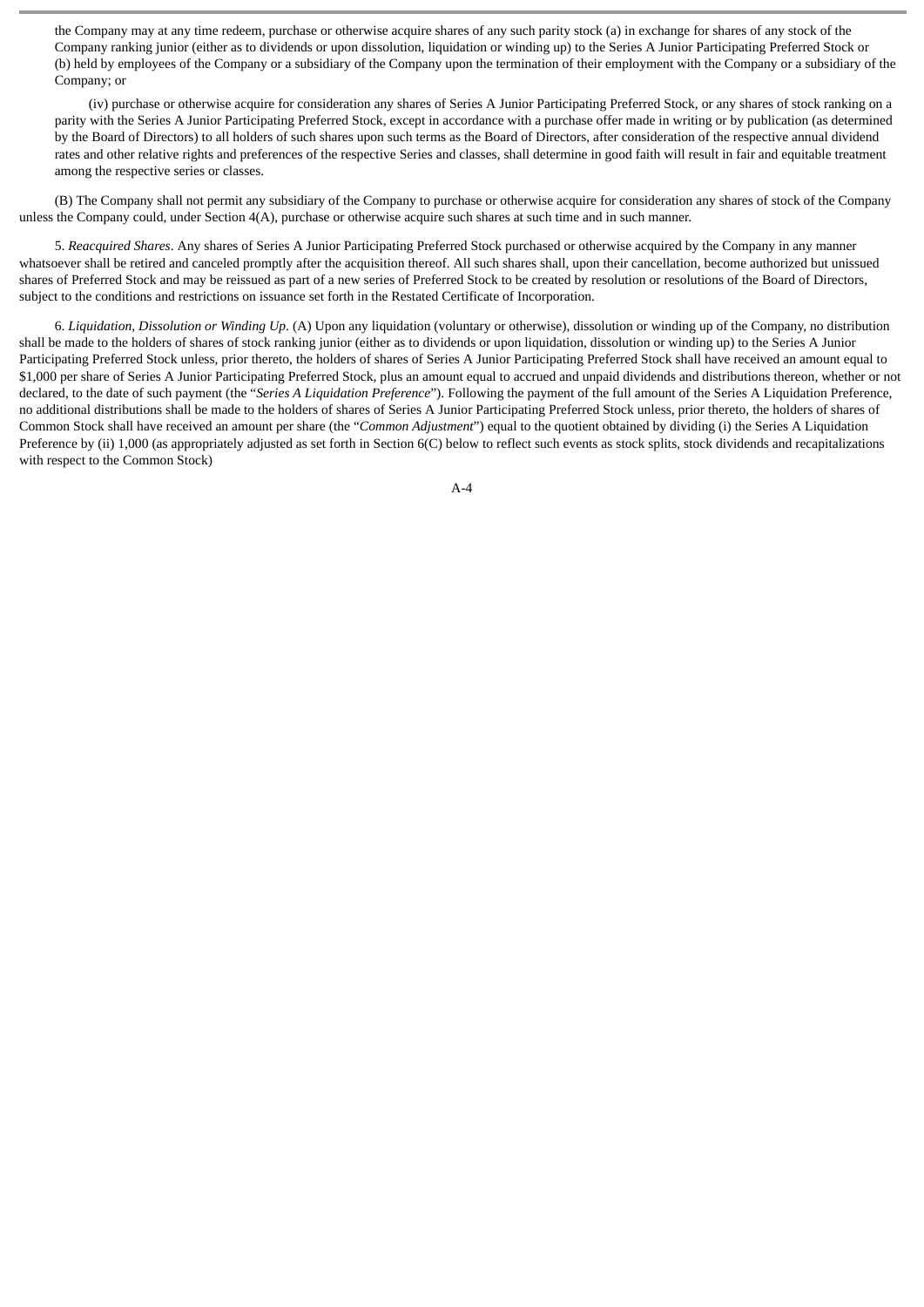the Company may at any time redeem, purchase or otherwise acquire shares of any such parity stock (a) in exchange for shares of any stock of the Company ranking junior (either as to dividends or upon dissolution, liquidation or winding up) to the Series A Junior Participating Preferred Stock or (b) held by employees of the Company or a subsidiary of the Company upon the termination of their employment with the Company or a subsidiary of the Company; or

(iv) purchase or otherwise acquire for consideration any shares of Series A Junior Participating Preferred Stock, or any shares of stock ranking on a parity with the Series A Junior Participating Preferred Stock, except in accordance with a purchase offer made in writing or by publication (as determined by the Board of Directors) to all holders of such shares upon such terms as the Board of Directors, after consideration of the respective annual dividend rates and other relative rights and preferences of the respective Series and classes, shall determine in good faith will result in fair and equitable treatment among the respective series or classes.

(B) The Company shall not permit any subsidiary of the Company to purchase or otherwise acquire for consideration any shares of stock of the Company unless the Company could, under Section 4(A), purchase or otherwise acquire such shares at such time and in such manner.

5. *Reacquired Shares*. Any shares of Series A Junior Participating Preferred Stock purchased or otherwise acquired by the Company in any manner whatsoever shall be retired and canceled promptly after the acquisition thereof. All such shares shall, upon their cancellation, become authorized but unissued shares of Preferred Stock and may be reissued as part of a new series of Preferred Stock to be created by resolution or resolutions of the Board of Directors, subject to the conditions and restrictions on issuance set forth in the Restated Certificate of Incorporation.

6. *Liquidation, Dissolution or Winding Up*. (A) Upon any liquidation (voluntary or otherwise), dissolution or winding up of the Company, no distribution shall be made to the holders of shares of stock ranking junior (either as to dividends or upon liquidation, dissolution or winding up) to the Series A Junior Participating Preferred Stock unless, prior thereto, the holders of shares of Series A Junior Participating Preferred Stock shall have received an amount equal to $1,000 per share of Series A Junior Participating Preferred Stock, plus an amount equal to accrued and unpaid dividends and distributions thereon, whether or not declared, to the date of such payment (the "*Series A Liquidation Preference*"). Following the payment of the full amount of the Series A Liquidation Preference, no additional distributions shall be made to the holders of shares of Series A Junior Participating Preferred Stock unless, prior thereto, the holders of shares of Common Stock shall have received an amount per share (the "*Common Adjustment*") equal to the quotient obtained by dividing (i) the Series A Liquidation Preference by (ii) 1,000 (as appropriately adjusted as set forth in Section 6(C) below to reflect such events as stock splits, stock dividends and recapitalizations with respect to the Common Stock)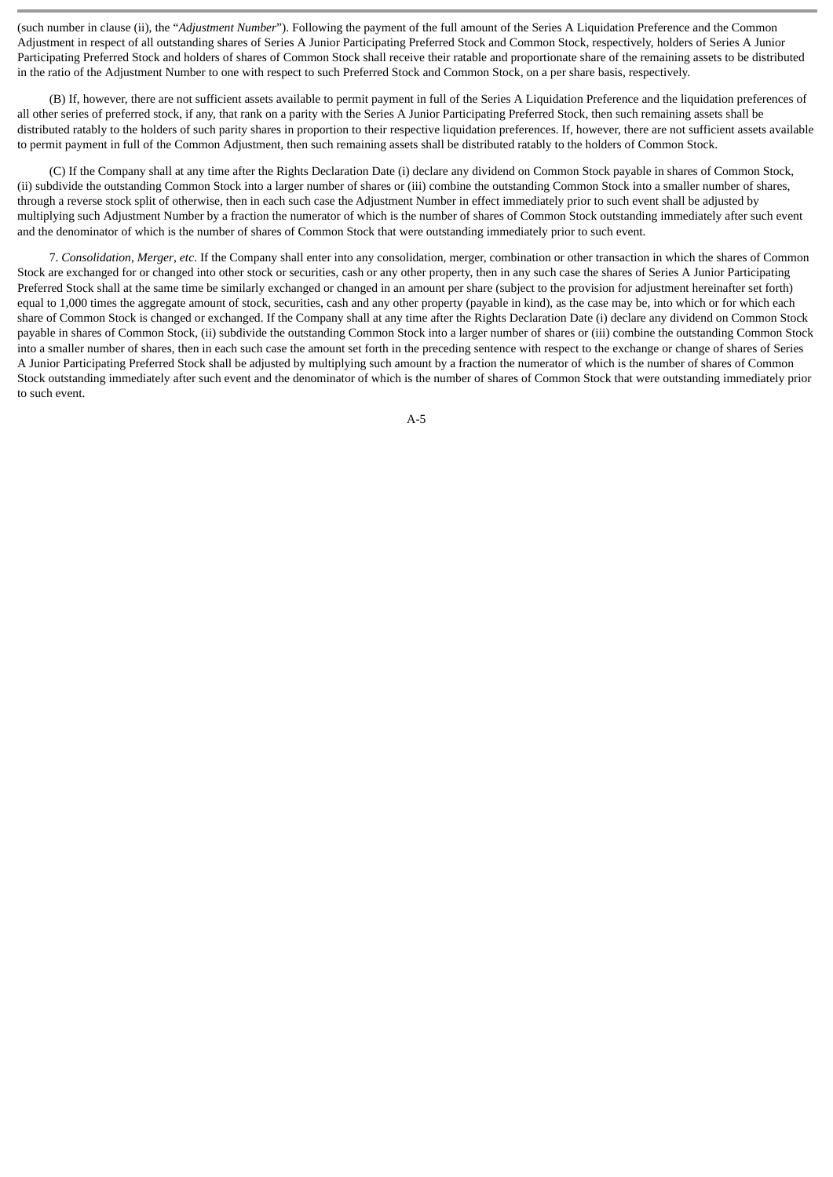(such number in clause (ii), the "*Adjustment Number*"). Following the payment of the full amount of the Series A Liquidation Preference and the Common Adjustment in respect of all outstanding shares of Series A Junior Participating Preferred Stock and Common Stock, respectively, holders of Series A Junior Participating Preferred Stock and holders of shares of Common Stock shall receive their ratable and proportionate share of the remaining assets to be distributed in the ratio of the Adjustment Number to one with respect to such Preferred Stock and Common Stock, on a per share basis, respectively.

(B) If, however, there are not sufficient assets available to permit payment in full of the Series A Liquidation Preference and the liquidation preferences of all other series of preferred stock, if any, that rank on a parity with the Series A Junior Participating Preferred Stock, then such remaining assets shall be distributed ratably to the holders of such parity shares in proportion to their respective liquidation preferences. If, however, there are not sufficient assets available to permit payment in full of the Common Adjustment, then such remaining assets shall be distributed ratably to the holders of Common Stock.

(C) If the Company shall at any time after the Rights Declaration Date (i) declare any dividend on Common Stock payable in shares of Common Stock, (ii) subdivide the outstanding Common Stock into a larger number of shares or (iii) combine the outstanding Common Stock into a smaller number of shares, through a reverse stock split of otherwise, then in each such case the Adjustment Number in effect immediately prior to such event shall be adjusted by multiplying such Adjustment Number by a fraction the numerator of which is the number of shares of Common Stock outstanding immediately after such event and the denominator of which is the number of shares of Common Stock that were outstanding immediately prior to such event.

7. *Consolidation, Merger, etc*. If the Company shall enter into any consolidation, merger, combination or other transaction in which the shares of Common Stock are exchanged for or changed into other stock or securities, cash or any other property, then in any such case the shares of Series A Junior Participating Preferred Stock shall at the same time be similarly exchanged or changed in an amount per share (subject to the provision for adjustment hereinafter set forth) equal to 1,000 times the aggregate amount of stock, securities, cash and any other property (payable in kind), as the case may be, into which or for which each share of Common Stock is changed or exchanged. If the Company shall at any time after the Rights Declaration Date (i) declare any dividend on Common Stock payable in shares of Common Stock, (ii) subdivide the outstanding Common Stock into a larger number of shares or (iii) combine the outstanding Common Stock into a smaller number of shares, then in each such case the amount set forth in the preceding sentence with respect to the exchange or change of shares of Series A Junior Participating Preferred Stock shall be adjusted by multiplying such amount by a fraction the numerator of which is the number of shares of Common Stock outstanding immediately after such event and the denominator of which is the number of shares of Common Stock that were outstanding immediately prior to such event.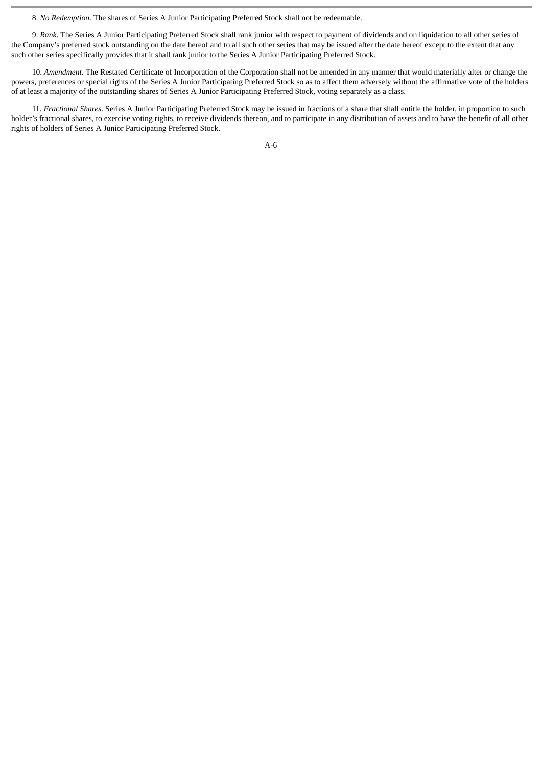8. *No Redemption*. The shares of Series A Junior Participating Preferred Stock shall not be redeemable.

9. *Rank*. The Series A Junior Participating Preferred Stock shall rank junior with respect to payment of dividends and on liquidation to all other series of the Company's preferred stock outstanding on the date hereof and to all such other series that may be issued after the date hereof except to the extent that any such other series specifically provides that it shall rank junior to the Series A Junior Participating Preferred Stock.

10. *Amendment*. The Restated Certificate of Incorporation of the Corporation shall not be amended in any manner that would materially alter or change the powers, preferences or special rights of the Series A Junior Participating Preferred Stock so as to affect them adversely without the affirmative vote of the holders of at least a majority of the outstanding shares of Series A Junior Participating Preferred Stock, voting separately as a class.

11. *Fractional Shares*. Series A Junior Participating Preferred Stock may be issued in fractions of a share that shall entitle the holder, in proportion to such holder's fractional shares, to exercise voting rights, to receive dividends thereon, and to participate in any distribution of assets and to have the benefit of all other rights of holders of Series A Junior Participating Preferred Stock.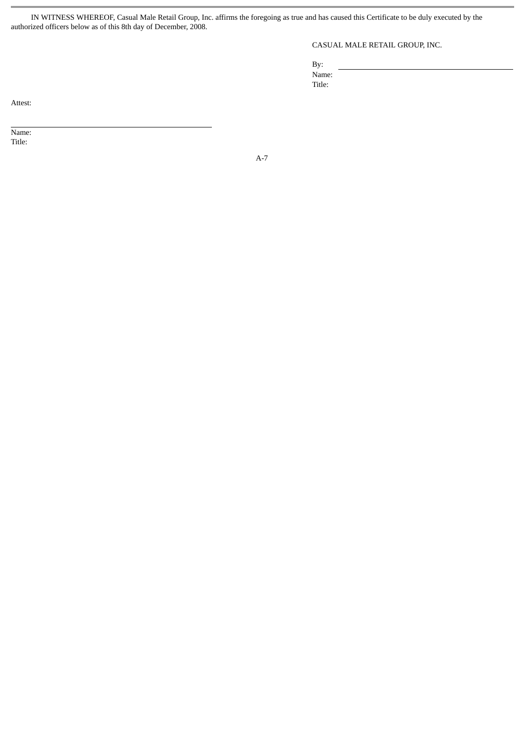IN WITNESS WHEREOF, Casual Male Retail Group, Inc. affirms the foregoing as true and has caused this Certificate to be duly executed by the authorized officers below as of this 8th day of December, 2008.

CASUAL MALE RETAIL GROUP, INC.

By: \_\_\_\_\_\_\_\_\_\_\_\_\_\_\_\_\_\_\_\_\_\_\_\_\_\_\_\_\_\_
Name:
Title:

Attest:

\_\_\_\_\_\_\_\_\_\_\_\_\_\_\_\_\_\_\_\_\_\_\_\_\_\_\_\_\_\_
Name:
Title: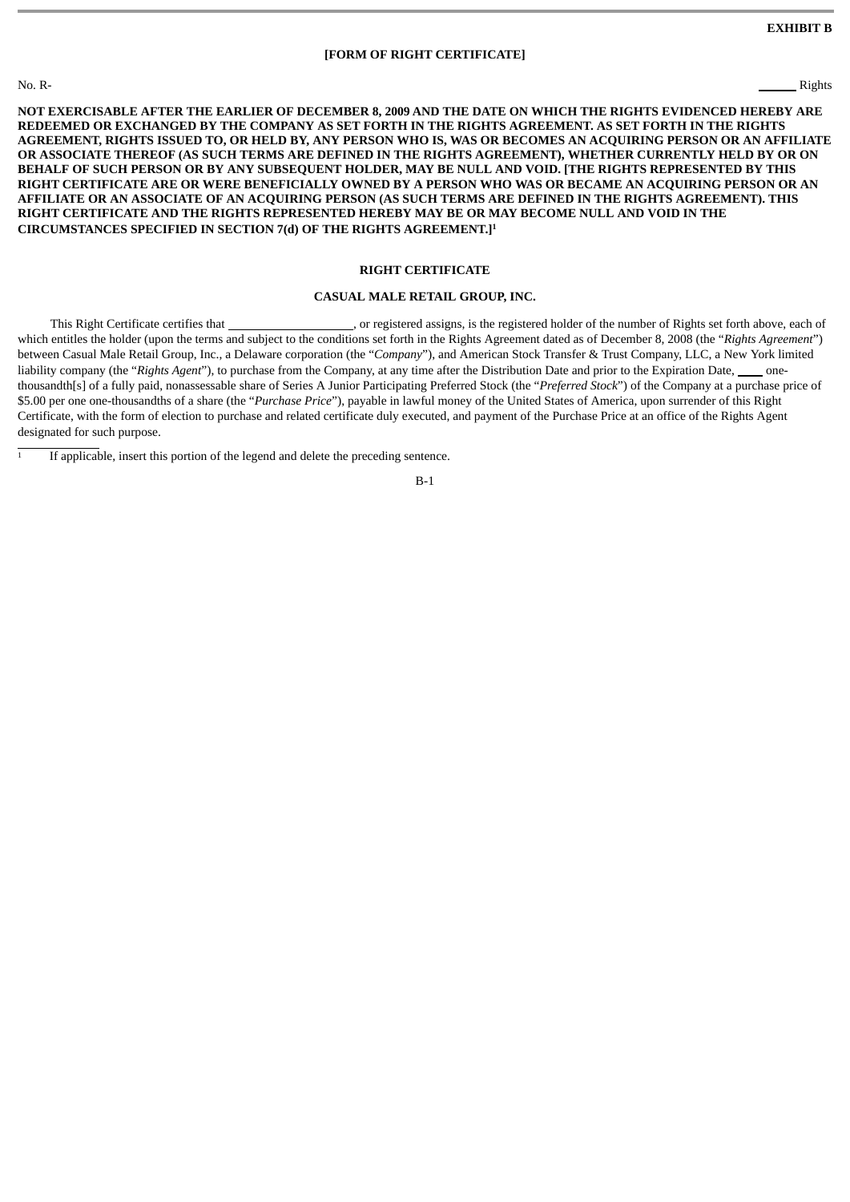**EXHIBIT B**

**[FORM OF RIGHT CERTIFICATE]**

No. R- ______ Rights

**NOT EXERCISABLE AFTER THE EARLIER OF DECEMBER 8, 2009 AND THE DATE ON WHICH THE RIGHTS EVIDENCED HEREBY ARE REDEEMED OR EXCHANGED BY THE COMPANY AS SET FORTH IN THE RIGHTS AGREEMENT. AS SET FORTH IN THE RIGHTS AGREEMENT, RIGHTS ISSUED TO, OR HELD BY, ANY PERSON WHO IS, WAS OR BECOMES AN ACQUIRING PERSON OR AN AFFILIATE OR ASSOCIATE THEREOF (AS SUCH TERMS ARE DEFINED IN THE RIGHTS AGREEMENT), WHETHER CURRENTLY HELD BY OR ON BEHALF OF SUCH PERSON OR BY ANY SUBSEQUENT HOLDER, MAY BE NULL AND VOID. [THE RIGHTS REPRESENTED BY THIS RIGHT CERTIFICATE ARE OR WERE BENEFICIALLY OWNED BY A PERSON WHO WAS OR BECAME AN ACQUIRING PERSON OR AN AFFILIATE OR AN ASSOCIATE OF AN ACQUIRING PERSON (AS SUCH TERMS ARE DEFINED IN THE RIGHTS AGREEMENT). THIS RIGHT CERTIFICATE AND THE RIGHTS REPRESENTED HEREBY MAY BE OR MAY BECOME NULL AND VOID IN THE CIRCUMSTANCES SPECIFIED IN SECTION 7(d) OF THE RIGHTS AGREEMENT.][1]**

**RIGHT CERTIFICATE**

**CASUAL MALE RETAIL GROUP, INC.**

This Right Certificate certifies that ____________________, or registered assigns, is the registered holder of the number of Rights set forth above, each of which entitles the holder (upon the terms and subject to the conditions set forth in the Rights Agreement dated as of December 8, 2008 (the "*Rights Agreement*") between Casual Male Retail Group, Inc., a Delaware corporation (the "*Company*"), and American Stock Transfer & Trust Company, LLC, a New York limited liability company (the "*Rights Agent*"), to purchase from the Company, at any time after the Distribution Date and prior to the Expiration Date, ____ one-thousandth[s] of a fully paid, nonassessable share of Series A Junior Participating Preferred Stock (the "*Preferred Stock*") of the Company at a purchase price of $5.00 per one one-thousandths of a share (the "*Purchase Price*"), payable in lawful money of the United States of America, upon surrender of this Right Certificate, with the form of election to purchase and related certificate duly executed, and payment of the Purchase Price at an office of the Rights Agent designated for such purpose.

---

[1] If applicable, insert this portion of the legend and delete the preceding sentence.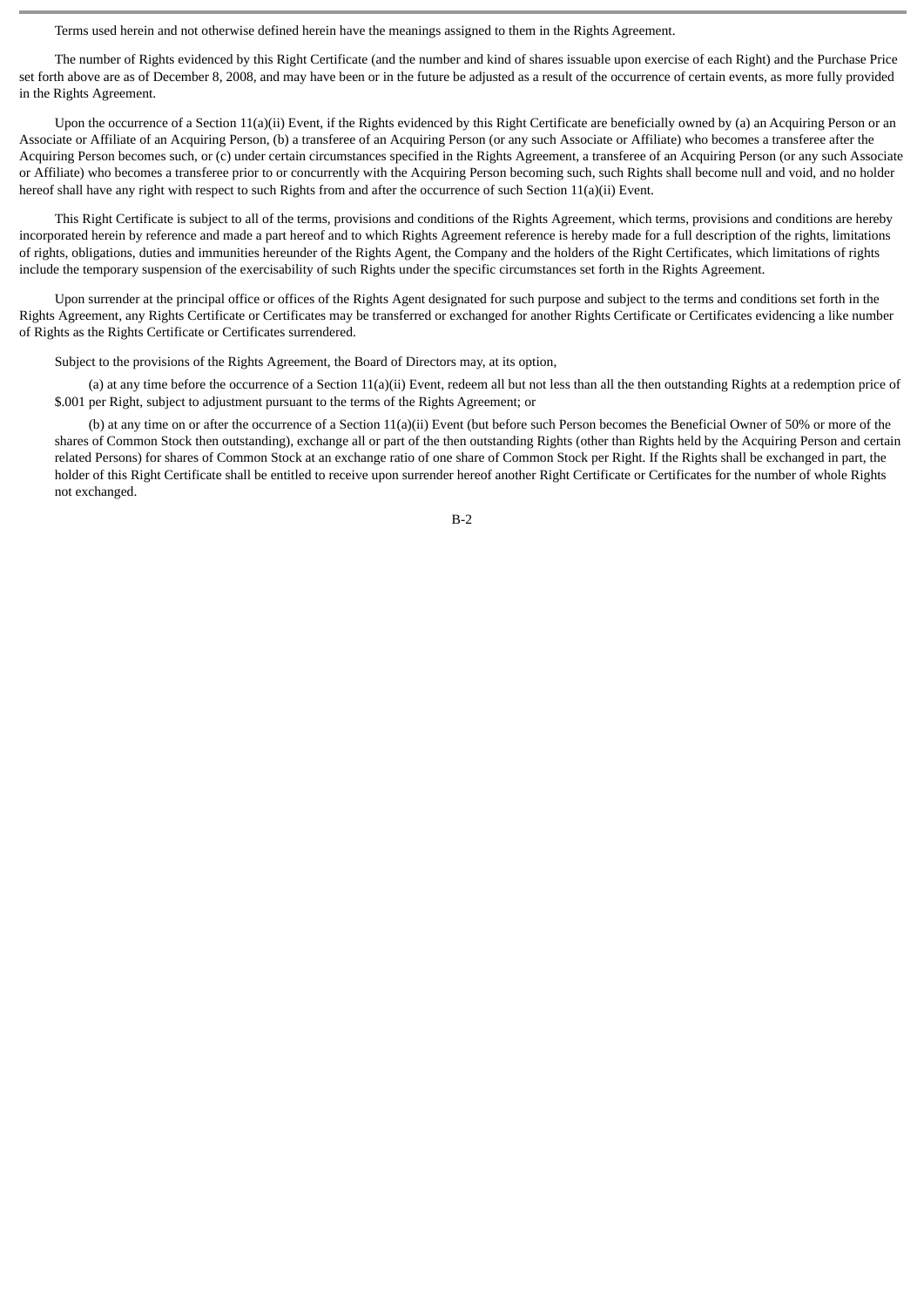Terms used herein and not otherwise defined herein have the meanings assigned to them in the Rights Agreement.

The number of Rights evidenced by this Right Certificate (and the number and kind of shares issuable upon exercise of each Right) and the Purchase Price set forth above are as of December 8, 2008, and may have been or in the future be adjusted as a result of the occurrence of certain events, as more fully provided in the Rights Agreement.

Upon the occurrence of a Section 11(a)(ii) Event, if the Rights evidenced by this Right Certificate are beneficially owned by (a) an Acquiring Person or an Associate or Affiliate of an Acquiring Person, (b) a transferee of an Acquiring Person (or any such Associate or Affiliate) who becomes a transferee after the Acquiring Person becomes such, or (c) under certain circumstances specified in the Rights Agreement, a transferee of an Acquiring Person (or any such Associate or Affiliate) who becomes a transferee prior to or concurrently with the Acquiring Person becoming such, such Rights shall become null and void, and no holder hereof shall have any right with respect to such Rights from and after the occurrence of such Section 11(a)(ii) Event.

This Right Certificate is subject to all of the terms, provisions and conditions of the Rights Agreement, which terms, provisions and conditions are hereby incorporated herein by reference and made a part hereof and to which Rights Agreement reference is hereby made for a full description of the rights, limitations of rights, obligations, duties and immunities hereunder of the Rights Agent, the Company and the holders of the Right Certificates, which limitations of rights include the temporary suspension of the exercisability of such Rights under the specific circumstances set forth in the Rights Agreement.

Upon surrender at the principal office or offices of the Rights Agent designated for such purpose and subject to the terms and conditions set forth in the Rights Agreement, any Rights Certificate or Certificates may be transferred or exchanged for another Rights Certificate or Certificates evidencing a like number of Rights as the Rights Certificate or Certificates surrendered.

Subject to the provisions of the Rights Agreement, the Board of Directors may, at its option,

(a) at any time before the occurrence of a Section 11(a)(ii) Event, redeem all but not less than all the then outstanding Rights at a redemption price of $.001 per Right, subject to adjustment pursuant to the terms of the Rights Agreement; or

(b) at any time on or after the occurrence of a Section 11(a)(ii) Event (but before such Person becomes the Beneficial Owner of 50% or more of the shares of Common Stock then outstanding), exchange all or part of the then outstanding Rights (other than Rights held by the Acquiring Person and certain related Persons) for shares of Common Stock at an exchange ratio of one share of Common Stock per Right. If the Rights shall be exchanged in part, the holder of this Right Certificate shall be entitled to receive upon surrender hereof another Right Certificate or Certificates for the number of whole Rights not exchanged.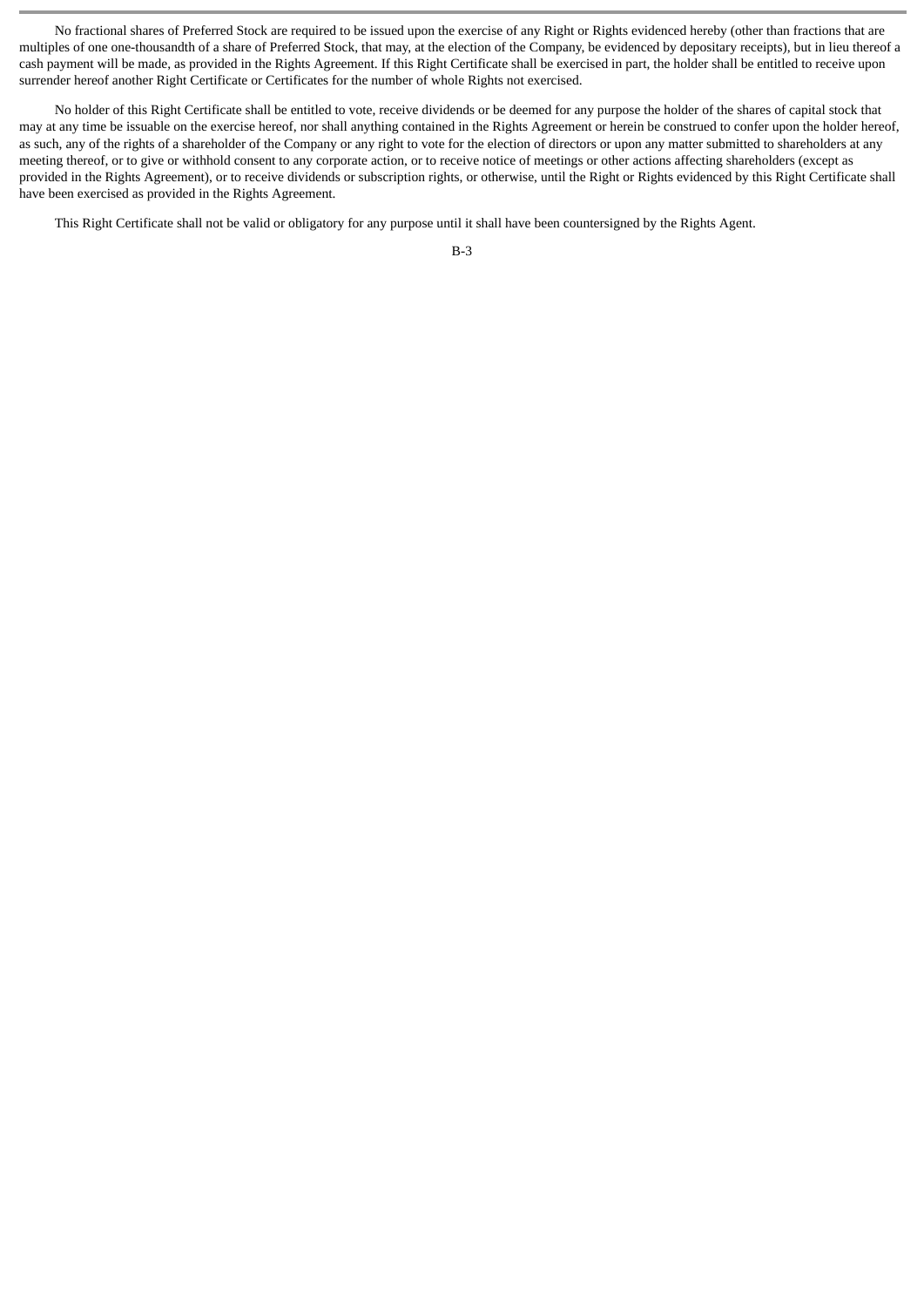No fractional shares of Preferred Stock are required to be issued upon the exercise of any Right or Rights evidenced hereby (other than fractions that are multiples of one one-thousandth of a share of Preferred Stock, that may, at the election of the Company, be evidenced by depositary receipts), but in lieu thereof a cash payment will be made, as provided in the Rights Agreement. If this Right Certificate shall be exercised in part, the holder shall be entitled to receive upon surrender hereof another Right Certificate or Certificates for the number of whole Rights not exercised.

No holder of this Right Certificate shall be entitled to vote, receive dividends or be deemed for any purpose the holder of the shares of capital stock that may at any time be issuable on the exercise hereof, nor shall anything contained in the Rights Agreement or herein be construed to confer upon the holder hereof, as such, any of the rights of a shareholder of the Company or any right to vote for the election of directors or upon any matter submitted to shareholders at any meeting thereof, or to give or withhold consent to any corporate action, or to receive notice of meetings or other actions affecting shareholders (except as provided in the Rights Agreement), or to receive dividends or subscription rights, or otherwise, until the Right or Rights evidenced by this Right Certificate shall have been exercised as provided in the Rights Agreement.

This Right Certificate shall not be valid or obligatory for any purpose until it shall have been countersigned by the Rights Agent.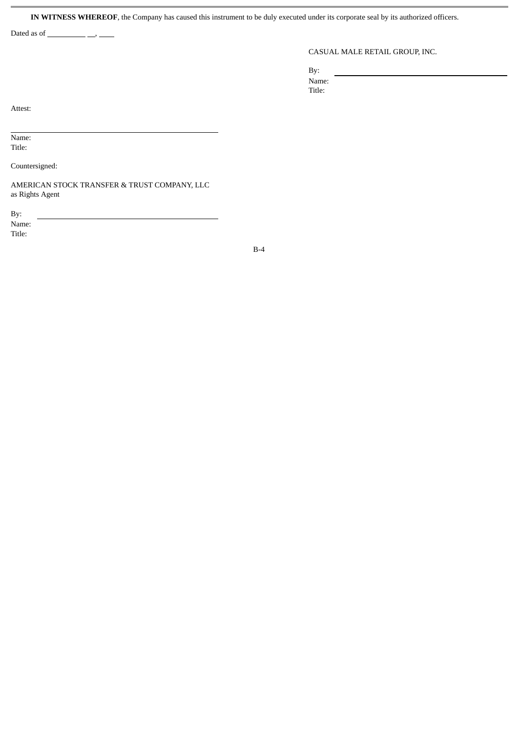**IN WITNESS WHEREOF**, the Company has caused this instrument to be duly executed under its corporate seal by its authorized officers.

Dated as of \_\_\_\_\_\_\_\_\_\_ \_\_, \_\_\_\_

CASUAL MALE RETAIL GROUP, INC.

By: \_\_\_\_\_\_\_\_\_\_\_\_\_\_\_\_\_\_\_\_\_\_\_\_\_\_\_\_\_\_\_\_\_\_\_\_\_\_\_\_
Name:
Title:

Attest:

\_\_\_\_\_\_\_\_\_\_\_\_\_\_\_\_\_\_\_\_\_\_\_\_\_\_\_\_\_\_\_\_\_\_\_\_\_\_\_\_
Name:
Title:

Countersigned:

AMERICAN STOCK TRANSFER & TRUST COMPANY, LLC
as Rights Agent

By: \_\_\_\_\_\_\_\_\_\_\_\_\_\_\_\_\_\_\_\_\_\_\_\_\_\_\_\_\_\_\_\_\_\_\_\_\_\_\_\_
Name:
Title: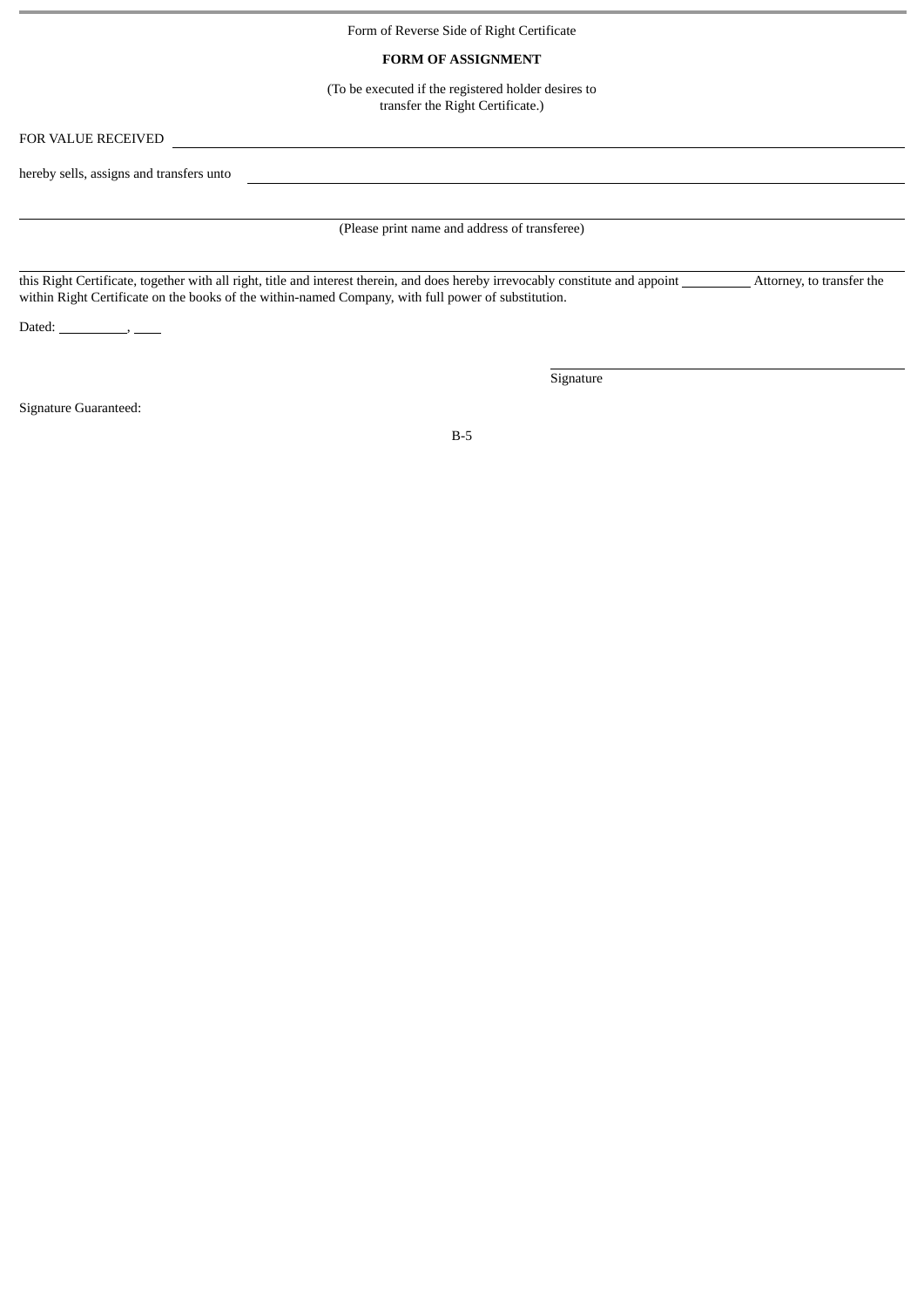Form of Reverse Side of Right Certificate

**FORM OF ASSIGNMENT**

(To be executed if the registered holder desires to transfer the Right Certificate.)

FOR VALUE RECEIVED \_\_\_\_\_\_\_\_\_\_\_\_\_\_\_\_\_\_\_\_\_\_\_\_\_\_\_\_\_\_\_\_\_\_\_\_\_\_\_\_

hereby sells, assigns and transfers unto \_\_\_\_\_\_\_\_\_\_\_\_\_\_\_\_\_\_\_\_\_\_\_\_\_\_\_\_\_\_\_\_\_\_\_\_\_\_\_\_

\_\_\_\_\_\_\_\_\_\_\_\_\_\_\_\_\_\_\_\_\_\_\_\_\_\_\_\_\_\_\_\_\_\_\_\_\_\_\_\_\_\_\_\_\_\_\_\_\_\_\_\_\_\_\_\_\_\_\_\_\_\_\_\_\_\_\_\_\_\_\_\_\_\_\_\_\_\_

(Please print name and address of transferee)

\_\_\_\_\_\_\_\_\_\_\_\_\_\_\_\_\_\_\_\_\_\_\_\_\_\_\_\_\_\_\_\_\_\_\_\_\_\_\_\_\_\_\_\_\_\_\_\_\_\_\_\_\_\_\_\_\_\_\_\_\_\_\_\_\_\_\_\_\_\_\_\_\_\_\_\_\_\_

this Right Certificate, together with all right, title and interest therein, and does hereby irrevocably constitute and appoint \_\_\_\_\_\_\_\_\_\_ Attorney, to transfer the within Right Certificate on the books of the within-named Company, with full power of substitution.

Dated: \_\_\_\_\_\_\_\_\_\_, \_\_\_\_

\_\_\_\_\_\_\_\_\_\_\_\_\_\_\_\_\_\_\_\_\_\_\_\_\_\_\_\_\_\_\_\_\_\_\_\_\_\_\_\_

Signature

Signature Guaranteed: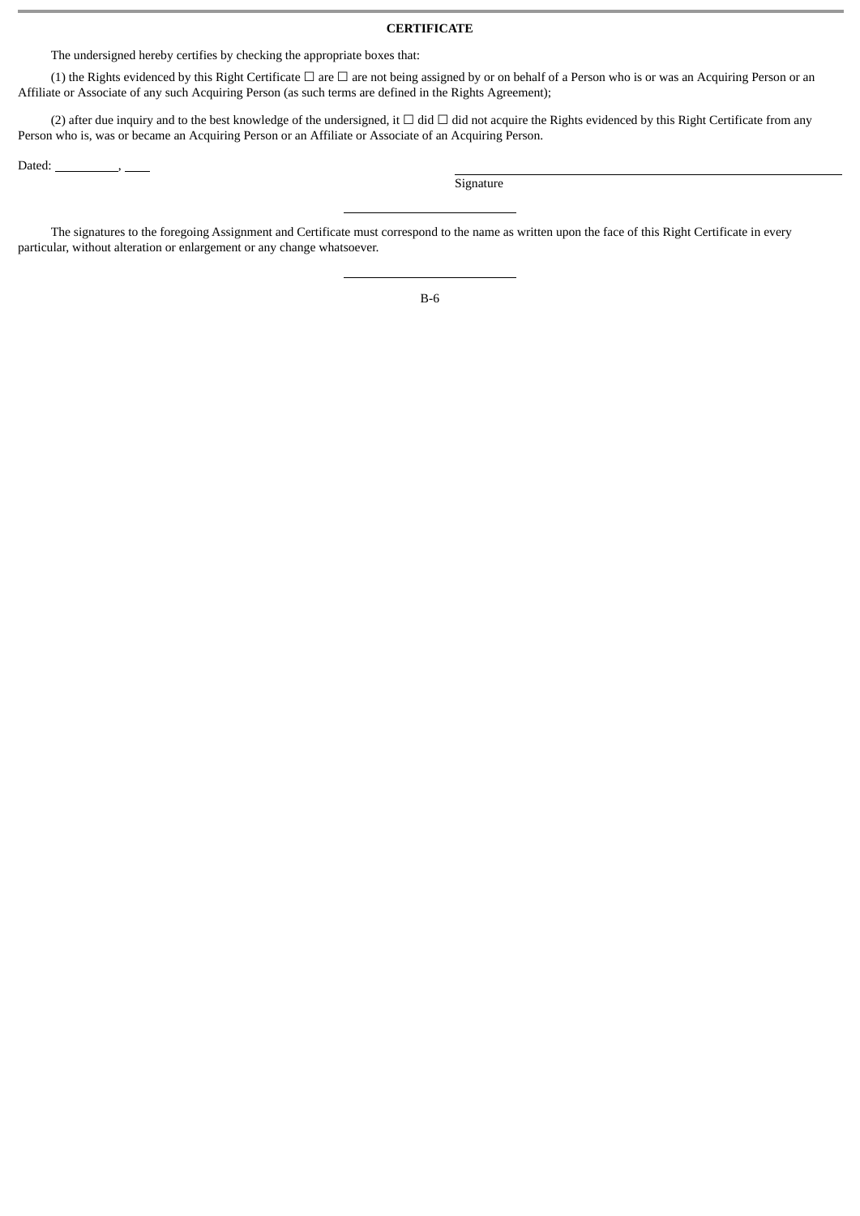**CERTIFICATE**

The undersigned hereby certifies by checking the appropriate boxes that:

(1) the Rights evidenced by this Right Certificate ☐ are ☐ are not being assigned by or on behalf of a Person who is or was an Acquiring Person or an Affiliate or Associate of any such Acquiring Person (as such terms are defined in the Rights Agreement);

(2) after due inquiry and to the best knowledge of the undersigned, it ☐ did ☐ did not acquire the Rights evidenced by this Right Certificate from any Person who is, was or became an Acquiring Person or an Affiliate or Associate of an Acquiring Person.

Dated: \_\_\_\_\_\_\_\_\_\_, \_\_\_\_

\_\_\_\_\_\_\_\_\_\_\_\_\_\_\_\_\_\_\_\_\_\_\_\_\_\_\_\_\_\_\_\_\_\_\_\_\_\_\_\_
Signature

---

The signatures to the foregoing Assignment and Certificate must correspond to the name as written upon the face of this Right Certificate in every particular, without alteration or enlargement or any change whatsoever.

---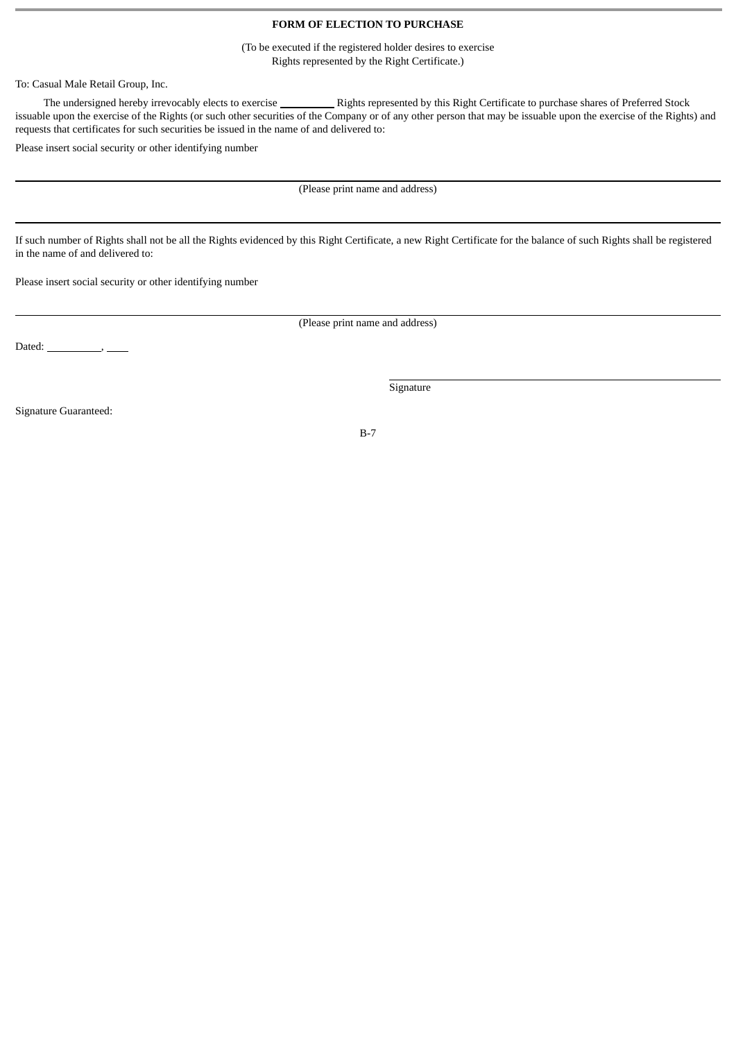**FORM OF ELECTION TO PURCHASE**

(To be executed if the registered holder desires to exercise
Rights represented by the Right Certificate.)

To: Casual Male Retail Group, Inc.

The undersigned hereby irrevocably elects to exercise __________ Rights represented by this Right Certificate to purchase shares of Preferred Stock issuable upon the exercise of the Rights (or such other securities of the Company or of any other person that may be issuable upon the exercise of the Rights) and requests that certificates for such securities be issued in the name of and delivered to:

Please insert social security or other identifying number

______________________________________________________________________

(Please print name and address)

______________________________________________________________________

If such number of Rights shall not be all the Rights evidenced by this Right Certificate, a new Right Certificate for the balance of such Rights shall be registered in the name of and delivered to:

Please insert social security or other identifying number

______________________________________________________________________

(Please print name and address)

Dated: __________, ____

______________________________

Signature

Signature Guaranteed: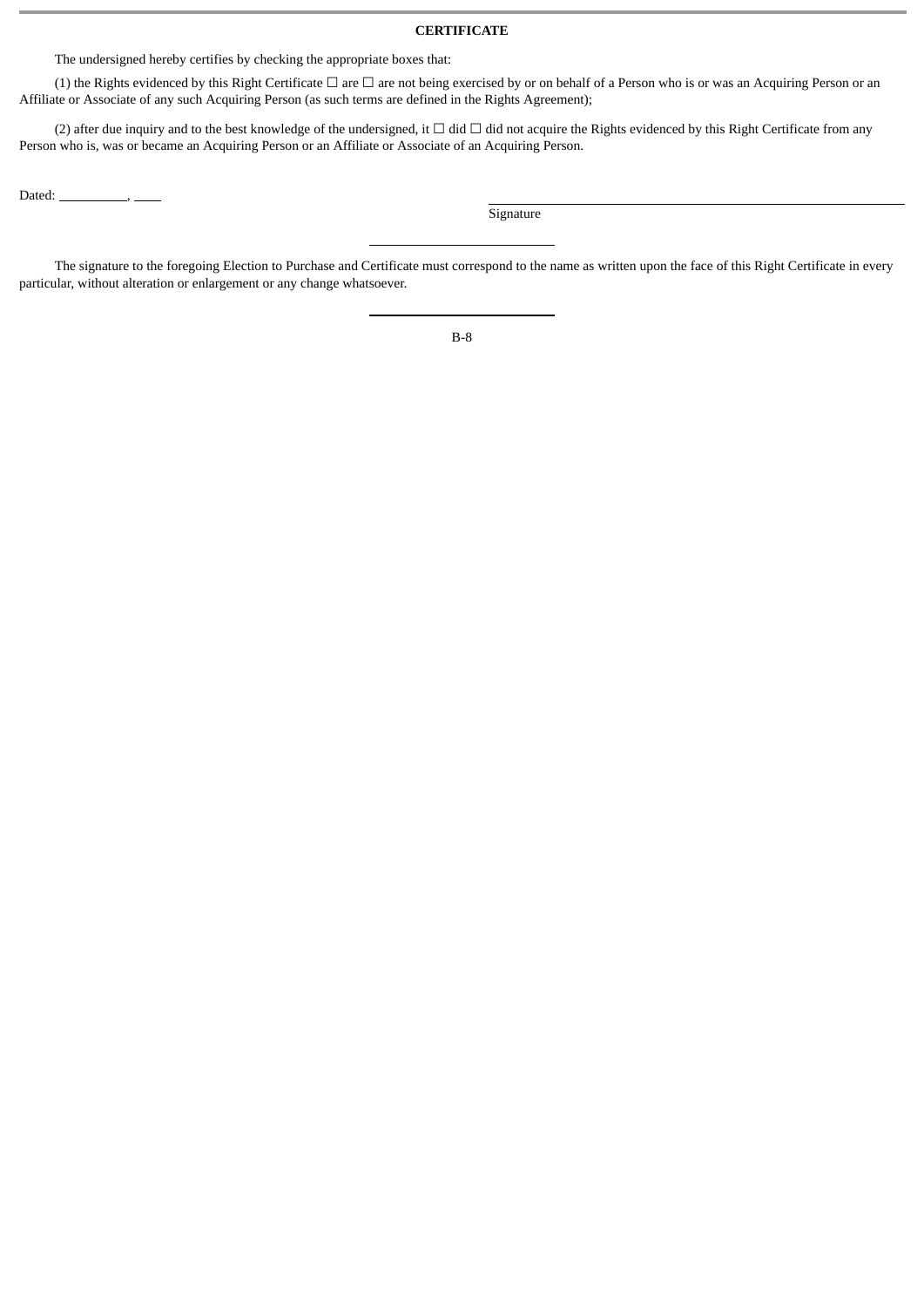**CERTIFICATE**

The undersigned hereby certifies by checking the appropriate boxes that:

(1) the Rights evidenced by this Right Certificate ☐ are ☐ are not being exercised by or on behalf of a Person who is or was an Acquiring Person or an Affiliate or Associate of any such Acquiring Person (as such terms are defined in the Rights Agreement);

(2) after due inquiry and to the best knowledge of the undersigned, it ☐ did ☐ did not acquire the Rights evidenced by this Right Certificate from any Person who is, was or became an Acquiring Person or an Affiliate or Associate of an Acquiring Person.

Dated: __________, ____

_______________________________________
Signature

---

The signature to the foregoing Election to Purchase and Certificate must correspond to the name as written upon the face of this Right Certificate in every particular, without alteration or enlargement or any change whatsoever.

---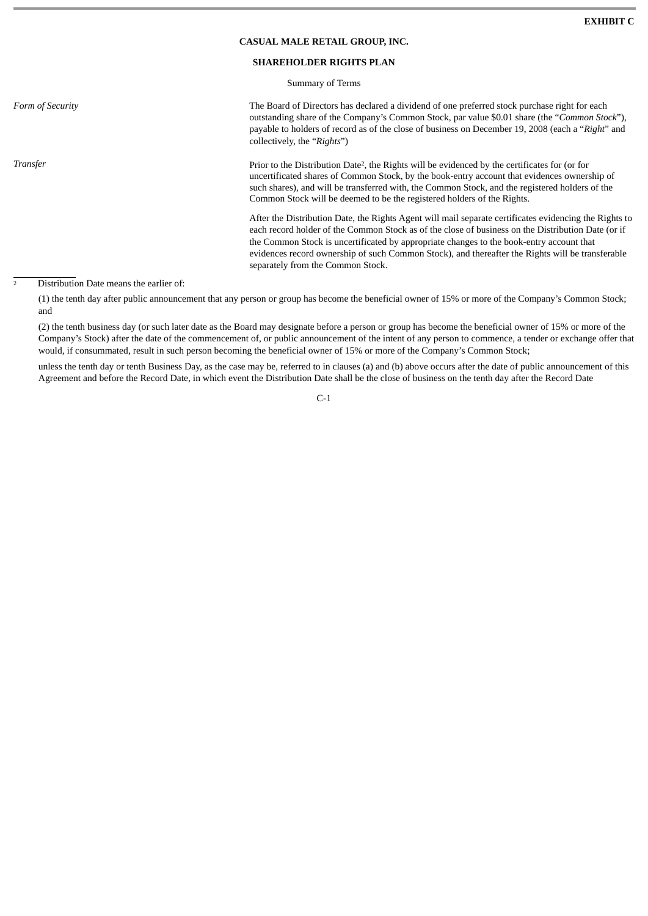**EXHIBIT C**

**CASUAL MALE RETAIL GROUP, INC.**

**SHAREHOLDER RIGHTS PLAN**

Summary of Terms

| | |
|---|---|
| *Form of Security* | The Board of Directors has declared a dividend of one preferred stock purchase right for each outstanding share of the Company's Common Stock, par value $0.01 share (the "*Common Stock*"), payable to holders of record as of the close of business on December 19, 2008 (each a "*Right*" and collectively, the "*Rights*") |
| *Transfer* | Prior to the Distribution Date[2], the Rights will be evidenced by the certificates for (or for uncertificated shares of Common Stock, by the book-entry account that evidences ownership of such shares), and will be transferred with, the Common Stock, and the registered holders of the Common Stock will be deemed to be the registered holders of the Rights.<br><br>After the Distribution Date, the Rights Agent will mail separate certificates evidencing the Rights to each record holder of the Common Stock as of the close of business on the Distribution Date (or if the Common Stock is uncertificated by appropriate changes to the book-entry account that evidences record ownership of such Common Stock), and thereafter the Rights will be transferable separately from the Common Stock. |

[2] Distribution Date means the earlier of:

(1) the tenth day after public announcement that any person or group has become the beneficial owner of 15% or more of the Company's Common Stock; and

(2) the tenth business day (or such later date as the Board may designate before a person or group has become the beneficial owner of 15% or more of the Company's Stock) after the date of the commencement of, or public announcement of the intent of any person to commence, a tender or exchange offer that would, if consummated, result in such person becoming the beneficial owner of 15% or more of the Company's Common Stock;

unless the tenth day or tenth Business Day, as the case may be, referred to in clauses (a) and (b) above occurs after the date of public announcement of this Agreement and before the Record Date, in which event the Distribution Date shall be the close of business on the tenth day after the Record Date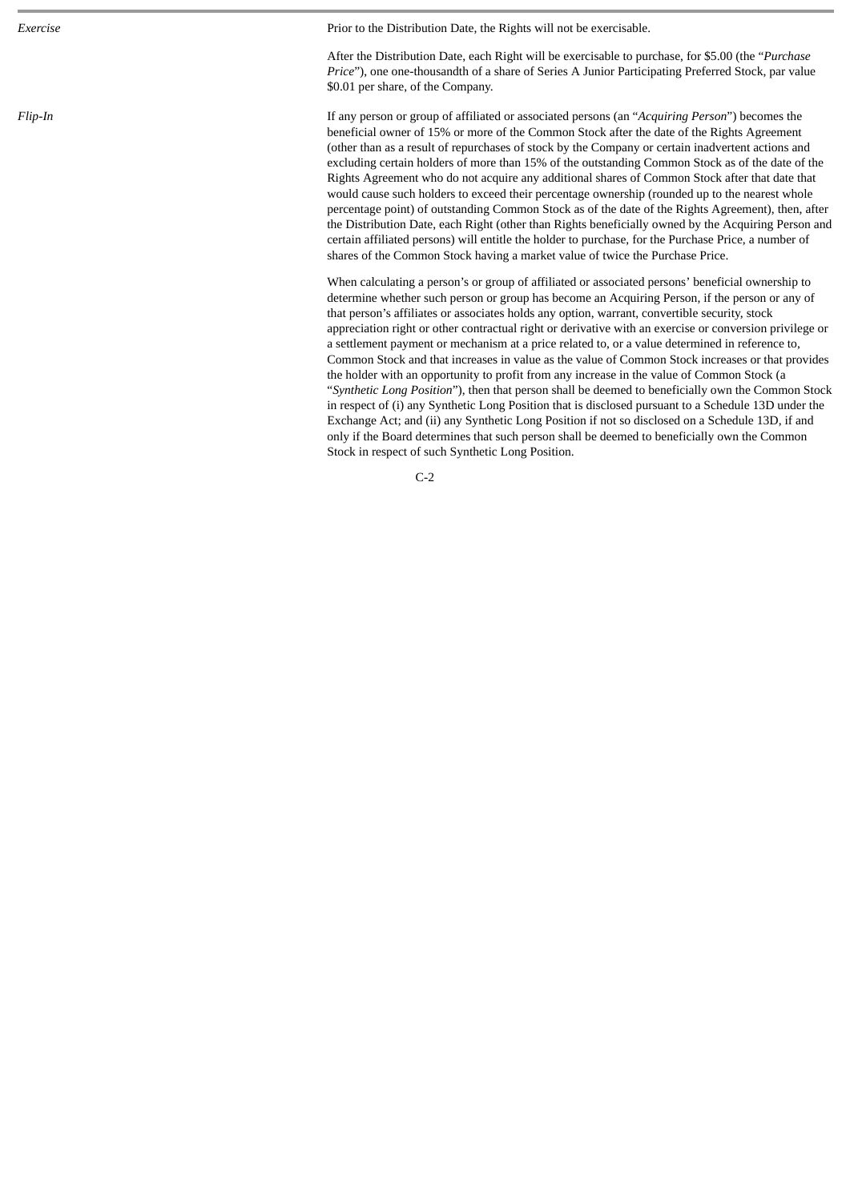| | |
|---|---|
| *Exercise* | Prior to the Distribution Date, the Rights will not be exercisable.<br><br>After the Distribution Date, each Right will be exercisable to purchase, for $5.00 (the "*Purchase Price*"), one one-thousandth of a share of Series A Junior Participating Preferred Stock, par value $0.01 per share, of the Company. |
| *Flip-In* | If any person or group of affiliated or associated persons (an "*Acquiring Person*") becomes the beneficial owner of 15% or more of the Common Stock after the date of the Rights Agreement (other than as a result of repurchases of stock by the Company or certain inadvertent actions and excluding certain holders of more than 15% of the outstanding Common Stock as of the date of the Rights Agreement who do not acquire any additional shares of Common Stock after that date that would cause such holders to exceed their percentage ownership (rounded up to the nearest whole percentage point) of outstanding Common Stock as of the date of the Rights Agreement), then, after the Distribution Date, each Right (other than Rights beneficially owned by the Acquiring Person and certain affiliated persons) will entitle the holder to purchase, for the Purchase Price, a number of shares of the Common Stock having a market value of twice the Purchase Price.<br><br>When calculating a person's or group of affiliated or associated persons' beneficial ownership to determine whether such person or group has become an Acquiring Person, if the person or any of that person's affiliates or associates holds any option, warrant, convertible security, stock appreciation right or other contractual right or derivative with an exercise or conversion privilege or a settlement payment or mechanism at a price related to, or a value determined in reference to, Common Stock and that increases in value as the value of Common Stock increases or that provides the holder with an opportunity to profit from any increase in the value of Common Stock (a "*Synthetic Long Position*"), then that person shall be deemed to beneficially own the Common Stock in respect of (i) any Synthetic Long Position that is disclosed pursuant to a Schedule 13D under the Exchange Act; and (ii) any Synthetic Long Position if not so disclosed on a Schedule 13D, if and only if the Board determines that such person shall be deemed to beneficially own the Common Stock in respect of such Synthetic Long Position. |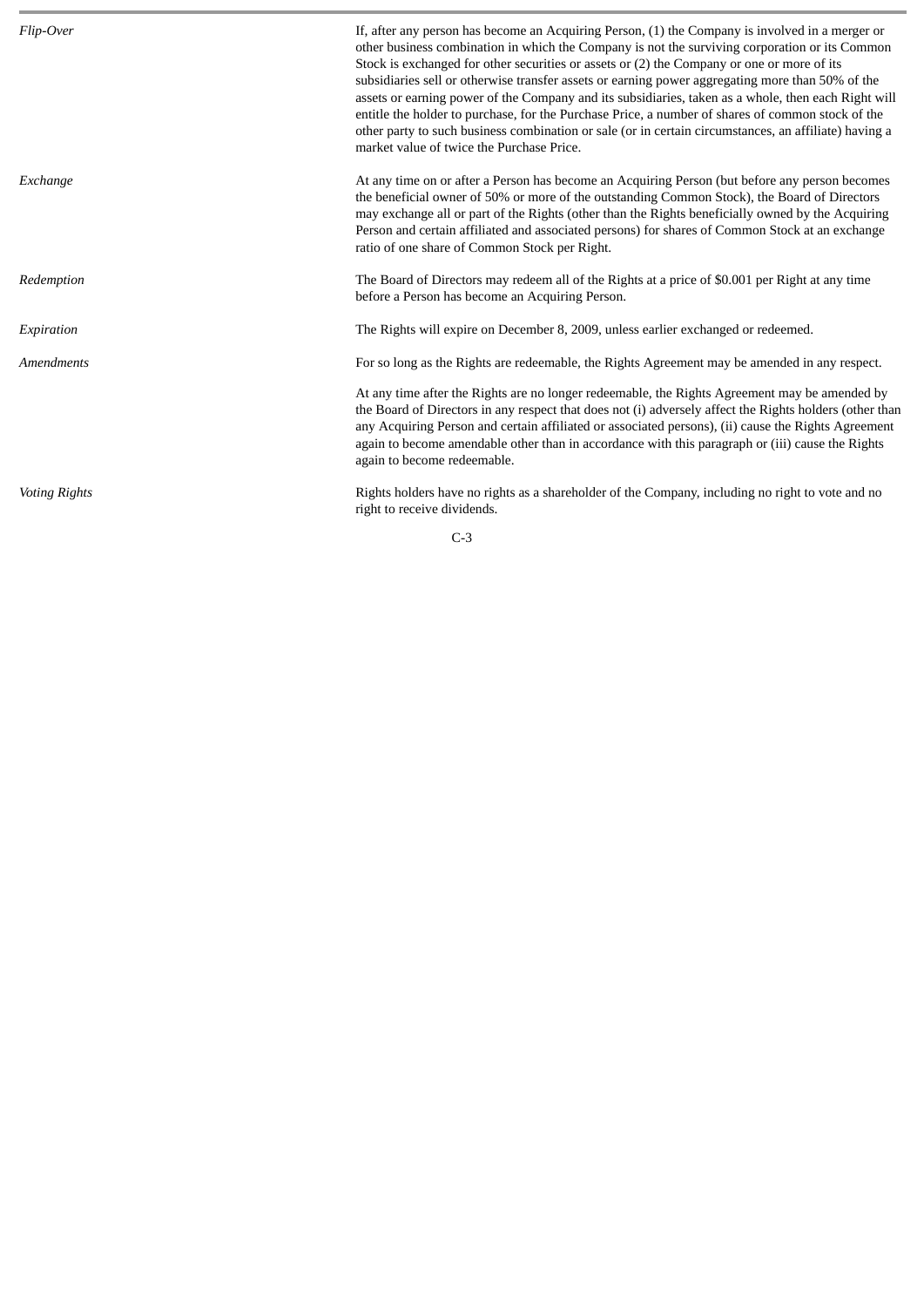| | |
|---|---|
| *Flip-Over* | If, after any person has become an Acquiring Person, (1) the Company is involved in a merger or other business combination in which the Company is not the surviving corporation or its Common Stock is exchanged for other securities or assets or (2) the Company or one or more of its subsidiaries sell or otherwise transfer assets or earning power aggregating more than 50% of the assets or earning power of the Company and its subsidiaries, taken as a whole, then each Right will entitle the holder to purchase, for the Purchase Price, a number of shares of common stock of the other party to such business combination or sale (or in certain circumstances, an affiliate) having a market value of twice the Purchase Price. |
| *Exchange* | At any time on or after a Person has become an Acquiring Person (but before any person becomes the beneficial owner of 50% or more of the outstanding Common Stock), the Board of Directors may exchange all or part of the Rights (other than the Rights beneficially owned by the Acquiring Person and certain affiliated and associated persons) for shares of Common Stock at an exchange ratio of one share of Common Stock per Right. |
| *Redemption* | The Board of Directors may redeem all of the Rights at a price of $0.001 per Right at any time before a Person has become an Acquiring Person. |
| *Expiration* | The Rights will expire on December 8, 2009, unless earlier exchanged or redeemed. |
| *Amendments* | For so long as the Rights are redeemable, the Rights Agreement may be amended in any respect. |
| | At any time after the Rights are no longer redeemable, the Rights Agreement may be amended by the Board of Directors in any respect that does not (i) adversely affect the Rights holders (other than any Acquiring Person and certain affiliated or associated persons), (ii) cause the Rights Agreement again to become amendable other than in accordance with this paragraph or (iii) cause the Rights again to become redeemable. |
| *Voting Rights* | Rights holders have no rights as a shareholder of the Company, including no right to vote and no right to receive dividends. |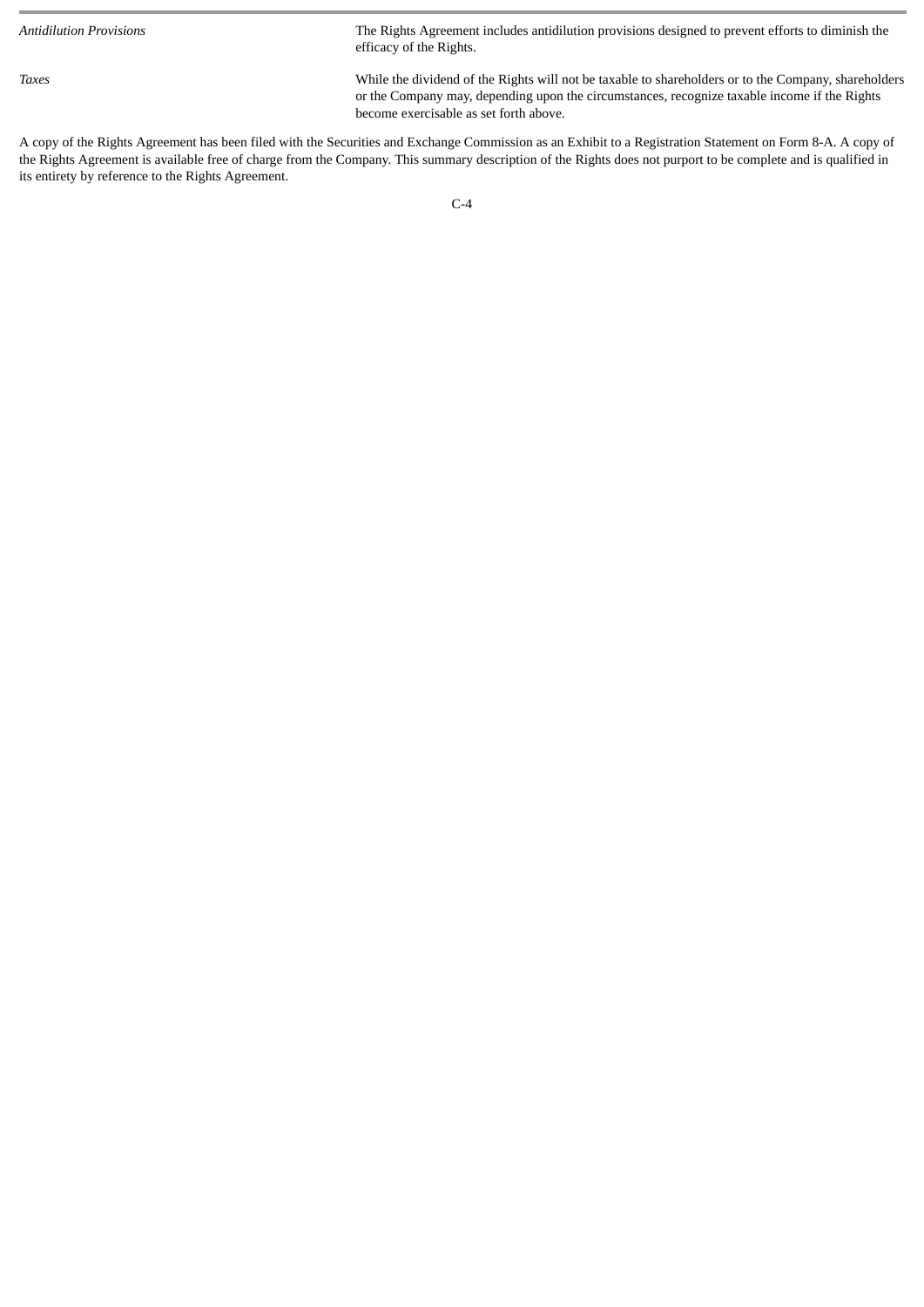| | |
|---|---|
| *Antidilution Provisions* | The Rights Agreement includes antidilution provisions designed to prevent efforts to diminish the efficacy of the Rights. |
| *Taxes* | While the dividend of the Rights will not be taxable to shareholders or to the Company, shareholders or the Company may, depending upon the circumstances, recognize taxable income if the Rights become exercisable as set forth above. |

A copy of the Rights Agreement has been filed with the Securities and Exchange Commission as an Exhibit to a Registration Statement on Form 8-A. A copy of the Rights Agreement is available free of charge from the Company. This summary description of the Rights does not purport to be complete and is qualified in its entirety by reference to the Rights Agreement.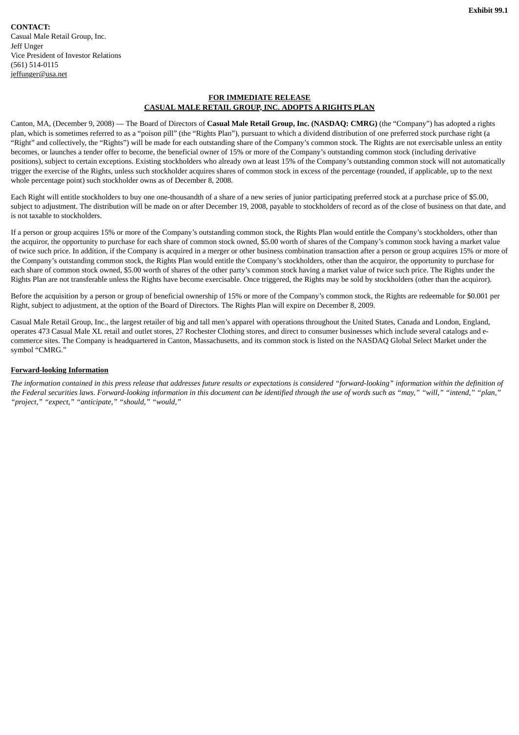**Exhibit 99.1**

**CONTACT:**
Casual Male Retail Group, Inc.
Jeff Unger
Vice President of Investor Relations
(561) 514-0115
jeffunger@usa.net

**FOR IMMEDIATE RELEASE**
**CASUAL MALE RETAIL GROUP, INC. ADOPTS A RIGHTS PLAN**

Canton, MA, (December 9, 2008) — The Board of Directors of **Casual Male Retail Group, Inc. (NASDAQ: CMRG)** (the "Company") has adopted a rights plan, which is sometimes referred to as a "poison pill" (the "Rights Plan"), pursuant to which a dividend distribution of one preferred stock purchase right (a "Right" and collectively, the "Rights") will be made for each outstanding share of the Company's common stock. The Rights are not exercisable unless an entity becomes, or launches a tender offer to become, the beneficial owner of 15% or more of the Company's outstanding common stock (including derivative positions), subject to certain exceptions. Existing stockholders who already own at least 15% of the Company's outstanding common stock will not automatically trigger the exercise of the Rights, unless such stockholder acquires shares of common stock in excess of the percentage (rounded, if applicable, up to the next whole percentage point) such stockholder owns as of December 8, 2008.

Each Right will entitle stockholders to buy one one-thousandth of a share of a new series of junior participating preferred stock at a purchase price of $5.00, subject to adjustment. The distribution will be made on or after December 19, 2008, payable to stockholders of record as of the close of business on that date, and is not taxable to stockholders.

If a person or group acquires 15% or more of the Company's outstanding common stock, the Rights Plan would entitle the Company's stockholders, other than the acquiror, the opportunity to purchase for each share of common stock owned, $5.00 worth of shares of the Company's common stock having a market value of twice such price. In addition, if the Company is acquired in a merger or other business combination transaction after a person or group acquires 15% or more of the Company's outstanding common stock, the Rights Plan would entitle the Company's stockholders, other than the acquiror, the opportunity to purchase for each share of common stock owned, $5.00 worth of shares of the other party's common stock having a market value of twice such price. The Rights under the Rights Plan are not transferable unless the Rights have become exercisable. Once triggered, the Rights may be sold by stockholders (other than the acquiror).

Before the acquisition by a person or group of beneficial ownership of 15% or more of the Company's common stock, the Rights are redeemable for $0.001 per Right, subject to adjustment, at the option of the Board of Directors. The Rights Plan will expire on December 8, 2009.

Casual Male Retail Group, Inc., the largest retailer of big and tall men's apparel with operations throughout the United States, Canada and London, England, operates 473 Casual Male XL retail and outlet stores, 27 Rochester Clothing stores, and direct to consumer businesses which include several catalogs and e-commerce sites. The Company is headquartered in Canton, Massachusetts, and its common stock is listed on the NASDAQ Global Select Market under the symbol "CMRG."

**Forward-looking Information**

*The information contained in this press release that addresses future results or expectations is considered "forward-looking" information within the definition of the Federal securities laws. Forward-looking information in this document can be identified through the use of words such as "may," "will," "intend," "plan," "project," "expect," "anticipate," "should," "would,"*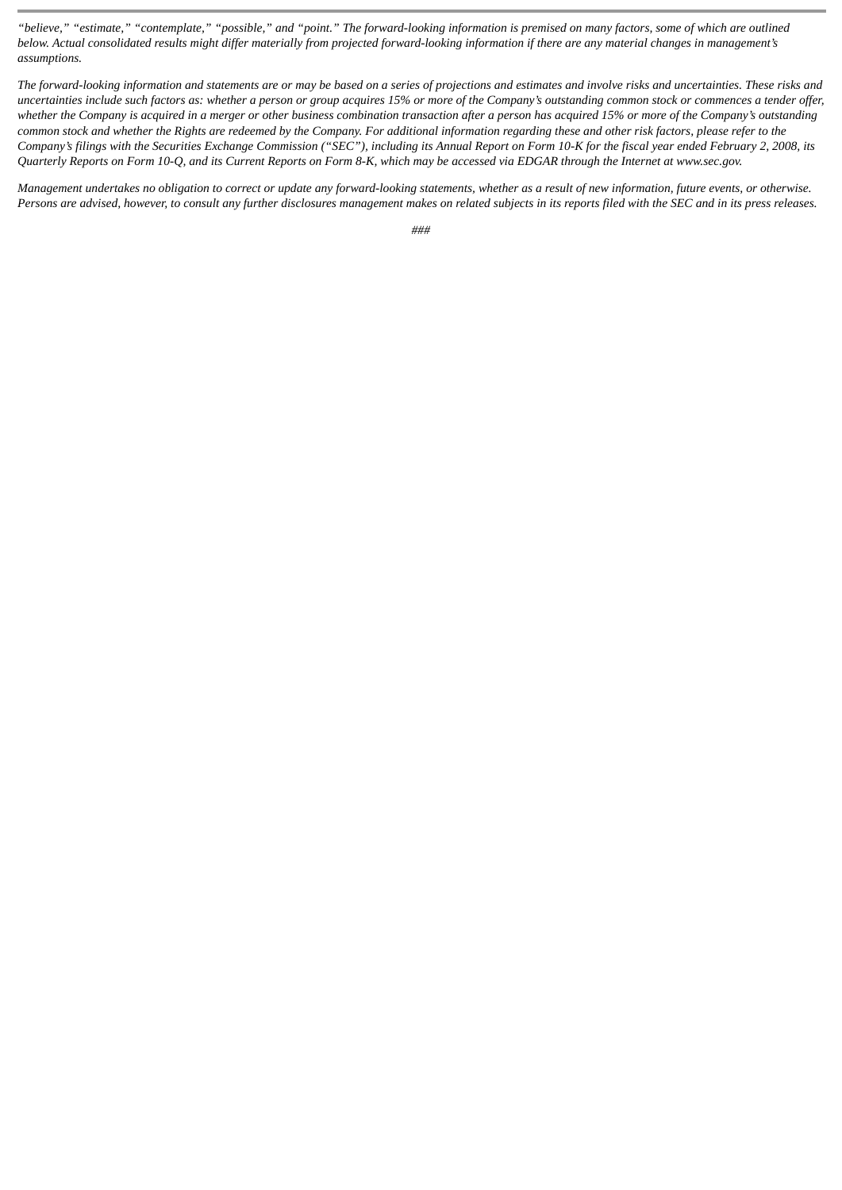*"believe," "estimate," "contemplate," "possible," and "point." The forward-looking information is premised on many factors, some of which are outlined below. Actual consolidated results might differ materially from projected forward-looking information if there are any material changes in management's assumptions.*

*The forward-looking information and statements are or may be based on a series of projections and estimates and involve risks and uncertainties. These risks and uncertainties include such factors as: whether a person or group acquires 15% or more of the Company's outstanding common stock or commences a tender offer, whether the Company is acquired in a merger or other business combination transaction after a person has acquired 15% or more of the Company's outstanding common stock and whether the Rights are redeemed by the Company. For additional information regarding these and other risk factors, please refer to the Company's filings with the Securities Exchange Commission ("SEC"), including its Annual Report on Form 10-K for the fiscal year ended February 2, 2008, its Quarterly Reports on Form 10-Q, and its Current Reports on Form 8-K, which may be accessed via EDGAR through the Internet at www.sec.gov.*

*Management undertakes no obligation to correct or update any forward-looking statements, whether as a result of new information, future events, or otherwise. Persons are advised, however, to consult any further disclosures management makes on related subjects in its reports filed with the SEC and in its press releases.*

*###*